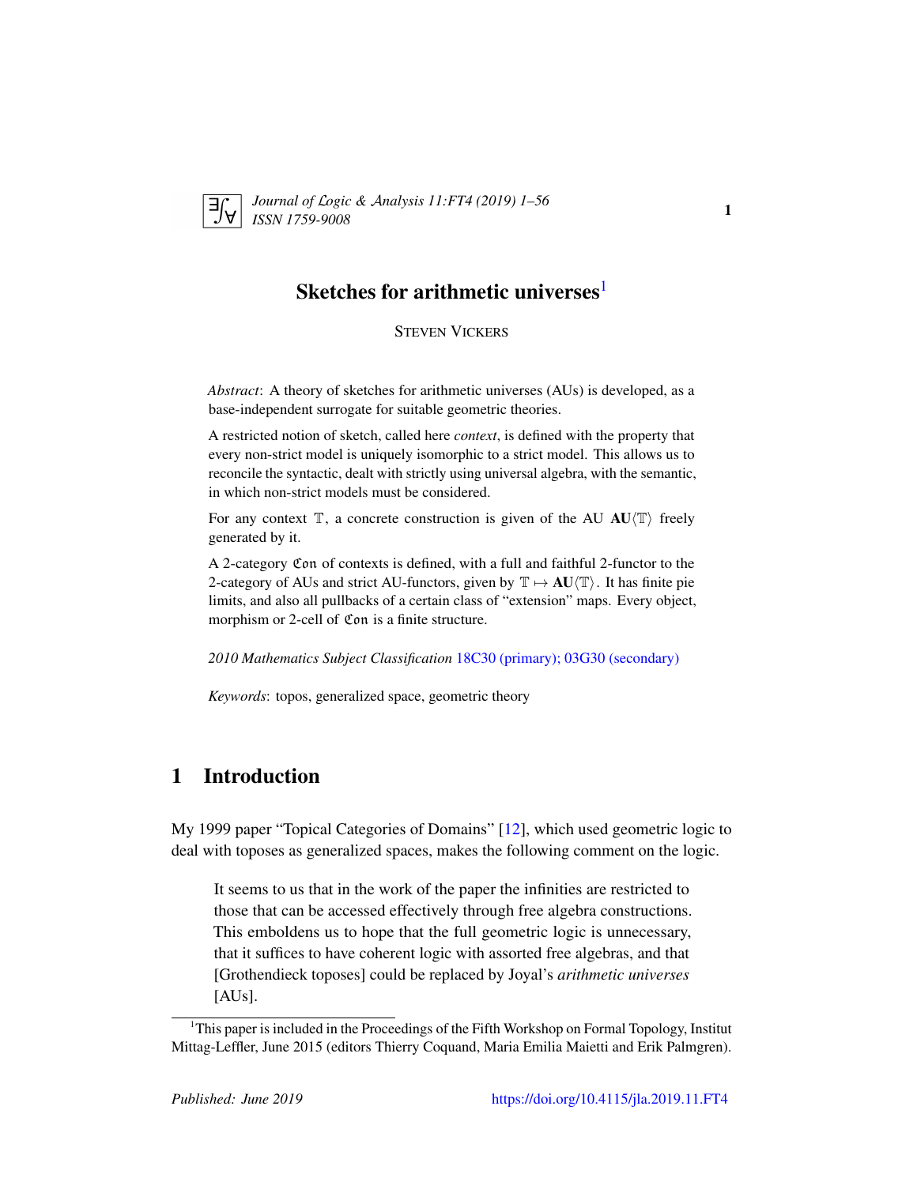# Sketches for arithmetic universes[1]

STEVEN VICKERS

*Abstract*: A theory of sketches for arithmetic universes (AUs) is developed, as a base-independent surrogate for suitable geometric theories.

A restricted notion of sketch, called here *context*, is defined with the property that every non-strict model is uniquely isomorphic to a strict model. This allows us to reconcile the syntactic, dealt with strictly using universal algebra, with the semantic, in which non-strict models must be considered.

For any context $\mathbb{T}$, a concrete construction is given of the AU $\mathbf{AU}\langle\mathbb{T}\rangle$ freely generated by it.

A 2-category $\mathfrak{Con}$ of contexts is defined, with a full and faithful 2-functor to the 2-category of AUs and strict AU-functors, given by $\mathbb{T} \mapsto \mathbf{AU}\langle\mathbb{T}\rangle$. It has finite pie limits, and also all pullbacks of a certain class of "extension" maps. Every object, morphism or 2-cell of $\mathfrak{Con}$ is a finite structure.

*2010 Mathematics Subject Classification* 18C30 (primary); 03G30 (secondary)

*Keywords*: topos, generalized space, geometric theory

## 1 Introduction

My 1999 paper "Topical Categories of Domains" [12], which used geometric logic to deal with toposes as generalized spaces, makes the following comment on the logic.

> It seems to us that in the work of the paper the infinities are restricted to those that can be accessed effectively through free algebra constructions. This emboldens us to hope that the full geometric logic is unnecessary, that it suffices to have coherent logic with assorted free algebras, and that [Grothendieck toposes] could be replaced by Joyal's *arithmetic universes* [AUs].

[1] This paper is included in the Proceedings of the Fifth Workshop on Formal Topology, Institut Mittag-Leffler, June 2015 (editors Thierry Coquand, Maria Emilia Maietti and Erik Palmgren).

*Published: June 2019* https://doi.org/10.4115/jla.2019.11.FT4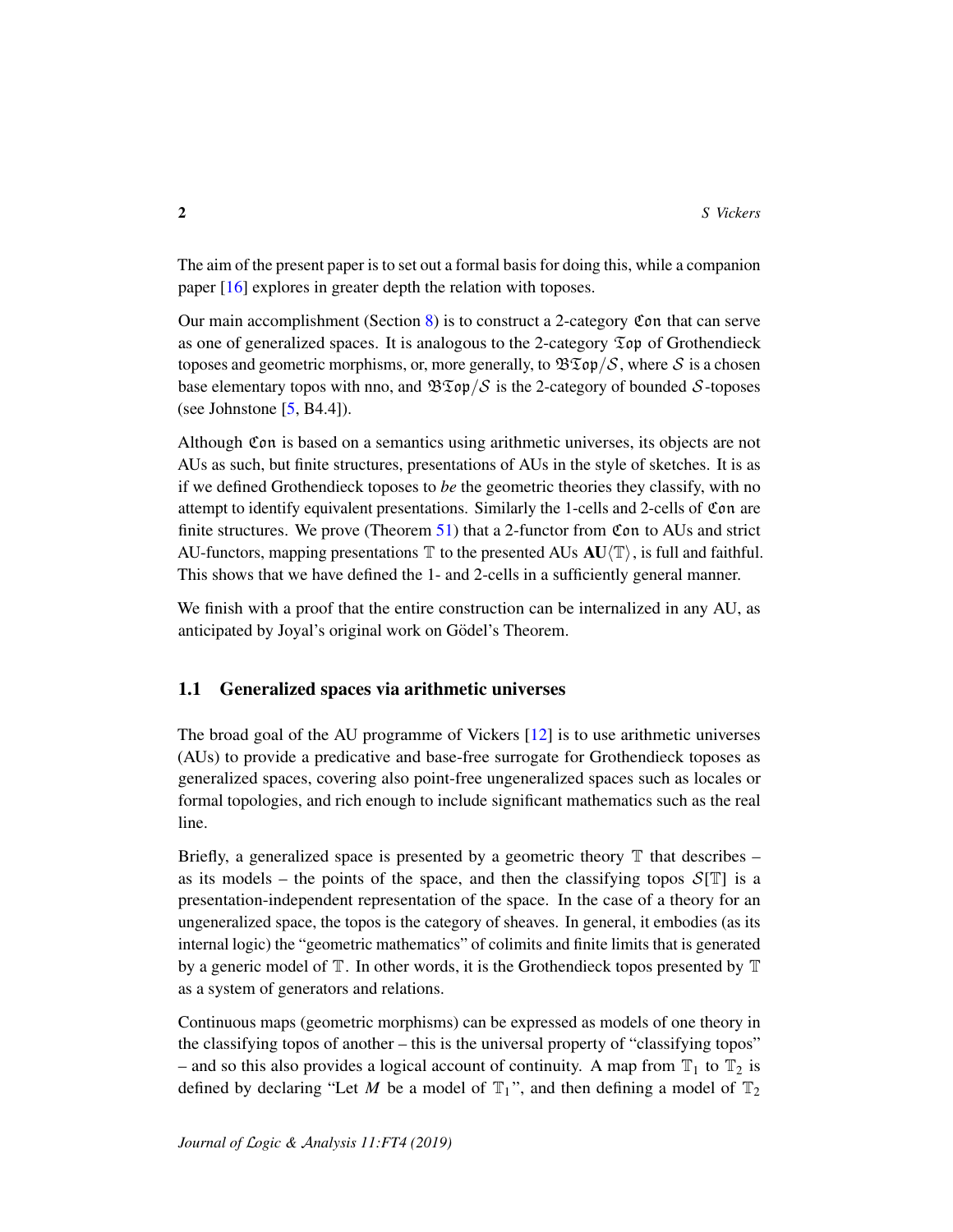The aim of the present paper is to set out a formal basis for doing this, while a companion paper [16] explores in greater depth the relation with toposes.

Our main accomplishment (Section 8) is to construct a 2-category $\mathfrak{Con}$ that can serve as one of generalized spaces. It is analogous to the 2-category $\mathfrak{Top}$ of Grothendieck toposes and geometric morphisms, or, more generally, to $\mathfrak{BTop}/\mathcal{S}$, where $\mathcal{S}$ is a chosen base elementary topos with nno, and $\mathfrak{BTop}/\mathcal{S}$ is the 2-category of bounded $\mathcal{S}$-toposes (see Johnstone [5, B4.4]).

Although $\mathfrak{Con}$ is based on a semantics using arithmetic universes, its objects are not AUs as such, but finite structures, presentations of AUs in the style of sketches. It is as if we defined Grothendieck toposes to *be* the geometric theories they classify, with no attempt to identify equivalent presentations. Similarly the 1-cells and 2-cells of $\mathfrak{Con}$ are finite structures. We prove (Theorem 51) that a 2-functor from $\mathfrak{Con}$ to AUs and strict AU-functors, mapping presentations $\mathbb{T}$ to the presented AUs $\mathbf{AU}\langle\mathbb{T}\rangle$, is full and faithful. This shows that we have defined the 1- and 2-cells in a sufficiently general manner.

We finish with a proof that the entire construction can be internalized in any AU, as anticipated by Joyal's original work on Gödel's Theorem.

## 1.1 Generalized spaces via arithmetic universes

The broad goal of the AU programme of Vickers [12] is to use arithmetic universes (AUs) to provide a predicative and base-free surrogate for Grothendieck toposes as generalized spaces, covering also point-free ungeneralized spaces such as locales or formal topologies, and rich enough to include significant mathematics such as the real line.

Briefly, a generalized space is presented by a geometric theory $\mathbb{T}$ that describes – as its models – the points of the space, and then the classifying topos $\mathcal{S}[\mathbb{T}]$ is a presentation-independent representation of the space. In the case of a theory for an ungeneralized space, the topos is the category of sheaves. In general, it embodies (as its internal logic) the "geometric mathematics" of colimits and finite limits that is generated by a generic model of $\mathbb{T}$. In other words, it is the Grothendieck topos presented by $\mathbb{T}$ as a system of generators and relations.

Continuous maps (geometric morphisms) can be expressed as models of one theory in the classifying topos of another – this is the universal property of "classifying topos" – and so this also provides a logical account of continuity. A map from $\mathbb{T}_1$ to $\mathbb{T}_2$ is defined by declaring "Let $M$ be a model of $\mathbb{T}_1$", and then defining a model of $\mathbb{T}_2$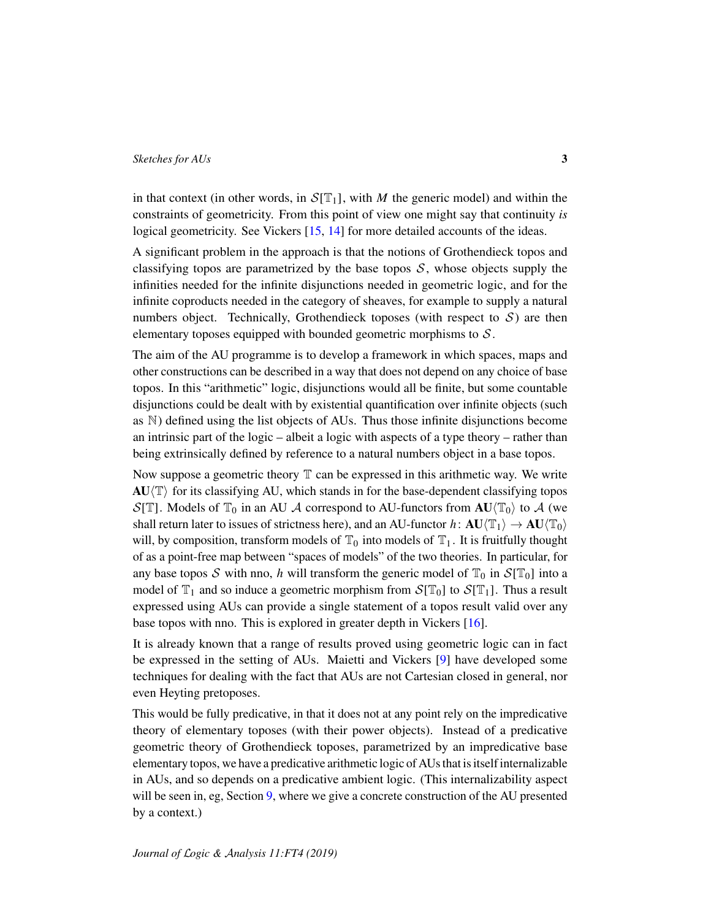in that context (in other words, in $\mathcal{S}[\mathbb{T}_1]$, with $M$ the generic model) and within the constraints of geometricity. From this point of view one might say that continuity *is* logical geometricity. See Vickers [15, 14] for more detailed accounts of the ideas.

A significant problem in the approach is that the notions of Grothendieck topos and classifying topos are parametrized by the base topos $\mathcal{S}$, whose objects supply the infinities needed for the infinite disjunctions needed in geometric logic, and for the infinite coproducts needed in the category of sheaves, for example to supply a natural numbers object. Technically, Grothendieck toposes (with respect to $\mathcal{S}$) are then elementary toposes equipped with bounded geometric morphisms to $\mathcal{S}$.

The aim of the AU programme is to develop a framework in which spaces, maps and other constructions can be described in a way that does not depend on any choice of base topos. In this "arithmetic" logic, disjunctions would all be finite, but some countable disjunctions could be dealt with by existential quantification over infinite objects (such as $\mathbb{N}$) defined using the list objects of AUs. Thus those infinite disjunctions become an intrinsic part of the logic – albeit a logic with aspects of a type theory – rather than being extrinsically defined by reference to a natural numbers object in a base topos.

Now suppose a geometric theory $\mathbb{T}$ can be expressed in this arithmetic way. We write $\mathbf{AU}\langle\mathbb{T}\rangle$ for its classifying AU, which stands in for the base-dependent classifying topos $\mathcal{S}[\mathbb{T}]$. Models of $\mathbb{T}_0$ in an AU $\mathcal{A}$ correspond to AU-functors from $\mathbf{AU}\langle\mathbb{T}_0\rangle$ to $\mathcal{A}$ (we shall return later to issues of strictness here), and an AU-functor $h\colon \mathbf{AU}\langle\mathbb{T}_1\rangle \to \mathbf{AU}\langle\mathbb{T}_0\rangle$ will, by composition, transform models of $\mathbb{T}_0$ into models of $\mathbb{T}_1$. It is fruitfully thought of as a point-free map between "spaces of models" of the two theories. In particular, for any base topos $\mathcal{S}$ with nno, $h$ will transform the generic model of $\mathbb{T}_0$ in $\mathcal{S}[\mathbb{T}_0]$ into a model of $\mathbb{T}_1$ and so induce a geometric morphism from $\mathcal{S}[\mathbb{T}_0]$ to $\mathcal{S}[\mathbb{T}_1]$. Thus a result expressed using AUs can provide a single statement of a topos result valid over any base topos with nno. This is explored in greater depth in Vickers [16].

It is already known that a range of results proved using geometric logic can in fact be expressed in the setting of AUs. Maietti and Vickers [9] have developed some techniques for dealing with the fact that AUs are not Cartesian closed in general, nor even Heyting pretoposes.

This would be fully predicative, in that it does not at any point rely on the impredicative theory of elementary toposes (with their power objects). Instead of a predicative geometric theory of Grothendieck toposes, parametrized by an impredicative base elementary topos, we have a predicative arithmetic logic of AUs that is itself internalizable in AUs, and so depends on a predicative ambient logic. (This internalizability aspect will be seen in, eg, Section 9, where we give a concrete construction of the AU presented by a context.)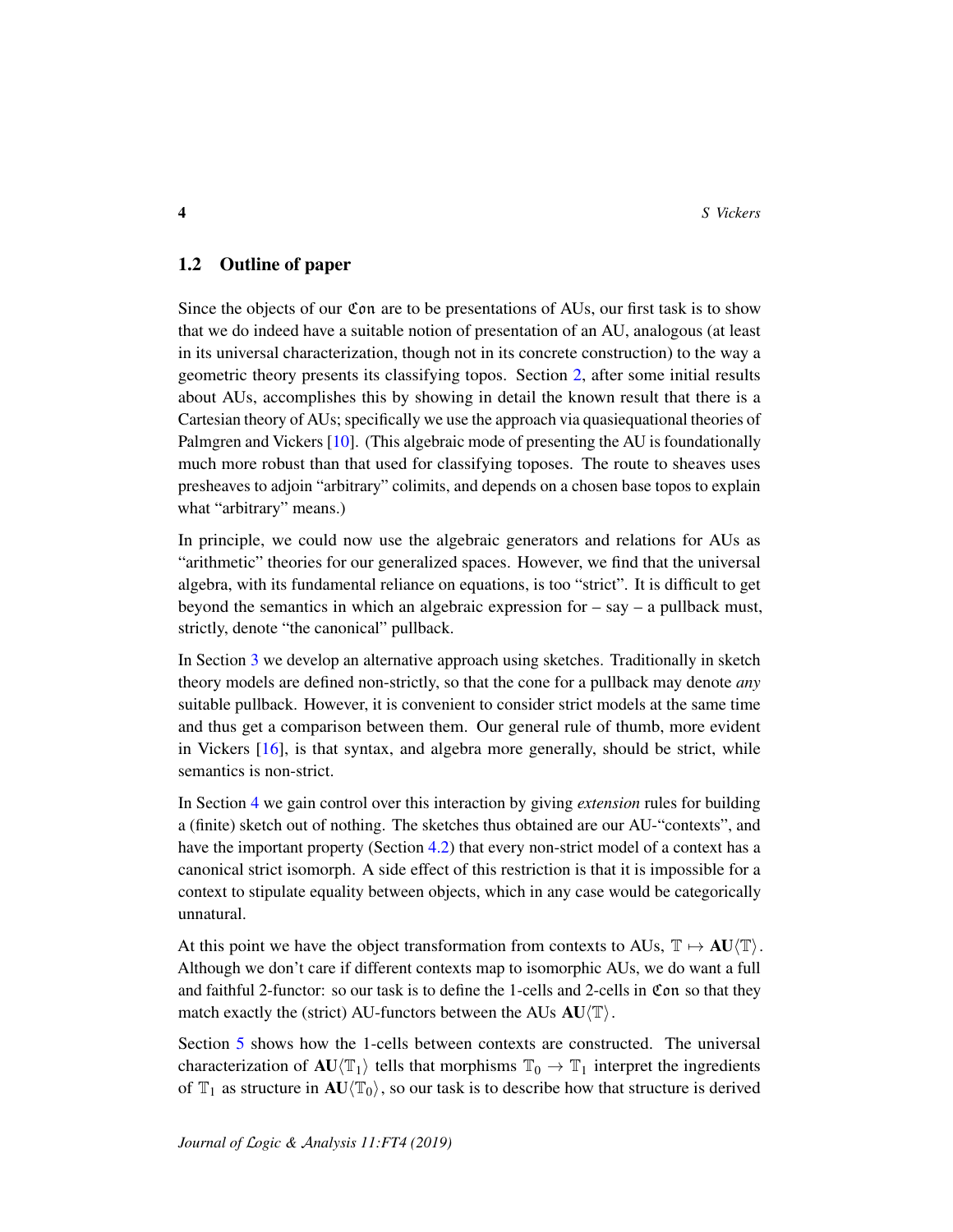## 1.2 Outline of paper

Since the objects of our $\mathfrak{Con}$ are to be presentations of AUs, our first task is to show that we do indeed have a suitable notion of presentation of an AU, analogous (at least in its universal characterization, though not in its concrete construction) to the way a geometric theory presents its classifying topos. Section 2, after some initial results about AUs, accomplishes this by showing in detail the known result that there is a Cartesian theory of AUs; specifically we use the approach via quasiequational theories of Palmgren and Vickers [10]. (This algebraic mode of presenting the AU is foundationally much more robust than that used for classifying toposes. The route to sheaves uses presheaves to adjoin "arbitrary" colimits, and depends on a chosen base topos to explain what "arbitrary" means.)

In principle, we could now use the algebraic generators and relations for AUs as "arithmetic" theories for our generalized spaces. However, we find that the universal algebra, with its fundamental reliance on equations, is too "strict". It is difficult to get beyond the semantics in which an algebraic expression for – say – a pullback must, strictly, denote "the canonical" pullback.

In Section 3 we develop an alternative approach using sketches. Traditionally in sketch theory models are defined non-strictly, so that the cone for a pullback may denote *any* suitable pullback. However, it is convenient to consider strict models at the same time and thus get a comparison between them. Our general rule of thumb, more evident in Vickers [16], is that syntax, and algebra more generally, should be strict, while semantics is non-strict.

In Section 4 we gain control over this interaction by giving *extension* rules for building a (finite) sketch out of nothing. The sketches thus obtained are our AU-"contexts", and have the important property (Section 4.2) that every non-strict model of a context has a canonical strict isomorph. A side effect of this restriction is that it is impossible for a context to stipulate equality between objects, which in any case would be categorically unnatural.

At this point we have the object transformation from contexts to AUs, $\mathbb{T} \mapsto \mathbf{AU}\langle\mathbb{T}\rangle$. Although we don't care if different contexts map to isomorphic AUs, we do want a full and faithful 2-functor: so our task is to define the 1-cells and 2-cells in $\mathfrak{Con}$ so that they match exactly the (strict) AU-functors between the AUs $\mathbf{AU}\langle\mathbb{T}\rangle$.

Section 5 shows how the 1-cells between contexts are constructed. The universal characterization of $\mathbf{AU}\langle\mathbb{T}_1\rangle$ tells that morphisms $\mathbb{T}_0 \to \mathbb{T}_1$ interpret the ingredients of $\mathbb{T}_1$ as structure in $\mathbf{AU}\langle\mathbb{T}_0\rangle$, so our task is to describe how that structure is derived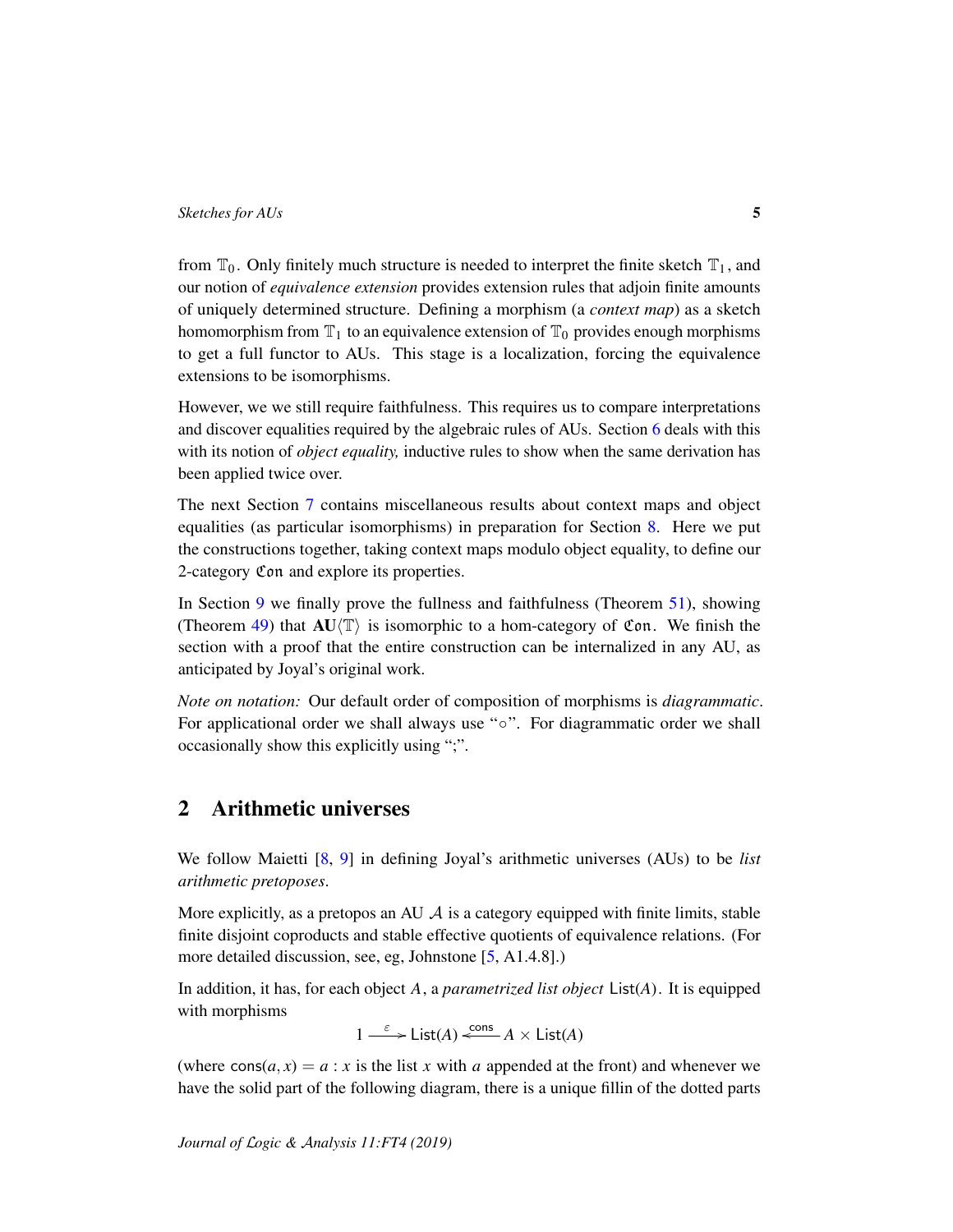from $\mathbb{T}_0$. Only finitely much structure is needed to interpret the finite sketch $\mathbb{T}_1$, and our notion of *equivalence extension* provides extension rules that adjoin finite amounts of uniquely determined structure. Defining a morphism (a *context map*) as a sketch homomorphism from $\mathbb{T}_1$ to an equivalence extension of $\mathbb{T}_0$ provides enough morphisms to get a full functor to AUs. This stage is a localization, forcing the equivalence extensions to be isomorphisms.

However, we we still require faithfulness. This requires us to compare interpretations and discover equalities required by the algebraic rules of AUs. Section 6 deals with this with its notion of *object equality,* inductive rules to show when the same derivation has been applied twice over.

The next Section 7 contains miscellaneous results about context maps and object equalities (as particular isomorphisms) in preparation for Section 8. Here we put the constructions together, taking context maps modulo object equality, to define our 2-category $\mathfrak{Con}$ and explore its properties.

In Section 9 we finally prove the fullness and faithfulness (Theorem 51), showing (Theorem 49) that $\mathbf{AU}\langle\mathbb{T}\rangle$ is isomorphic to a hom-category of $\mathfrak{Con}$. We finish the section with a proof that the entire construction can be internalized in any AU, as anticipated by Joyal's original work.

*Note on notation:* Our default order of composition of morphisms is *diagrammatic*. For applicational order we shall always use "$\circ$". For diagrammatic order we shall occasionally show this explicitly using ";".

## 2 Arithmetic universes

We follow Maietti [8, 9] in defining Joyal's arithmetic universes (AUs) to be *list arithmetic pretoposes*.

More explicitly, as a pretopos an AU $\mathcal{A}$ is a category equipped with finite limits, stable finite disjoint coproducts and stable effective quotients of equivalence relations. (For more detailed discussion, see, eg, Johnstone [5, A1.4.8].)

In addition, it has, for each object $A$, a *parametrized list object* $\mathsf{List}(A)$. It is equipped with morphisms

$$1 \xrightarrow{\varepsilon} \mathsf{List}(A) \xleftarrow{\mathsf{cons}} A \times \mathsf{List}(A)$$

(where $\mathsf{cons}(a, x) = a : x$ is the list $x$ with $a$ appended at the front) and whenever we have the solid part of the following diagram, there is a unique fillin of the dotted parts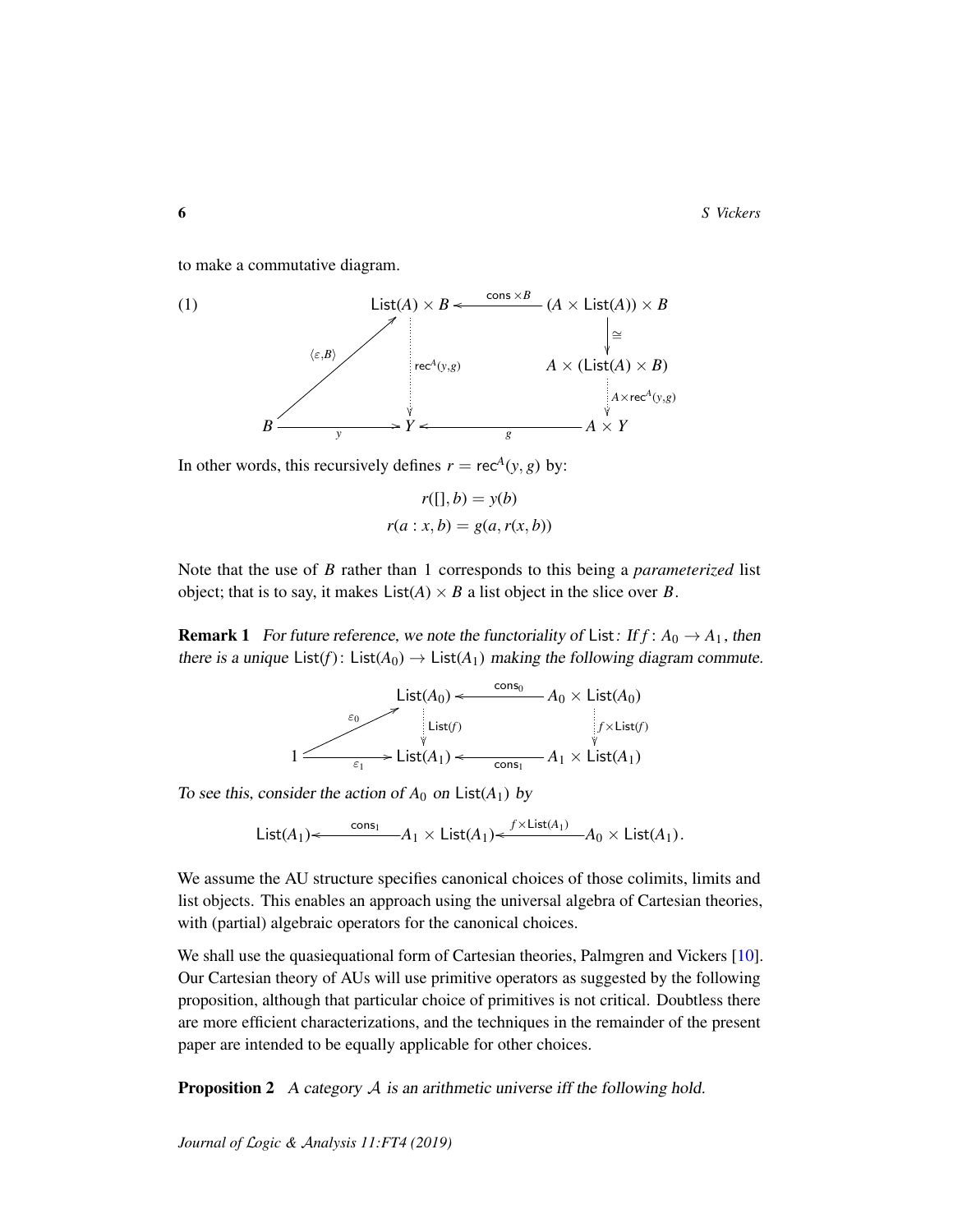to make a commutative diagram.

$$
\begin{array}{ccccc}
 & & \mathsf{List}(A) \times B & \xleftarrow{\mathsf{cons} \times B} & (A \times \mathsf{List}(A)) \times B \\
 & \nearrow^{\langle \varepsilon, B \rangle} & \vdots\, \mathsf{rec}^A(y,g) & & \downarrow \cong \\
 & & & & A \times (\mathsf{List}(A) \times B) \\
 & & & & \vdots\, A \times \mathsf{rec}^A(y,g) \\
B & \xrightarrow{y} & Y & \xleftarrow{g} & A \times Y
\end{array} \tag{1}
$$

In other words, this recursively defines $r = \mathsf{rec}^A(y, g)$ by:

$$
\begin{aligned}
r([], b) &= y(b) \\
r(a : x, b) &= g(a, r(x, b))
\end{aligned}
$$

Note that the use of $B$ rather than $1$ corresponds to this being a *parameterized* list object; that is to say, it makes $\mathsf{List}(A) \times B$ a list object in the slice over $B$.

**Remark 1** *For future reference, we note the functoriality of* $\mathsf{List}$*: If* $f \colon A_0 \to A_1$*, then there is a unique* $\mathsf{List}(f) \colon \mathsf{List}(A_0) \to \mathsf{List}(A_1)$ *making the following diagram commute.*

$$
\begin{array}{ccccc}
 & & \mathsf{List}(A_0) & \xleftarrow{\mathsf{cons}_0} & A_0 \times \mathsf{List}(A_0) \\
 & \nearrow^{\varepsilon_0} & \vdots\, \mathsf{List}(f) & & \vdots\, f \times \mathsf{List}(f) \\
1 & \xrightarrow{\varepsilon_1} & \mathsf{List}(A_1) & \xleftarrow{\mathsf{cons}_1} & A_1 \times \mathsf{List}(A_1)
\end{array}
$$

*To see this, consider the action of* $A_0$ *on* $\mathsf{List}(A_1)$ *by*

$$
\mathsf{List}(A_1) \xleftarrow{\mathsf{cons}_1} A_1 \times \mathsf{List}(A_1) \xleftarrow{f \times \mathsf{List}(A_1)} A_0 \times \mathsf{List}(A_1).
$$

We assume the AU structure specifies canonical choices of those colimits, limits and list objects. This enables an approach using the universal algebra of Cartesian theories, with (partial) algebraic operators for the canonical choices.

We shall use the quasiequational form of Cartesian theories, Palmgren and Vickers [10]. Our Cartesian theory of AUs will use primitive operators as suggested by the following proposition, although that particular choice of primitives is not critical. Doubtless there are more efficient characterizations, and the techniques in the remainder of the present paper are intended to be equally applicable for other choices.

**Proposition 2** *A category* $\mathcal{A}$ *is an arithmetic universe iff the following hold.*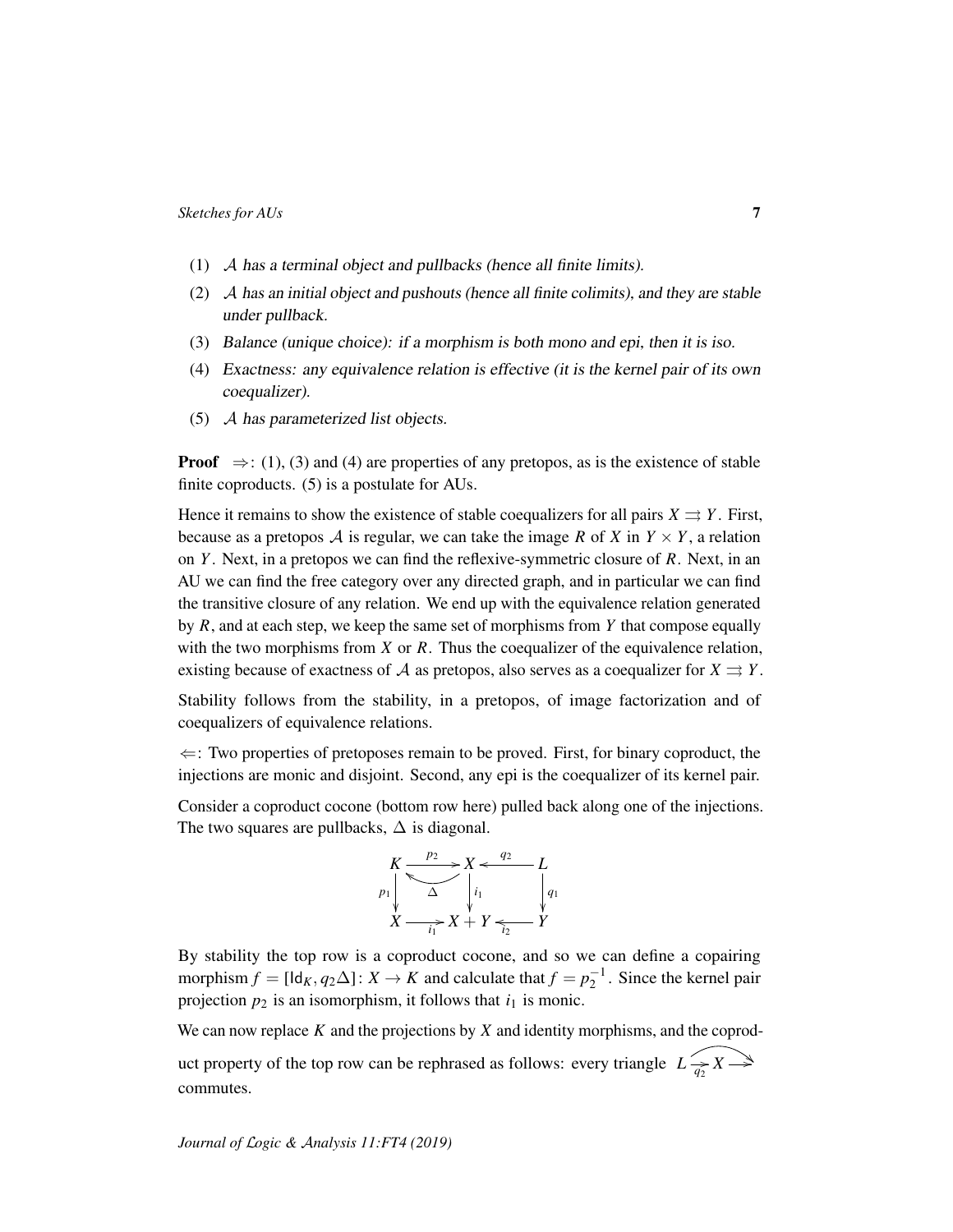(1) $\mathcal{A}$ has a terminal object and pullbacks (hence all finite limits).

(2) $\mathcal{A}$ has an initial object and pushouts (hence all finite colimits), and they are stable under pullback.

(3) Balance (unique choice): if a morphism is both mono and epi, then it is iso.

(4) Exactness: any equivalence relation is effective (it is the kernel pair of its own coequalizer).

(5) $\mathcal{A}$ has parameterized list objects.

**Proof** $\Rightarrow$: (1), (3) and (4) are properties of any pretopos, as is the existence of stable finite coproducts. (5) is a postulate for AUs.

Hence it remains to show the existence of stable coequalizers for all pairs $X \rightrightarrows Y$. First, because as a pretopos $\mathcal{A}$ is regular, we can take the image $R$ of $X$ in $Y \times Y$, a relation on $Y$. Next, in a pretopos we can find the reflexive-symmetric closure of $R$. Next, in an AU we can find the free category over any directed graph, and in particular we can find the transitive closure of any relation. We end up with the equivalence relation generated by $R$, and at each step, we keep the same set of morphisms from $Y$ that compose equally with the two morphisms from $X$ or $R$. Thus the coequalizer of the equivalence relation, existing because of exactness of $\mathcal{A}$ as pretopos, also serves as a coequalizer for $X \rightrightarrows Y$.

Stability follows from the stability, in a pretopos, of image factorization and of coequalizers of equivalence relations.

$\Leftarrow$: Two properties of pretoposes remain to be proved. First, for binary coproduct, the injections are monic and disjoint. Second, any epi is the coequalizer of its kernel pair.

Consider a coproduct cocone (bottom row here) pulled back along one of the injections. The two squares are pullbacks, $\Delta$ is diagonal.

$$\begin{array}{ccccc}
K & \xrightarrow{p_2} & X & \xleftarrow{q_2} & L \\
{\scriptstyle p_1}\downarrow & \overset{\curvearrowleft}{\Delta} & \downarrow{\scriptstyle i_1} & & \downarrow{\scriptstyle q_1} \\
X & \xrightarrow[i_1]{} & X+Y & \xleftarrow[i_2]{} & Y
\end{array}$$

By stability the top row is a coproduct cocone, and so we can define a copairing morphism $f = [\mathsf{Id}_K, q_2\Delta] \colon X \to K$ and calculate that $f = p_2^{-1}$. Since the kernel pair projection $p_2$ is an isomorphism, it follows that $i_1$ is monic.

We can now replace $K$ and the projections by $X$ and identity morphisms, and the coproduct property of the top row can be rephrased as follows: every triangle $L \xrightarrow[q_2]{} X \longrightarrow$ (with the curved arrow $L \to$) commutes.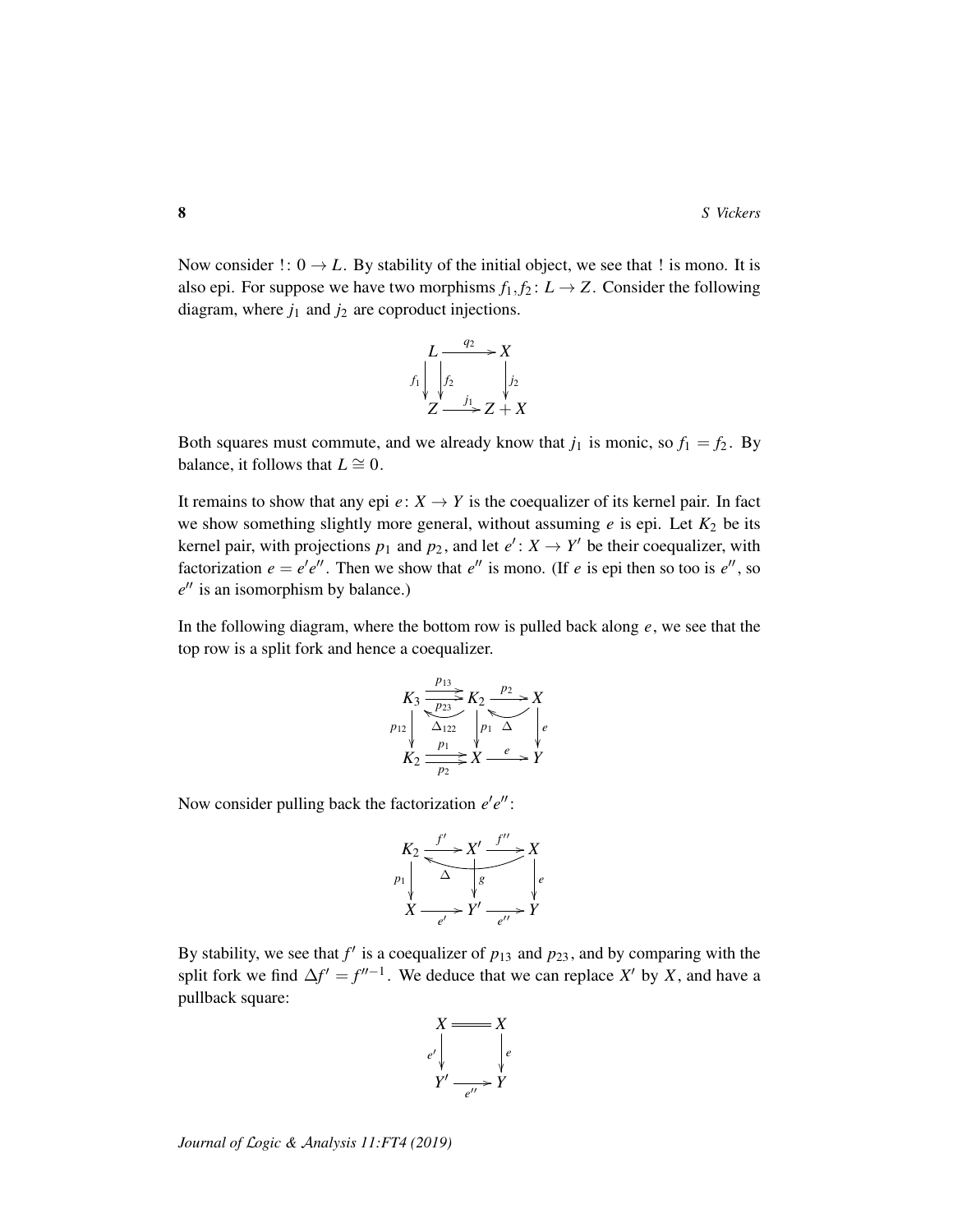Now consider $!\colon 0 \to L$. By stability of the initial object, we see that $!$ is mono. It is also epi. For suppose we have two morphisms $f_1, f_2\colon L \to Z$. Consider the following diagram, where $j_1$ and $j_2$ are coproduct injections.

$$\begin{array}{ccc} L & \xrightarrow{q_2} & X \\ {\scriptstyle f_1}\downarrow\;\downarrow{\scriptstyle f_2} & & \downarrow{\scriptstyle j_2} \\ Z & \xrightarrow{j_1} & Z+X \end{array}$$

Both squares must commute, and we already know that $j_1$ is monic, so $f_1 = f_2$. By balance, it follows that $L \cong 0$.

It remains to show that any epi $e\colon X \to Y$ is the coequalizer of its kernel pair. In fact we show something slightly more general, without assuming $e$ is epi. Let $K_2$ be its kernel pair, with projections $p_1$ and $p_2$, and let $e'\colon X \to Y'$ be their coequalizer, with factorization $e = e'e''$. Then we show that $e''$ is mono. (If $e$ is epi then so too is $e''$, so $e''$ is an isomorphism by balance.)

In the following diagram, where the bottom row is pulled back along $e$, we see that the top row is a split fork and hence a coequalizer.

$$\begin{array}{ccccc} K_3 & \underset{p_{23}}{\overset{p_{13}}{\rightrightarrows}} & K_2 & \xrightarrow{p_2} & X \\ & \scriptstyle\Delta_{122}\curvearrowleft & & \scriptstyle\Delta\curvearrowleft & \\ {\scriptstyle p_{12}}\downarrow & & \downarrow{\scriptstyle p_1} & & \downarrow{\scriptstyle e} \\ K_2 & \underset{p_2}{\overset{p_1}{\rightrightarrows}} & X & \xrightarrow{e} & Y \end{array}$$

Now consider pulling back the factorization $e'e''$:

$$\begin{array}{ccccc} K_2 & \xrightarrow{f'} & X' & \xrightarrow{f''} & X \\ & & \scriptstyle\Delta\ (X \to K_2) & & \\ {\scriptstyle p_1}\downarrow & & \downarrow{\scriptstyle g} & & \downarrow{\scriptstyle e} \\ X & \xrightarrow[e']{} & Y' & \xrightarrow[e'']{} & Y \end{array}$$

By stability, we see that $f'$ is a coequalizer of $p_{13}$ and $p_{23}$, and by comparing with the split fork we find $\Delta f' = f''^{-1}$. We deduce that we can replace $X'$ by $X$, and have a pullback square:

$$\begin{array}{ccc} X & = & X \\ {\scriptstyle e'}\downarrow & & \downarrow{\scriptstyle e} \\ Y' & \xrightarrow[e'']{} & Y \end{array}$$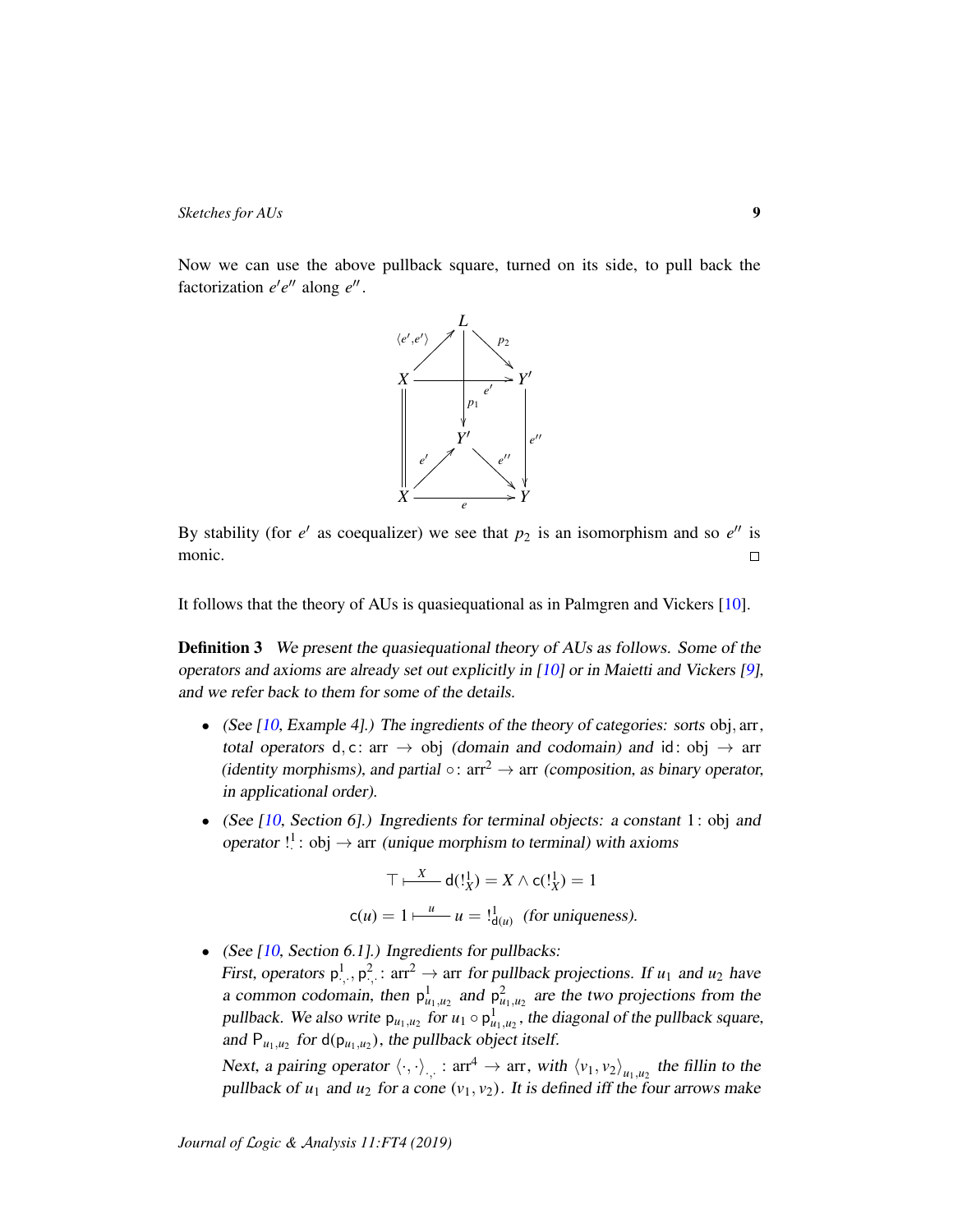Now we can use the above pullback square, turned on its side, to pull back the factorization $e'e''$ along $e''$.

$$
\begin{array}{ccccc}
 & & L & & \\
 & \nearrow^{\langle e',e'\rangle} & \downarrow p_1 & \searrow^{p_2} & \\
X & & \xrightarrow{\quad e' \quad} & & Y' \\
\| & & Y' & & \downarrow e'' \\
 & \nearrow^{e'} & & \searrow^{e''} & \\
X & & \xrightarrow[e]{} & & Y
\end{array}
$$

By stability (for $e'$ as coequalizer) we see that $p_2$ is an isomorphism and so $e''$ is monic. $\square$

It follows that the theory of AUs is quasiequational as in Palmgren and Vickers [10].

**Definition 3** *We present the quasiequational theory of AUs as follows. Some of the operators and axioms are already set out explicitly in [10] or in Maietti and Vickers [9], and we refer back to them for some of the details.*

- *(See [10, Example 4].) The ingredients of the theory of categories: sorts* obj, arr*, total operators* $\mathsf{d}, \mathsf{c}\colon \mathrm{arr} \to \mathrm{obj}$ *(domain and codomain) and* $\mathsf{id}\colon \mathrm{obj} \to \mathrm{arr}$ *(identity morphisms), and partial* $\circ\colon \mathrm{arr}^2 \to \mathrm{arr}$ *(composition, as binary operator, in applicational order).*
- *(See [10, Section 6].) Ingredients for terminal objects: a constant* $1\colon \mathrm{obj}$ *and operator* $!^1_{\cdot}\colon \mathrm{obj} \to \mathrm{arr}$ *(unique morphism to terminal) with axioms*

$$\top \vdash^{X} \mathsf{d}(!^1_X) = X \wedge \mathsf{c}(!^1_X) = 1$$

$$\mathsf{c}(u) = 1 \vdash^{u} u = !^1_{\mathsf{d}(u)} \quad \text{(for uniqueness).}$$

- *(See [10, Section 6.1].) Ingredients for pullbacks:*
  *First, operators* $\mathsf{p}^1_{\cdot,\cdot}, \mathsf{p}^2_{\cdot,\cdot}\colon \mathrm{arr}^2 \to \mathrm{arr}$ *for pullback projections. If* $u_1$ *and* $u_2$ *have a common codomain, then* $\mathsf{p}^1_{u_1,u_2}$ *and* $\mathsf{p}^2_{u_1,u_2}$ *are the two projections from the pullback. We also write* $\mathsf{p}_{u_1,u_2}$ *for* $u_1 \circ \mathsf{p}^1_{u_1,u_2}$*, the diagonal of the pullback square, and* $\mathsf{P}_{u_1,u_2}$ *for* $\mathsf{d}(\mathsf{p}_{u_1,u_2})$*, the pullback object itself.*
  *Next, a pairing operator* $\langle\cdot,\cdot\rangle_{\cdot,\cdot}\colon \mathrm{arr}^4 \to \mathrm{arr}$*, with* $\langle v_1, v_2\rangle_{u_1,u_2}$ *the fillin to the pullback of* $u_1$ *and* $u_2$ *for a cone* $(v_1, v_2)$*. It is defined iff the four arrows make*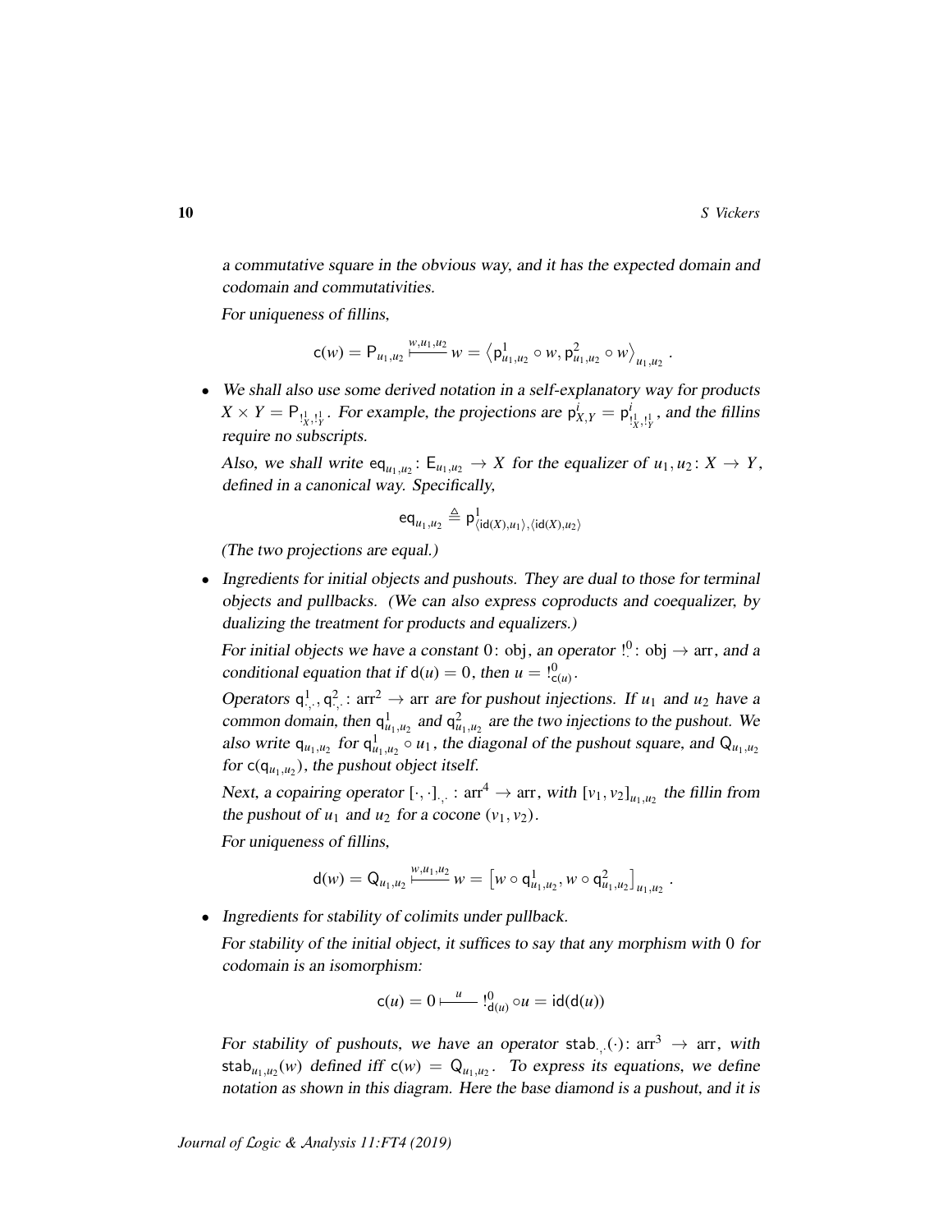a commutative square in the obvious way, and it has the expected domain and codomain and commutativities.

For uniqueness of fillins,

$$\mathsf{c}(w) = \mathsf{P}_{u_1,u_2} \overset{w,u_1,u_2}{\longmapsto} w = \left\langle \mathsf{p}^1_{u_1,u_2} \circ w, \mathsf{p}^2_{u_1,u_2} \circ w \right\rangle_{u_1,u_2} .$$

- We shall also use some derived notation in a self-explanatory way for products $X \times Y = \mathsf{P}_{!^1_X, !^1_Y}$. For example, the projections are $\mathsf{p}^i_{X,Y} = \mathsf{p}^i_{!^1_X, !^1_Y}$, and the fillins require no subscripts.

  Also, we shall write $\mathsf{eq}_{u_1,u_2} \colon \mathsf{E}_{u_1,u_2} \to X$ for the equalizer of $u_1, u_2 \colon X \to Y$, defined in a canonical way. Specifically,

  $$\mathsf{eq}_{u_1,u_2} \triangleq \mathsf{p}^1_{\langle \mathsf{id}(X), u_1 \rangle, \langle \mathsf{id}(X), u_2 \rangle}$$

  (The two projections are equal.)

- Ingredients for initial objects and pushouts. They are dual to those for terminal objects and pullbacks. (We can also express coproducts and coequalizer, by dualizing the treatment for products and equalizers.)

  For initial objects we have a constant $0 \colon \mathrm{obj}$, an operator $!^0_{\cdot} \colon \mathrm{obj} \to \mathrm{arr}$, and a conditional equation that if $\mathsf{d}(u) = 0$, then $u = !^0_{\mathsf{c}(u)}$.

  Operators $\mathsf{q}^1_{\cdot,\cdot}, \mathsf{q}^2_{\cdot,\cdot} \colon \mathrm{arr}^2 \to \mathrm{arr}$ are for pushout injections. If $u_1$ and $u_2$ have a common domain, then $\mathsf{q}^1_{u_1,u_2}$ and $\mathsf{q}^2_{u_1,u_2}$ are the two injections to the pushout. We also write $\mathsf{q}_{u_1,u_2}$ for $\mathsf{q}^1_{u_1,u_2} \circ u_1$, the diagonal of the pushout square, and $\mathsf{Q}_{u_1,u_2}$ for $\mathsf{c}(\mathsf{q}_{u_1,u_2})$, the pushout object itself.

  Next, a copairing operator $[\cdot,\cdot]_{\cdot,\cdot} \colon \mathrm{arr}^4 \to \mathrm{arr}$, with $[v_1, v_2]_{u_1,u_2}$ the fillin from the pushout of $u_1$ and $u_2$ for a cocone $(v_1, v_2)$.

  For uniqueness of fillins,

  $$\mathsf{d}(w) = \mathsf{Q}_{u_1,u_2} \overset{w,u_1,u_2}{\longmapsto} w = \left[ w \circ \mathsf{q}^1_{u_1,u_2}, w \circ \mathsf{q}^2_{u_1,u_2} \right]_{u_1,u_2} .$$

- Ingredients for stability of colimits under pullback.

  For stability of the initial object, it suffices to say that any morphism with $0$ for codomain is an isomorphism:

  $$\mathsf{c}(u) = 0 \overset{u}{\longmapsto} !^0_{\mathsf{d}(u)} \circ u = \mathsf{id}(\mathsf{d}(u))$$

  For stability of pushouts, we have an operator $\mathsf{stab}_{\cdot,\cdot}(\cdot) \colon \mathrm{arr}^3 \to \mathrm{arr}$, with $\mathsf{stab}_{u_1,u_2}(w)$ defined iff $\mathsf{c}(w) = \mathsf{Q}_{u_1,u_2}$. To express its equations, we define notation as shown in this diagram. Here the base diamond is a pushout, and it is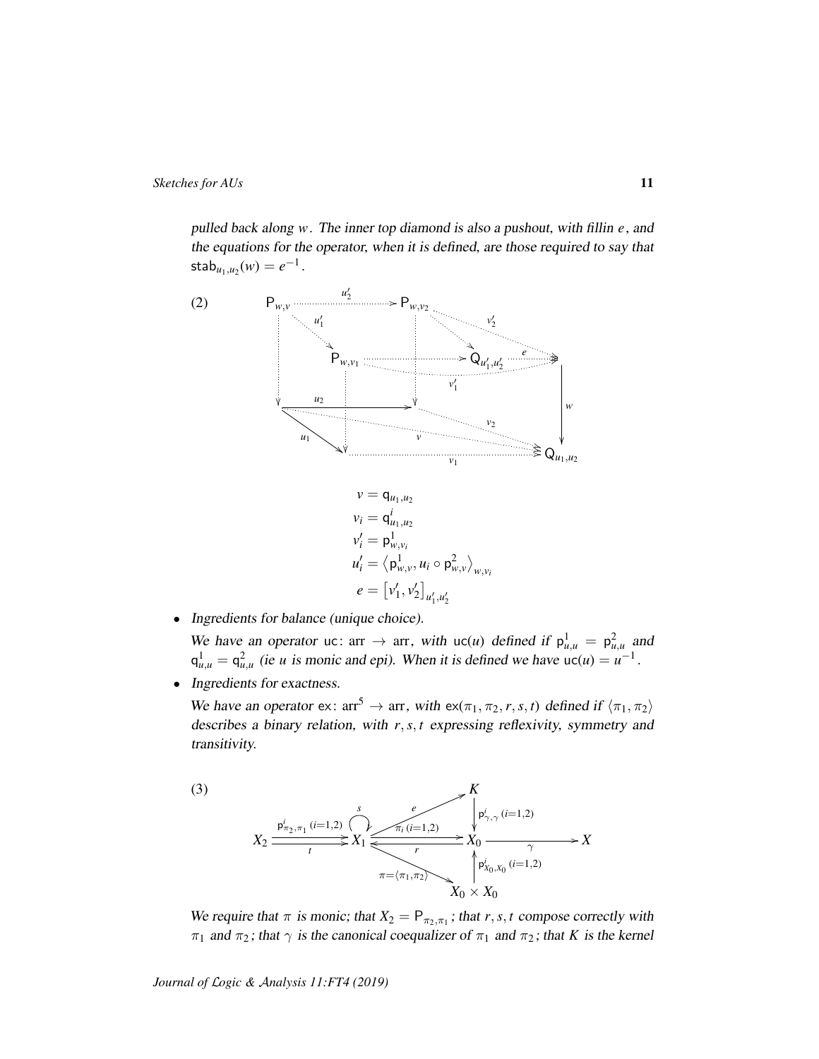pulled back along $w$. The inner top diamond is also a pushout, with fillin $e$, and the equations for the operator, when it is defined, are those required to say that $\mathsf{stab}_{u_1,u_2}(w) = e^{-1}$.

(2)

$$v = \mathsf{q}_{u_1,u_2}$$
$$v_i = \mathsf{q}^i_{u_1,u_2}$$
$$v'_i = \mathsf{p}^1_{w,v_i}$$
$$u'_i = \left\langle \mathsf{p}^1_{w,v}, u_i \circ \mathsf{p}^2_{w,v} \right\rangle_{w,v_i}$$
$$e = \left[ v'_1, v'_2 \right]_{u'_1,u'_2}$$

- *Ingredients for balance (unique choice).*

  We have an operator $\mathsf{uc}\colon \mathrm{arr} \to \mathrm{arr}$, with $\mathsf{uc}(u)$ defined if $\mathsf{p}^1_{u,u} = \mathsf{p}^2_{u,u}$ and $\mathsf{q}^1_{u,u} = \mathsf{q}^2_{u,u}$ (ie $u$ is monic and epi). When it is defined we have $\mathsf{uc}(u) = u^{-1}$.

- *Ingredients for exactness.*

  We have an operator $\mathsf{ex}\colon \mathrm{arr}^5 \to \mathrm{arr}$, with $\mathsf{ex}(\pi_1, \pi_2, r, s, t)$ defined if $\langle \pi_1, \pi_2 \rangle$ describes a binary relation, with $r, s, t$ expressing reflexivity, symmetry and transitivity.

(3)

We require that $\pi$ is monic; that $X_2 = \mathsf{P}_{\pi_2,\pi_1}$; that $r, s, t$ compose correctly with $\pi_1$ and $\pi_2$; that $\gamma$ is the canonical coequalizer of $\pi_1$ and $\pi_2$; that $K$ is the kernel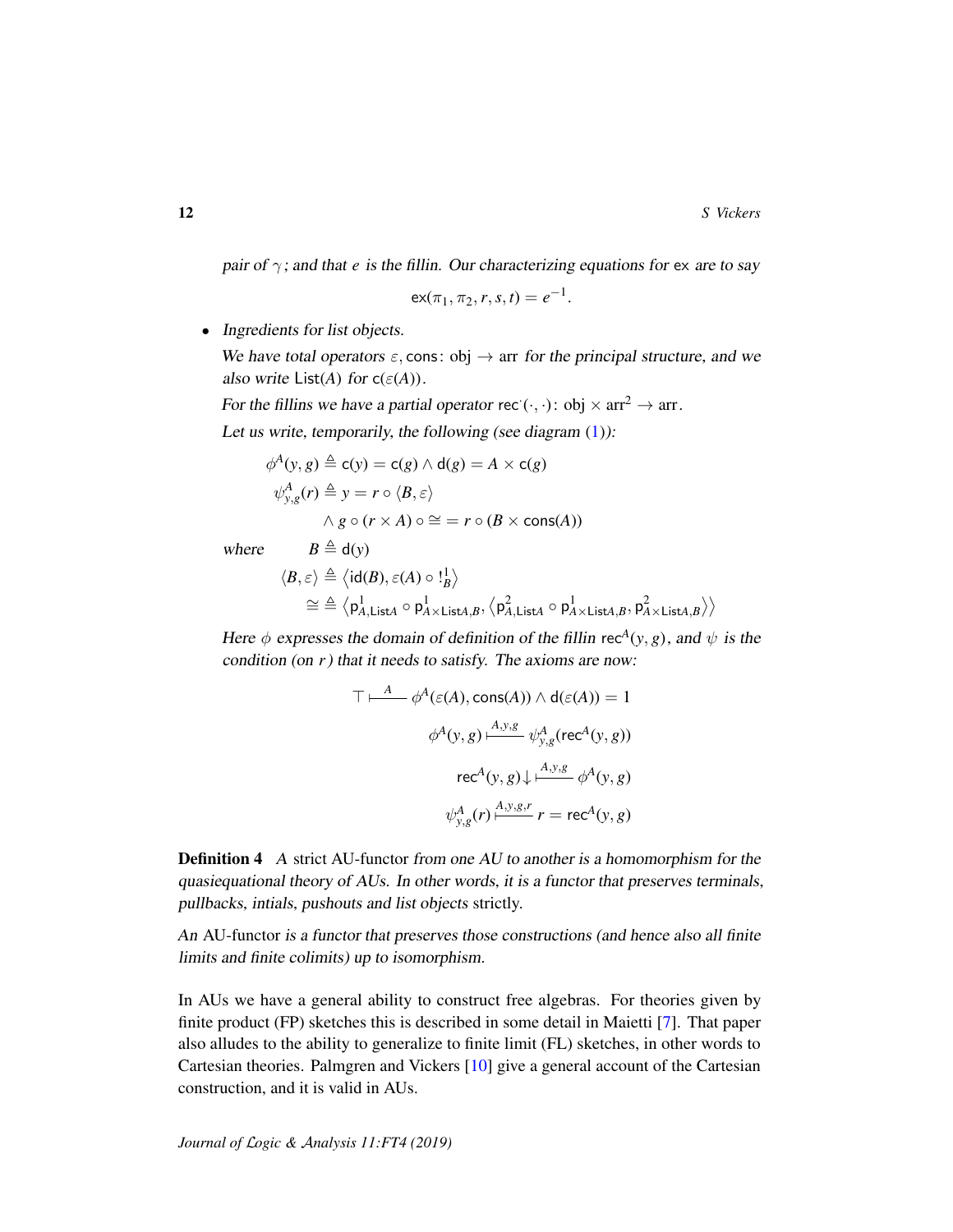pair of $\gamma$; and that $e$ is the fillin. Our characterizing equations for $\mathsf{ex}$ are to say

$$\mathsf{ex}(\pi_1, \pi_2, r, s, t) = e^{-1}.$$

- Ingredients for list objects.

  We have total operators $\varepsilon, \mathsf{cons}\colon \text{obj} \to \text{arr}$ for the principal structure, and we also write $\mathsf{List}(A)$ for $\mathsf{c}(\varepsilon(A))$.

  For the fillins we have a partial operator $\mathsf{rec}^{\cdot}(\cdot,\cdot)\colon \text{obj} \times \text{arr}^2 \to \text{arr}$.

  Let us write, temporarily, the following (see diagram (1)):

$$\begin{aligned}
\phi^A(y,g) &\triangleq \mathsf{c}(y) = \mathsf{c}(g) \wedge \mathsf{d}(g) = A \times \mathsf{c}(g) \\
\psi^A_{y,g}(r) &\triangleq y = r \circ \langle B, \varepsilon\rangle \\
&\qquad \wedge g \circ (r \times A) \circ \cong\, = r \circ (B \times \mathsf{cons}(A))
\end{aligned}$$

  where

$$\begin{aligned}
B &\triangleq \mathsf{d}(y) \\
\langle B, \varepsilon\rangle &\triangleq \left\langle \mathsf{id}(B), \varepsilon(A) \circ !^1_B \right\rangle \\
\cong &\triangleq \left\langle \mathsf{p}^1_{A,\mathsf{List}A} \circ \mathsf{p}^1_{A\times\mathsf{List}A,B}, \left\langle \mathsf{p}^2_{A,\mathsf{List}A} \circ \mathsf{p}^1_{A\times\mathsf{List}A,B}, \mathsf{p}^2_{A\times\mathsf{List}A,B}\right\rangle\right\rangle
\end{aligned}$$

  Here $\phi$ expresses the domain of definition of the fillin $\mathsf{rec}^A(y,g)$, and $\psi$ is the condition (on $r$) that it needs to satisfy. The axioms are now:

$$\top \vdash^{A} \phi^A(\varepsilon(A), \mathsf{cons}(A)) \wedge \mathsf{d}(\varepsilon(A)) = 1$$

$$\phi^A(y,g) \vdash^{A,y,g} \psi^A_{y,g}(\mathsf{rec}^A(y,g))$$

$$\mathsf{rec}^A(y,g)\downarrow \vdash^{A,y,g} \phi^A(y,g)$$

$$\psi^A_{y,g}(r) \vdash^{A,y,g,r} r = \mathsf{rec}^A(y,g)$$

**Definition 4** A strict AU-functor from one AU to another is a homomorphism for the quasiequational theory of AUs. In other words, it is a functor that preserves terminals, pullbacks, intials, pushouts and list objects strictly.

An AU-functor is a functor that preserves those constructions (and hence also all finite limits and finite colimits) up to isomorphism.

In AUs we have a general ability to construct free algebras. For theories given by finite product (FP) sketches this is described in some detail in Maietti [7]. That paper also alludes to the ability to generalize to finite limit (FL) sketches, in other words to Cartesian theories. Palmgren and Vickers [10] give a general account of the Cartesian construction, and it is valid in AUs.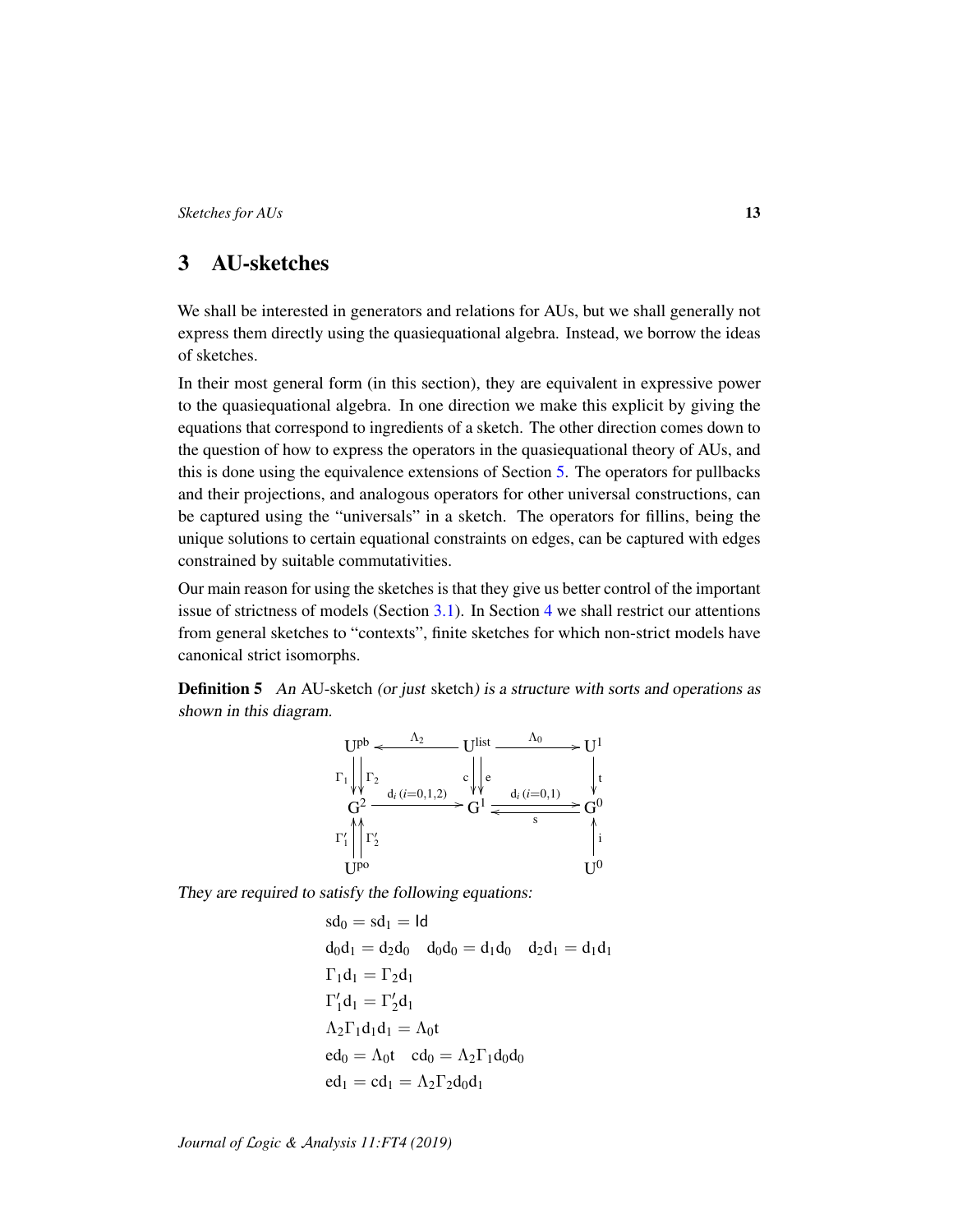## 3 AU-sketches

We shall be interested in generators and relations for AUs, but we shall generally not express them directly using the quasiequational algebra. Instead, we borrow the ideas of sketches.

In their most general form (in this section), they are equivalent in expressive power to the quasiequational algebra. In one direction we make this explicit by giving the equations that correspond to ingredients of a sketch. The other direction comes down to the question of how to express the operators in the quasiequational theory of AUs, and this is done using the equivalence extensions of Section 5. The operators for pullbacks and their projections, and analogous operators for other universal constructions, can be captured using the "universals" in a sketch. The operators for fillins, being the unique solutions to certain equational constraints on edges, can be captured with edges constrained by suitable commutativities.

Our main reason for using the sketches is that they give us better control of the important issue of strictness of models (Section 3.1). In Section 4 we shall restrict our attentions from general sketches to "contexts", finite sketches for which non-strict models have canonical strict isomorphs.

**Definition 5** *An* AU-sketch *(or just* sketch*) is a structure with sorts and operations as shown in this diagram.*

$$
\begin{array}{ccccc}
\mathrm{U}^{\mathrm{pb}} & \xleftarrow{\Lambda_2} & \mathrm{U}^{\mathrm{list}} & \xrightarrow{\Lambda_0} & \mathrm{U}^1 \\
{\scriptstyle \Gamma_1}\downarrow\downarrow{\scriptstyle \Gamma_2} & & {\scriptstyle c}\downarrow\downarrow{\scriptstyle e} & & \downarrow{\scriptstyle t} \\
\mathrm{G}^2 & \xrightarrow{\mathrm{d}_i\,(i=0,1,2)} & \mathrm{G}^1 & \underset{s}{\overset{\mathrm{d}_i\,(i=0,1)}{\rightleftarrows}} & \mathrm{G}^0 \\
{\scriptstyle \Gamma'_1}\uparrow\uparrow{\scriptstyle \Gamma'_2} & & & & \uparrow{\scriptstyle i} \\
\mathrm{U}^{\mathrm{po}} & & & & \mathrm{U}^0
\end{array}
$$

*They are required to satisfy the following equations:*

$$\mathrm{sd}_0 = \mathrm{sd}_1 = \mathsf{Id}$$

$$\mathrm{d}_0\mathrm{d}_1 = \mathrm{d}_2\mathrm{d}_0 \quad \mathrm{d}_0\mathrm{d}_0 = \mathrm{d}_1\mathrm{d}_0 \quad \mathrm{d}_2\mathrm{d}_1 = \mathrm{d}_1\mathrm{d}_1$$

$$\Gamma_1\mathrm{d}_1 = \Gamma_2\mathrm{d}_1$$

$$\Gamma'_1\mathrm{d}_1 = \Gamma'_2\mathrm{d}_1$$

$$\Lambda_2\Gamma_1\mathrm{d}_1\mathrm{d}_1 = \Lambda_0\mathrm{t}$$

$$\mathrm{ed}_0 = \Lambda_0\mathrm{t} \quad \mathrm{cd}_0 = \Lambda_2\Gamma_1\mathrm{d}_0\mathrm{d}_0$$

$$\mathrm{ed}_1 = \mathrm{cd}_1 = \Lambda_2\Gamma_2\mathrm{d}_0\mathrm{d}_1$$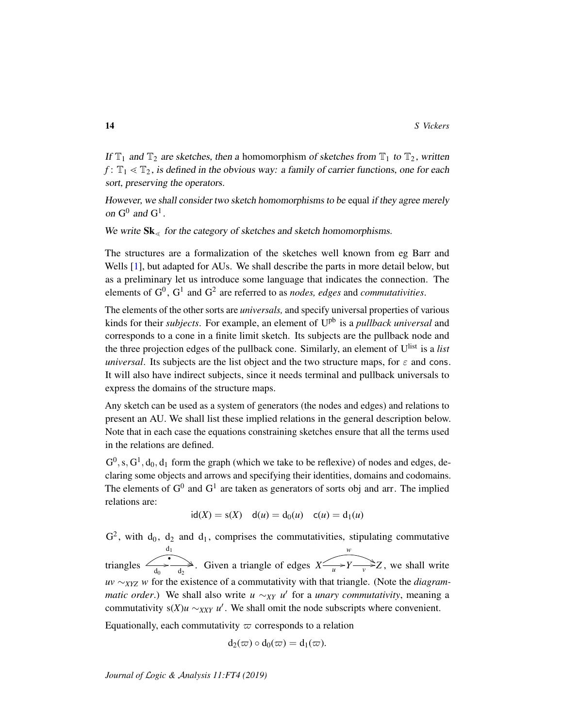*If $\mathbb{T}_1$ and $\mathbb{T}_2$ are sketches, then a* homomorphism *of sketches from $\mathbb{T}_1$ to $\mathbb{T}_2$, written $f\colon \mathbb{T}_1 \lessdot \mathbb{T}_2$, is defined in the obvious way: a family of carrier functions, one for each sort, preserving the operators.*

*However, we shall consider two sketch homomorphisms to be* equal *if they agree merely on $\mathrm{G}^0$ and $\mathrm{G}^1$.*

*We write $\mathbf{Sk}_{\lessdot}$ for the category of sketches and sketch homomorphisms.*

The structures are a formalization of the sketches well known from eg Barr and Wells [1], but adapted for AUs. We shall describe the parts in more detail below, but as a preliminary let us introduce some language that indicates the connection. The elements of $\mathrm{G}^0$, $\mathrm{G}^1$ and $\mathrm{G}^2$ are referred to as *nodes, edges* and *commutativities*.

The elements of the other sorts are *universals,* and specify universal properties of various kinds for their *subjects*. For example, an element of $\mathrm{U}^{\mathrm{pb}}$ is a *pullback universal* and corresponds to a cone in a finite limit sketch. Its subjects are the pullback node and the three projection edges of the pullback cone. Similarly, an element of $\mathrm{U}^{\mathrm{list}}$ is a *list universal*. Its subjects are the list object and the two structure maps, for $\varepsilon$ and $\mathsf{cons}$. It will also have indirect subjects, since it needs terminal and pullback universals to express the domains of the structure maps.

Any sketch can be used as a system of generators (the nodes and edges) and relations to present an AU. We shall list these implied relations in the general description below. Note that in each case the equations constraining sketches ensure that all the terms used in the relations are defined.

$\mathrm{G}^0, \mathrm{s}, \mathrm{G}^1, \mathrm{d}_0, \mathrm{d}_1$ form the graph (which we take to be reflexive) of nodes and edges, declaring some objects and arrows and specifying their identities, domains and codomains. The elements of $\mathrm{G}^0$ and $\mathrm{G}^1$ are taken as generators of sorts obj and arr. The implied relations are:

$$\mathsf{id}(X) = \mathrm{s}(X) \quad \mathsf{d}(u) = \mathrm{d}_0(u) \quad \mathsf{c}(u) = \mathrm{d}_1(u)$$

$\mathrm{G}^2$, with $\mathrm{d}_0$, $\mathrm{d}_2$ and $\mathrm{d}_1$, comprises the commutativities, stipulating commutative triangles $\xrightarrow{\mathrm{d}_0} \bullet \xrightarrow{\mathrm{d}_2}$ (with $\mathrm{d}_1$ across the top). Given a triangle of edges $X \xrightarrow{u} Y \xrightarrow{v} Z$ (with $w\colon X \to Z$), we shall write $uv \sim_{XYZ} w$ for the existence of a commutativity with that triangle. (Note the *diagrammatic order*.) We shall also write $u \sim_{XY} u'$ for a *unary commutativity*, meaning a commutativity $\mathrm{s}(X)u \sim_{XXY} u'$. We shall omit the node subscripts where convenient.

Equationally, each commutativity $\varpi$ corresponds to a relation

$$\mathrm{d}_2(\varpi) \circ \mathrm{d}_0(\varpi) = \mathrm{d}_1(\varpi).$$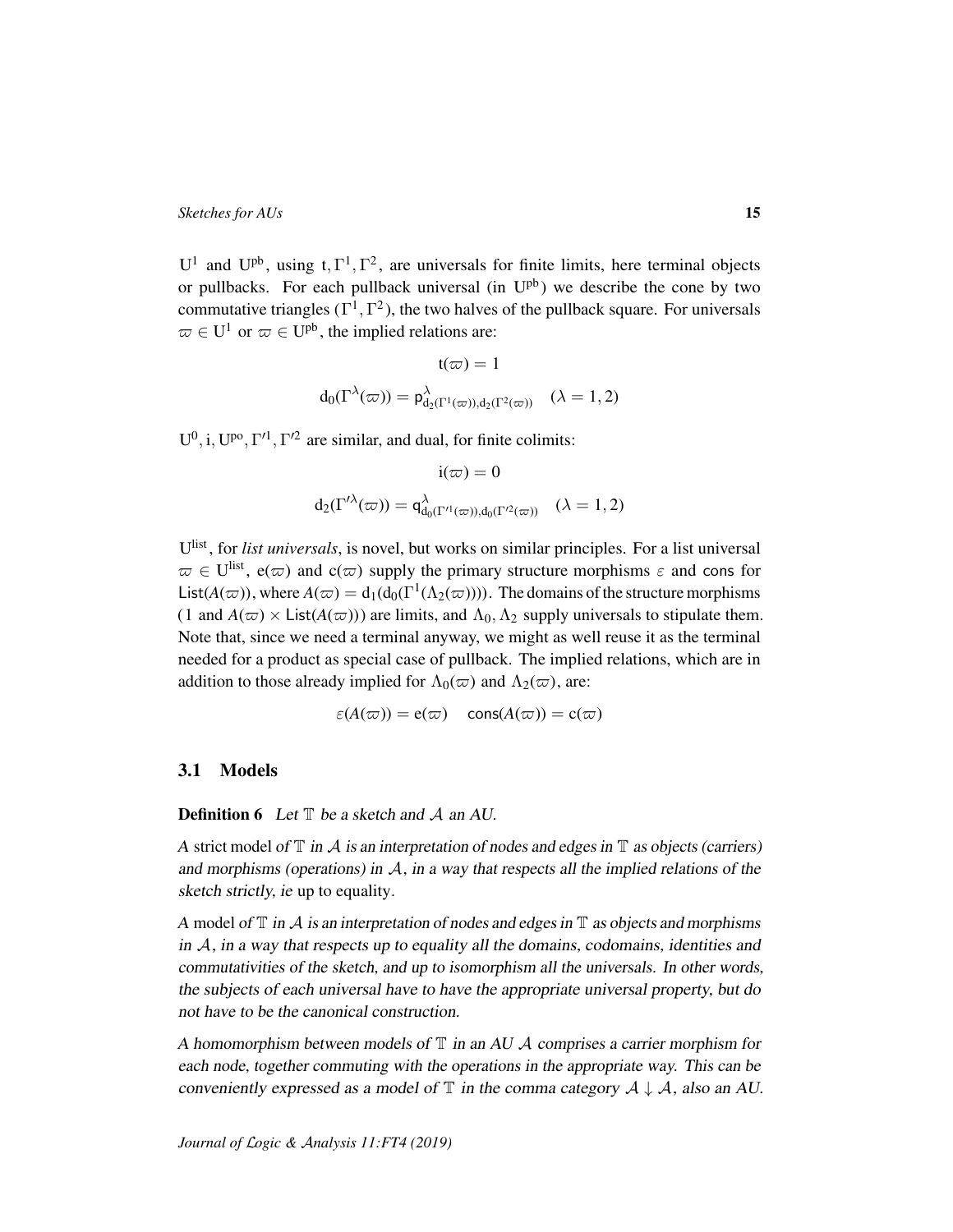$\mathrm{U}^1$ and $\mathrm{U}^{\mathrm{pb}}$, using $\mathrm{t}, \Gamma^1, \Gamma^2$, are universals for finite limits, here terminal objects or pullbacks. For each pullback universal (in $\mathrm{U}^{\mathrm{pb}}$) we describe the cone by two commutative triangles ($\Gamma^1, \Gamma^2$), the two halves of the pullback square. For universals $\varpi \in \mathrm{U}^1$ or $\varpi \in \mathrm{U}^{\mathrm{pb}}$, the implied relations are:

$$\mathrm{t}(\varpi) = 1$$

$$\mathrm{d}_0(\Gamma^\lambda(\varpi)) = \mathsf{p}^\lambda_{\mathrm{d}_2(\Gamma^1(\varpi)),\mathrm{d}_2(\Gamma^2(\varpi))} \quad (\lambda = 1, 2)$$

$\mathrm{U}^0, \mathrm{i}, \mathrm{U}^{\mathrm{po}}, \Gamma'^1, \Gamma'^2$ are similar, and dual, for finite colimits:

$$\mathrm{i}(\varpi) = 0$$

$$\mathrm{d}_2(\Gamma'^\lambda(\varpi)) = \mathsf{q}^\lambda_{\mathrm{d}_0(\Gamma'^1(\varpi)),\mathrm{d}_0(\Gamma'^2(\varpi))} \quad (\lambda = 1, 2)$$

$\mathrm{U}^{\mathrm{list}}$, for *list universals*, is novel, but works on similar principles. For a list universal $\varpi \in \mathrm{U}^{\mathrm{list}}$, $\mathrm{e}(\varpi)$ and $\mathrm{c}(\varpi)$ supply the primary structure morphisms $\varepsilon$ and $\mathsf{cons}$ for $\mathsf{List}(A(\varpi))$, where $A(\varpi) = \mathrm{d}_1(\mathrm{d}_0(\Gamma^1(\Lambda_2(\varpi))))$. The domains of the structure morphisms ($1$ and $A(\varpi) \times \mathsf{List}(A(\varpi))$) are limits, and $\Lambda_0, \Lambda_2$ supply universals to stipulate them. Note that, since we need a terminal anyway, we might as well reuse it as the terminal needed for a product as special case of pullback. The implied relations, which are in addition to those already implied for $\Lambda_0(\varpi)$ and $\Lambda_2(\varpi)$, are:

$$\varepsilon(A(\varpi)) = \mathrm{e}(\varpi) \quad \mathsf{cons}(A(\varpi)) = \mathrm{c}(\varpi)$$

## 3.1 Models

**Definition 6** *Let $\mathbb{T}$ be a sketch and $\mathcal{A}$ an AU.*

*A* strict model *of $\mathbb{T}$ in $\mathcal{A}$ is an interpretation of nodes and edges in $\mathbb{T}$ as objects (carriers) and morphisms (operations) in $\mathcal{A}$, in a way that respects all the implied relations of the sketch strictly, ie up to equality.*

*A* model *of $\mathbb{T}$ in $\mathcal{A}$ is an interpretation of nodes and edges in $\mathbb{T}$ as objects and morphisms in $\mathcal{A}$, in a way that respects up to equality all the domains, codomains, identities and commutativities of the sketch, and up to isomorphism all the universals. In other words, the subjects of each universal have to have the appropriate universal property, but do not have to be the canonical construction.*

*A homomorphism between models of $\mathbb{T}$ in an AU $\mathcal{A}$ comprises a carrier morphism for each node, together commuting with the operations in the appropriate way. This can be conveniently expressed as a model of $\mathbb{T}$ in the comma category $\mathcal{A} \downarrow \mathcal{A}$, also an AU.*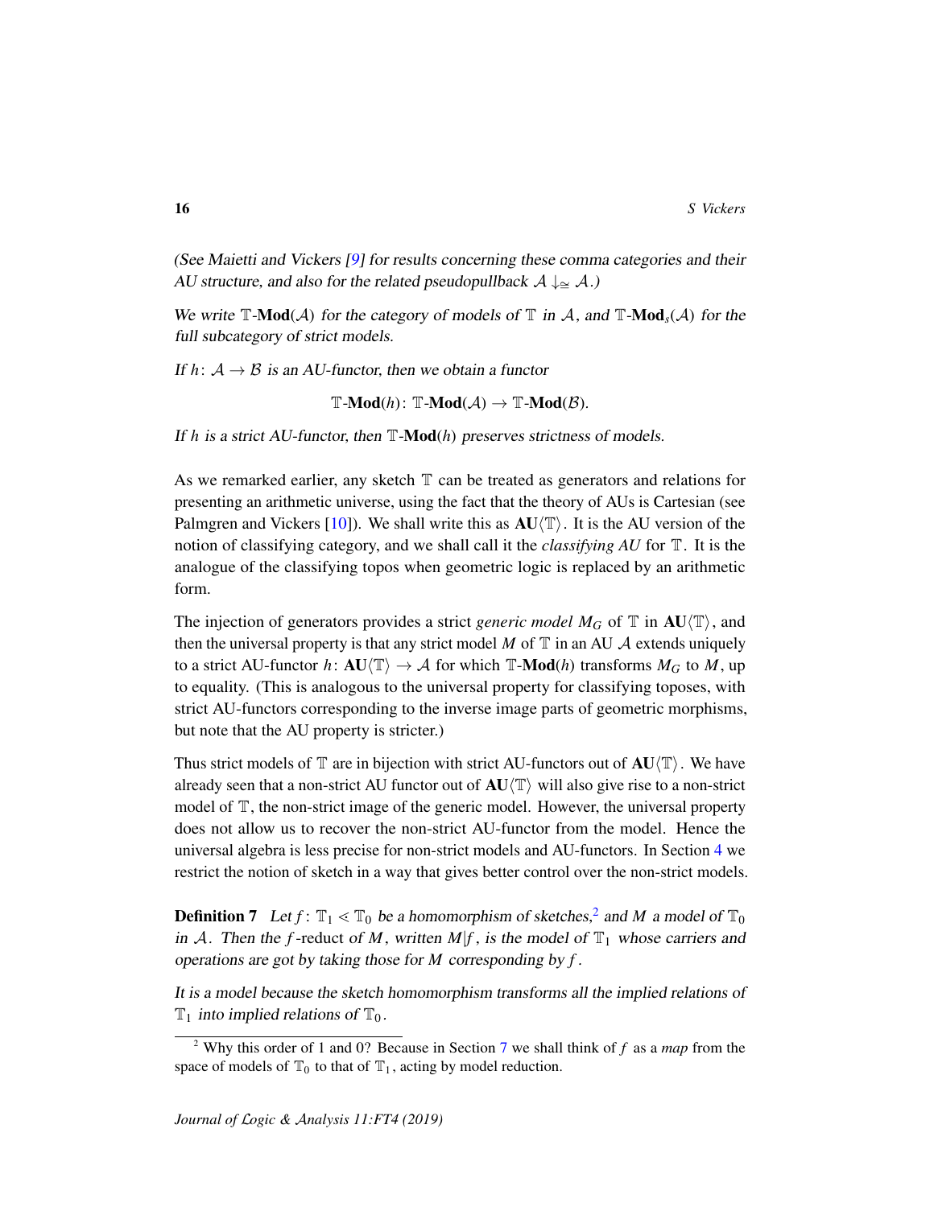*(See Maietti and Vickers [9] for results concerning these comma categories and their AU structure, and also for the related pseudopullback $\mathcal{A} \downarrow_{\cong} \mathcal{A}$.)*

*We write $\mathbb{T}$-$\mathbf{Mod}(\mathcal{A})$ for the category of models of $\mathbb{T}$ in $\mathcal{A}$, and $\mathbb{T}$-$\mathbf{Mod}_s(\mathcal{A})$ for the full subcategory of strict models.*

*If $h\colon \mathcal{A} \to \mathcal{B}$ is an AU-functor, then we obtain a functor*

$$\mathbb{T}\text{-}\mathbf{Mod}(h)\colon \mathbb{T}\text{-}\mathbf{Mod}(\mathcal{A}) \to \mathbb{T}\text{-}\mathbf{Mod}(\mathcal{B}).$$

*If $h$ is a strict AU-functor, then $\mathbb{T}$-$\mathbf{Mod}(h)$ preserves strictness of models.*

As we remarked earlier, any sketch $\mathbb{T}$ can be treated as generators and relations for presenting an arithmetic universe, using the fact that the theory of AUs is Cartesian (see Palmgren and Vickers [10]). We shall write this as $\mathbf{AU}\langle\mathbb{T}\rangle$. It is the AU version of the notion of classifying category, and we shall call it the *classifying AU* for $\mathbb{T}$. It is the analogue of the classifying topos when geometric logic is replaced by an arithmetic form.

The injection of generators provides a strict *generic model* $M_G$ of $\mathbb{T}$ in $\mathbf{AU}\langle\mathbb{T}\rangle$, and then the universal property is that any strict model $M$ of $\mathbb{T}$ in an AU $\mathcal{A}$ extends uniquely to a strict AU-functor $h\colon \mathbf{AU}\langle\mathbb{T}\rangle \to \mathcal{A}$ for which $\mathbb{T}$-$\mathbf{Mod}(h)$ transforms $M_G$ to $M$, up to equality. (This is analogous to the universal property for classifying toposes, with strict AU-functors corresponding to the inverse image parts of geometric morphisms, but note that the AU property is stricter.)

Thus strict models of $\mathbb{T}$ are in bijection with strict AU-functors out of $\mathbf{AU}\langle\mathbb{T}\rangle$. We have already seen that a non-strict AU functor out of $\mathbf{AU}\langle\mathbb{T}\rangle$ will also give rise to a non-strict model of $\mathbb{T}$, the non-strict image of the generic model. However, the universal property does not allow us to recover the non-strict AU-functor from the model. Hence the universal algebra is less precise for non-strict models and AU-functors. In Section 4 we restrict the notion of sketch in a way that gives better control over the non-strict models.

**Definition 7** *Let $f\colon \mathbb{T}_1 \lessdot \mathbb{T}_0$ be a homomorphism of sketches,[2] and $M$ a model of $\mathbb{T}_0$ in $\mathcal{A}$. Then the $f$-reduct of $M$, written $M|f$, is the model of $\mathbb{T}_1$ whose carriers and operations are got by taking those for $M$ corresponding by $f$.*

*It is a model because the sketch homomorphism transforms all the implied relations of $\mathbb{T}_1$ into implied relations of $\mathbb{T}_0$.*

[2] Why this order of 1 and 0? Because in Section 7 we shall think of $f$ as a *map* from the space of models of $\mathbb{T}_0$ to that of $\mathbb{T}_1$, acting by model reduction.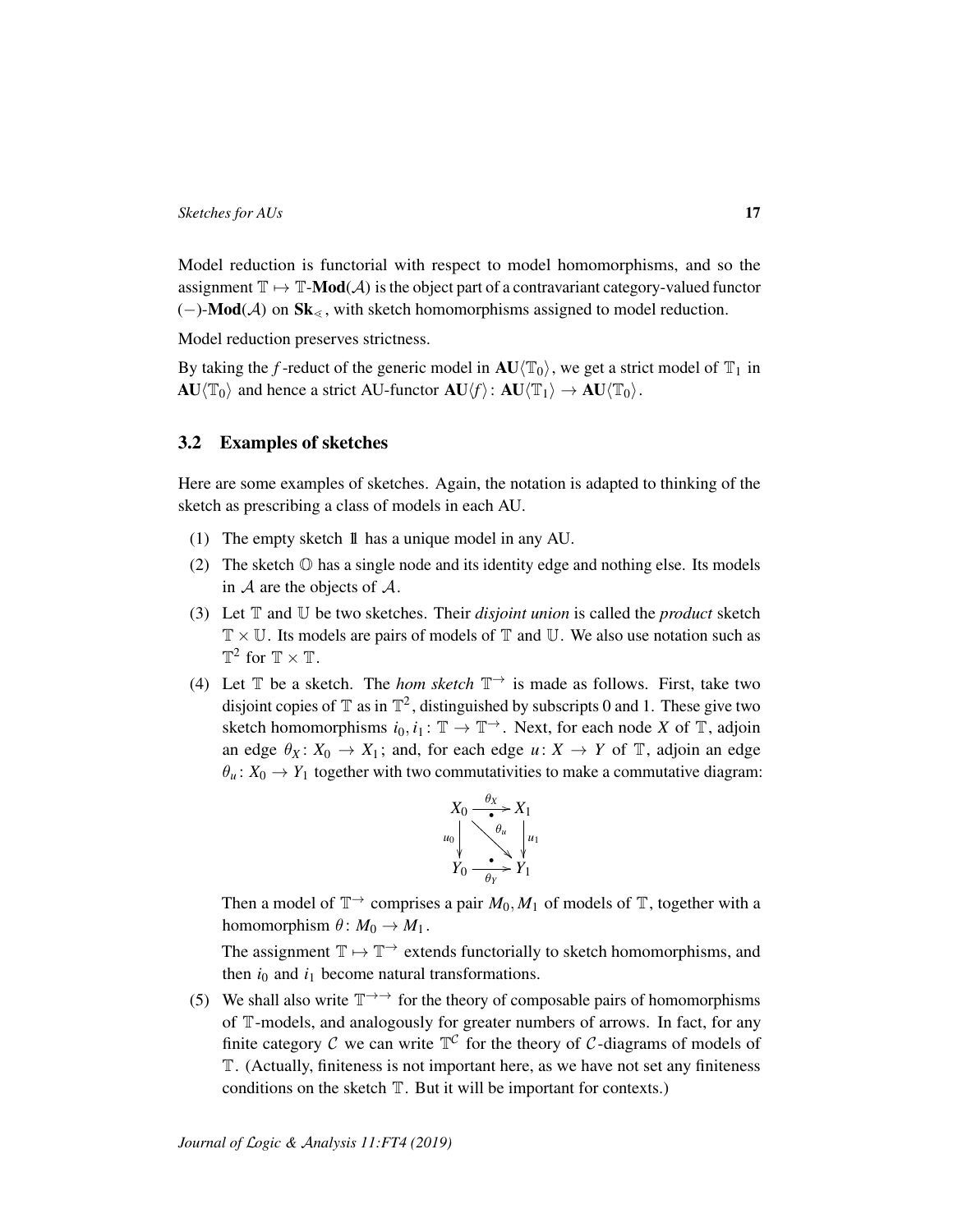Model reduction is functorial with respect to model homomorphisms, and so the assignment $\mathbb{T} \mapsto \mathbb{T}\text{-}\mathbf{Mod}(\mathcal{A})$ is the object part of a contravariant category-valued functor $(-)\text{-}\mathbf{Mod}(\mathcal{A})$ on $\mathbf{Sk}_{\lessdot}$, with sketch homomorphisms assigned to model reduction.

Model reduction preserves strictness.

By taking the $f$-reduct of the generic model in $\mathbf{AU}\langle\mathbb{T}_0\rangle$, we get a strict model of $\mathbb{T}_1$ in $\mathbf{AU}\langle\mathbb{T}_0\rangle$ and hence a strict AU-functor $\mathbf{AU}\langle f\rangle\colon \mathbf{AU}\langle\mathbb{T}_1\rangle \to \mathbf{AU}\langle\mathbb{T}_0\rangle$.

## 3.2 Examples of sketches

Here are some examples of sketches. Again, the notation is adapted to thinking of the sketch as prescribing a class of models in each AU.

(1) The empty sketch $\mathbb{1}$ has a unique model in any AU.

(2) The sketch $\mathbb{O}$ has a single node and its identity edge and nothing else. Its models in $\mathcal{A}$ are the objects of $\mathcal{A}$.

(3) Let $\mathbb{T}$ and $\mathbb{U}$ be two sketches. Their *disjoint union* is called the *product* sketch $\mathbb{T} \times \mathbb{U}$. Its models are pairs of models of $\mathbb{T}$ and $\mathbb{U}$. We also use notation such as $\mathbb{T}^2$ for $\mathbb{T} \times \mathbb{T}$.

(4) Let $\mathbb{T}$ be a sketch. The *hom sketch* $\mathbb{T}^{\to}$ is made as follows. First, take two disjoint copies of $\mathbb{T}$ as in $\mathbb{T}^2$, distinguished by subscripts 0 and 1. These give two sketch homomorphisms $i_0, i_1\colon \mathbb{T} \to \mathbb{T}^{\to}$. Next, for each node $X$ of $\mathbb{T}$, adjoin an edge $\theta_X\colon X_0 \to X_1$; and, for each edge $u\colon X \to Y$ of $\mathbb{T}$, adjoin an edge $\theta_u\colon X_0 \to Y_1$ together with two commutativities to make a commutative diagram:

$$\begin{array}{ccc} X_0 & \xrightarrow{\theta_X} & X_1 \\ {\scriptstyle u_0}\downarrow & \searrow^{\theta_u} & \downarrow{\scriptstyle u_1} \\ Y_0 & \xrightarrow[\theta_Y]{} & Y_1 \end{array}$$

Then a model of $\mathbb{T}^{\to}$ comprises a pair $M_0, M_1$ of models of $\mathbb{T}$, together with a homomorphism $\theta\colon M_0 \to M_1$.

The assignment $\mathbb{T} \mapsto \mathbb{T}^{\to}$ extends functorially to sketch homomorphisms, and then $i_0$ and $i_1$ become natural transformations.

(5) We shall also write $\mathbb{T}^{\to\to}$ for the theory of composable pairs of homomorphisms of $\mathbb{T}$-models, and analogously for greater numbers of arrows. In fact, for any finite category $\mathcal{C}$ we can write $\mathbb{T}^{\mathcal{C}}$ for the theory of $\mathcal{C}$-diagrams of models of $\mathbb{T}$. (Actually, finiteness is not important here, as we have not set any finiteness conditions on the sketch $\mathbb{T}$. But it will be important for contexts.)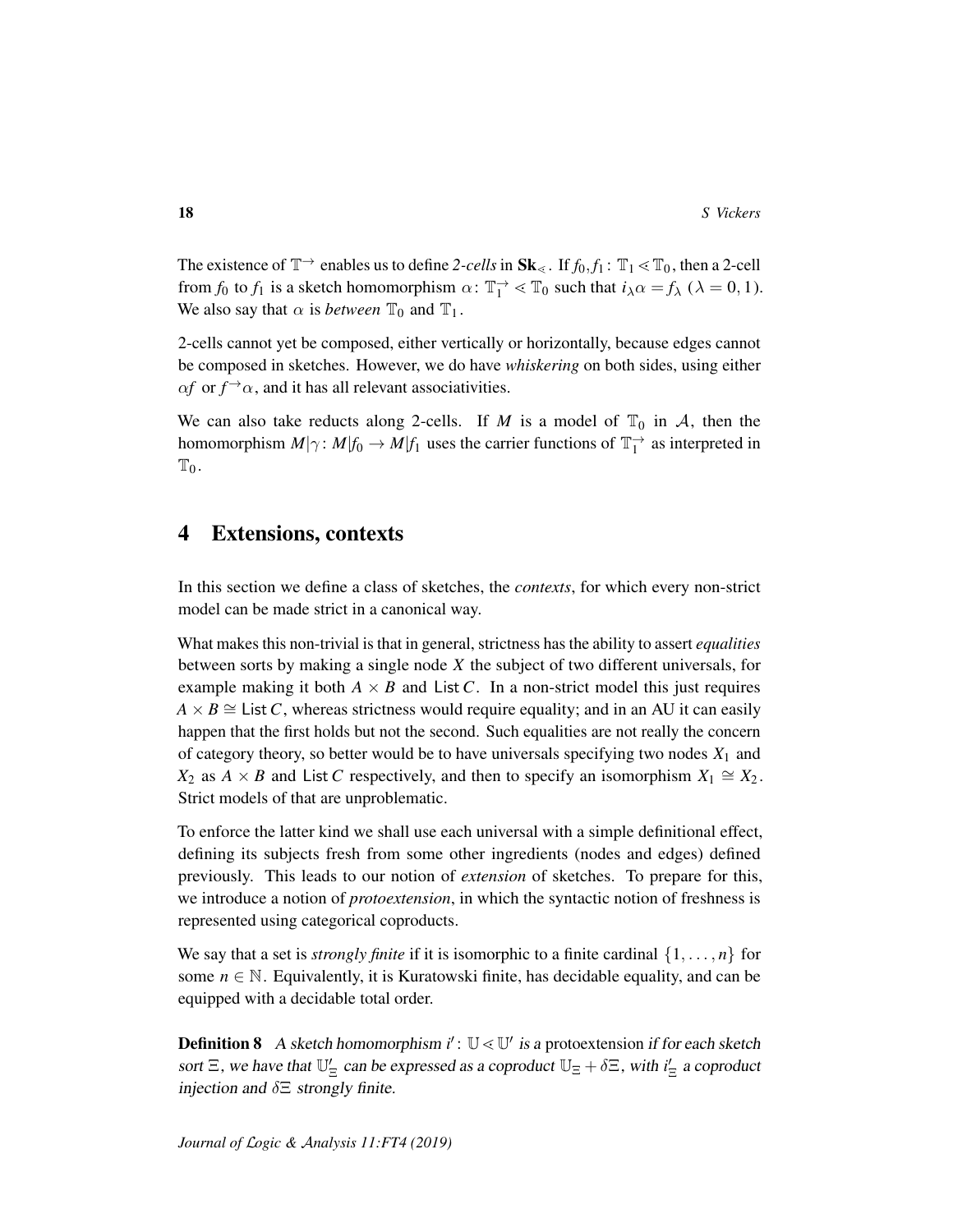The existence of $\mathbb{T}^{\to}$ enables us to define *2-cells* in $\mathbf{Sk}_{\lessdot}$. If $f_0, f_1 \colon \mathbb{T}_1 \lessdot \mathbb{T}_0$, then a 2-cell from $f_0$ to $f_1$ is a sketch homomorphism $\alpha \colon \mathbb{T}_1^{\to} \lessdot \mathbb{T}_0$ such that $i_\lambda \alpha = f_\lambda$ ($\lambda = 0, 1$). We also say that $\alpha$ is *between* $\mathbb{T}_0$ and $\mathbb{T}_1$.

2-cells cannot yet be composed, either vertically or horizontally, because edges cannot be composed in sketches. However, we do have *whiskering* on both sides, using either $\alpha f$ or $f^{\to}\alpha$, and it has all relevant associativities.

We can also take reducts along 2-cells. If $M$ is a model of $\mathbb{T}_0$ in $\mathcal{A}$, then the homomorphism $M|\gamma \colon M|f_0 \to M|f_1$ uses the carrier functions of $\mathbb{T}_1^{\to}$ as interpreted in $\mathbb{T}_0$.

# 4 Extensions, contexts

In this section we define a class of sketches, the *contexts*, for which every non-strict model can be made strict in a canonical way.

What makes this non-trivial is that in general, strictness has the ability to assert *equalities* between sorts by making a single node $X$ the subject of two different universals, for example making it both $A \times B$ and $\mathsf{List}\, C$. In a non-strict model this just requires $A \times B \cong \mathsf{List}\, C$, whereas strictness would require equality; and in an AU it can easily happen that the first holds but not the second. Such equalities are not really the concern of category theory, so better would be to have universals specifying two nodes $X_1$ and $X_2$ as $A \times B$ and $\mathsf{List}\, C$ respectively, and then to specify an isomorphism $X_1 \cong X_2$. Strict models of that are unproblematic.

To enforce the latter kind we shall use each universal with a simple definitional effect, defining its subjects fresh from some other ingredients (nodes and edges) defined previously. This leads to our notion of *extension* of sketches. To prepare for this, we introduce a notion of *protoextension*, in which the syntactic notion of freshness is represented using categorical coproducts.

We say that a set is *strongly finite* if it is isomorphic to a finite cardinal $\{1, \ldots, n\}$ for some $n \in \mathbb{N}$. Equivalently, it is Kuratowski finite, has decidable equality, and can be equipped with a decidable total order.

**Definition 8** *A sketch homomorphism $i' \colon \mathbb{U} \lessdot \mathbb{U}'$ is a* protoextension *if for each sketch sort $\Xi$, we have that $\mathbb{U}'_\Xi$ can be expressed as a coproduct $\mathbb{U}_\Xi + \delta\Xi$, with $i'_\Xi$ a coproduct injection and $\delta\Xi$ strongly finite.*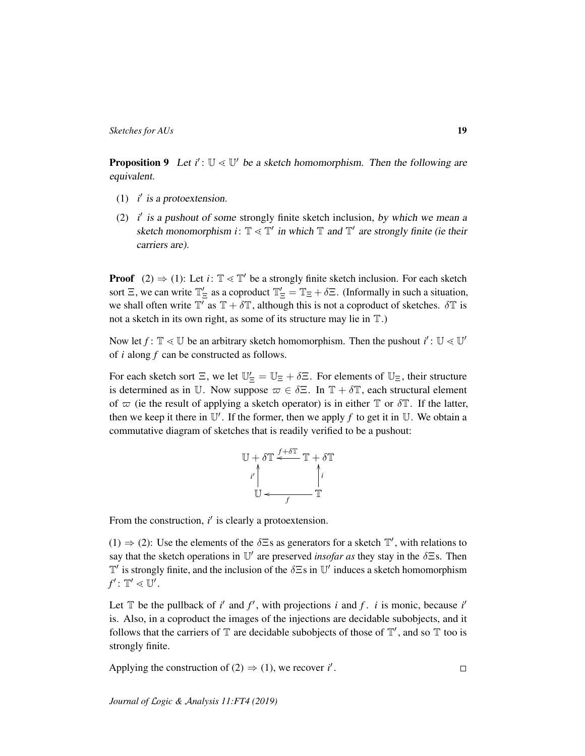**Proposition 9** *Let $i' \colon \mathbb{U} \lessdot \mathbb{U}'$ be a sketch homomorphism. Then the following are equivalent.*

1. *$i'$ is a protoextension.*
2. *$i'$ is a pushout of some* strongly finite sketch inclusion, *by which we mean a sketch monomorphism $i \colon \mathbb{T} \lessdot \mathbb{T}'$ in which $\mathbb{T}$ and $\mathbb{T}'$ are strongly finite (ie their carriers are).*

**Proof** (2) $\Rightarrow$ (1): Let $i \colon \mathbb{T} \lessdot \mathbb{T}'$ be a strongly finite sketch inclusion. For each sketch sort $\Xi$, we can write $\mathbb{T}'_\Xi$ as a coproduct $\mathbb{T}'_\Xi = \mathbb{T}_\Xi + \delta\Xi$. (Informally in such a situation, we shall often write $\mathbb{T}'$ as $\mathbb{T} + \delta\mathbb{T}$, although this is not a coproduct of sketches. $\delta\mathbb{T}$ is not a sketch in its own right, as some of its structure may lie in $\mathbb{T}$.)

Now let $f \colon \mathbb{T} \lessdot \mathbb{U}$ be an arbitrary sketch homomorphism. Then the pushout $i' \colon \mathbb{U} \lessdot \mathbb{U}'$ of $i$ along $f$ can be constructed as follows.

For each sketch sort $\Xi$, we let $\mathbb{U}'_\Xi = \mathbb{U}_\Xi + \delta\Xi$. For elements of $\mathbb{U}_\Xi$, their structure is determined as in $\mathbb{U}$. Now suppose $\varpi \in \delta\Xi$. In $\mathbb{T} + \delta\mathbb{T}$, each structural element of $\varpi$ (ie the result of applying a sketch operator) is in either $\mathbb{T}$ or $\delta\mathbb{T}$. If the latter, then we keep it there in $\mathbb{U}'$. If the former, then we apply $f$ to get it in $\mathbb{U}$. We obtain a commutative diagram of sketches that is readily verified to be a pushout:

$$
\begin{array}{ccc}
\mathbb{U} + \delta\mathbb{T} & \xleftarrow{f+\delta\mathbb{T}} & \mathbb{T} + \delta\mathbb{T} \\
{\scriptstyle i'}\uparrow & & \uparrow{\scriptstyle i} \\
\mathbb{U} & \xleftarrow[f]{} & \mathbb{T}
\end{array}
$$

From the construction, $i'$ is clearly a protoextension.

(1) $\Rightarrow$ (2): Use the elements of the $\delta\Xi$s as generators for a sketch $\mathbb{T}'$, with relations to say that the sketch operations in $\mathbb{U}'$ are preserved *insofar as* they stay in the $\delta\Xi$s. Then $\mathbb{T}'$ is strongly finite, and the inclusion of the $\delta\Xi$s in $\mathbb{U}'$ induces a sketch homomorphism $f' \colon \mathbb{T}' \lessdot \mathbb{U}'$.

Let $\mathbb{T}$ be the pullback of $i'$ and $f'$, with projections $i$ and $f$. $i$ is monic, because $i'$ is. Also, in a coproduct the images of the injections are decidable subobjects, and it follows that the carriers of $\mathbb{T}$ are decidable subobjects of those of $\mathbb{T}'$, and so $\mathbb{T}$ too is strongly finite.

Applying the construction of (2) $\Rightarrow$ (1), we recover $i'$. $\square$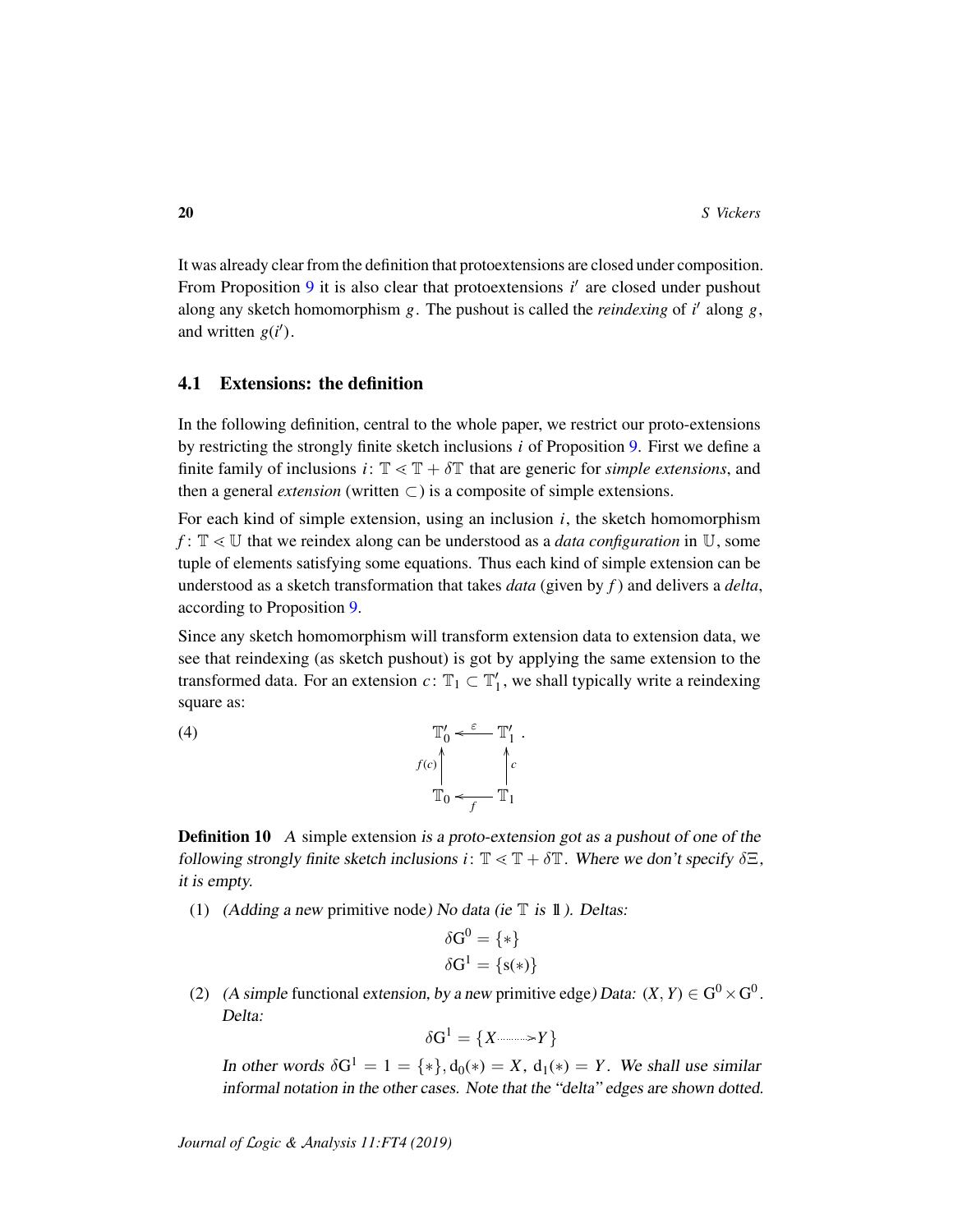It was already clear from the definition that protoextensions are closed under composition. From Proposition 9 it is also clear that protoextensions $i'$ are closed under pushout along any sketch homomorphism $g$. The pushout is called the *reindexing* of $i'$ along $g$, and written $g(i')$.

## 4.1 Extensions: the definition

In the following definition, central to the whole paper, we restrict our proto-extensions by restricting the strongly finite sketch inclusions $i$ of Proposition 9. First we define a finite family of inclusions $i\colon \mathbb{T} \lessdot \mathbb{T} + \delta\mathbb{T}$ that are generic for *simple extensions*, and then a general *extension* (written $\subset$) is a composite of simple extensions.

For each kind of simple extension, using an inclusion $i$, the sketch homomorphism $f\colon \mathbb{T} \lessdot \mathbb{U}$ that we reindex along can be understood as a *data configuration* in $\mathbb{U}$, some tuple of elements satisfying some equations. Thus each kind of simple extension can be understood as a sketch transformation that takes *data* (given by $f$) and delivers a *delta*, according to Proposition 9.

Since any sketch homomorphism will transform extension data to extension data, we see that reindexing (as sketch pushout) is got by applying the same extension to the transformed data. For an extension $c\colon \mathbb{T}_1 \subset \mathbb{T}_1'$, we shall typically write a reindexing square as:

(4)
$$\begin{array}{ccc} \mathbb{T}_0' & \xleftarrow{\varepsilon} & \mathbb{T}_1' \\ {\scriptstyle f(c)}\uparrow & & \uparrow{\scriptstyle c} \\ \mathbb{T}_0 & \xleftarrow[f]{} & \mathbb{T}_1 \end{array} .$$

**Definition 10** *A* simple extension *is a proto-extension got as a pushout of one of the following strongly finite sketch inclusions $i\colon \mathbb{T} \lessdot \mathbb{T} + \delta\mathbb{T}$. Where we don't specify $\delta\Xi$, it is empty.*

1. *(Adding a new* primitive node*) No data (ie $\mathbb{T}$ is $\mathbb{1}$). Deltas:*
$$\delta G^0 = \{*\}$$
$$\delta G^1 = \{s(*)\}$$

2. *(A simple* functional *extension, by a new* primitive edge*) Data: $(X,Y) \in G^0 \times G^0$. Delta:*
$$\delta G^1 = \{X \dashrightarrow Y\}$$
*In other words $\delta G^1 = 1 = \{*\}, d_0(*) = X,\ d_1(*) = Y$. We shall use similar informal notation in the other cases. Note that the "delta" edges are shown dotted.*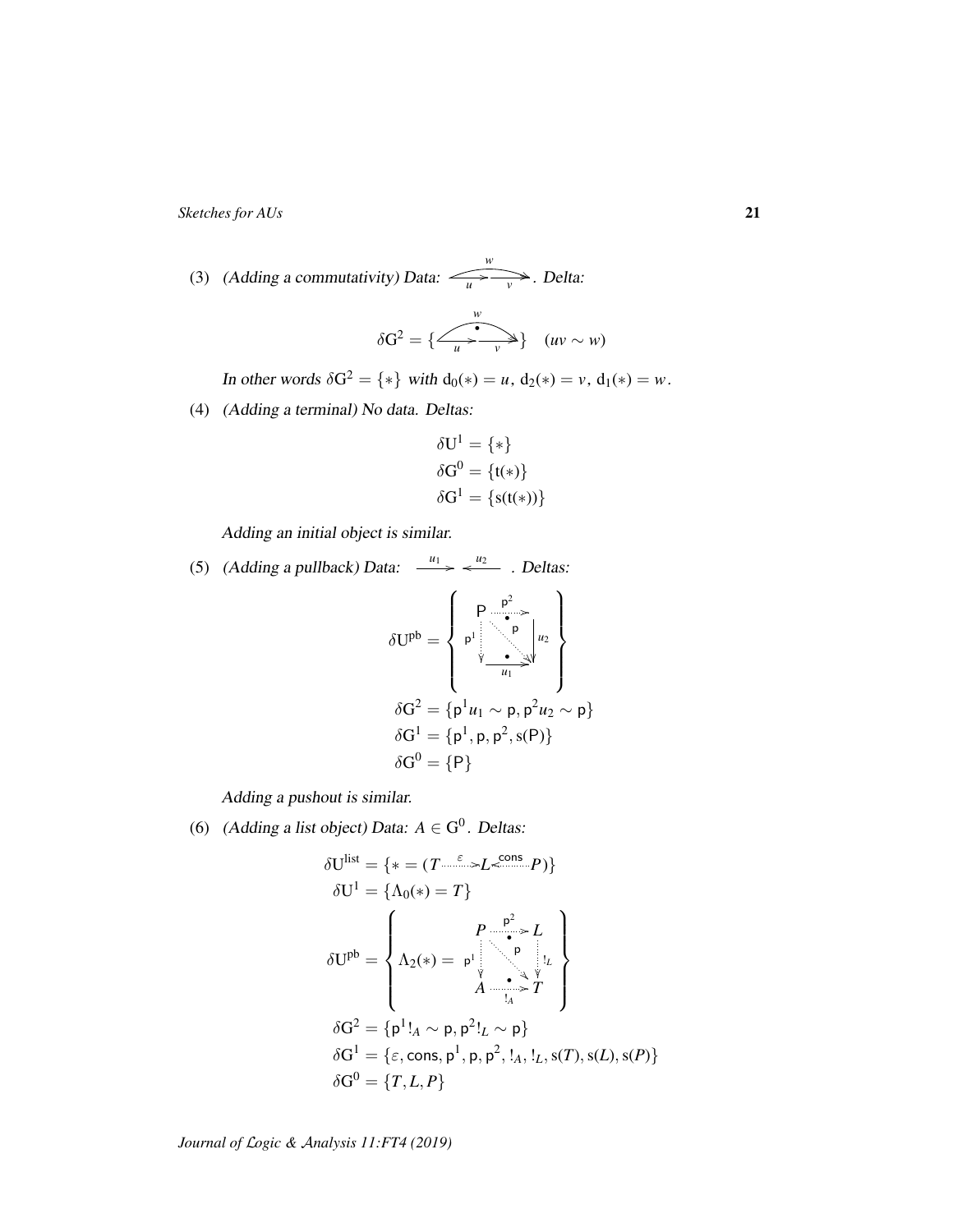(3) *(Adding a commutativity) Data:* $\xrightarrow{u}\xrightarrow{v}$ with $w$ from start to end. *Delta:*

$$\delta \mathrm{G}^2 = \{ \text{triangle } u, v, w \text{ with } \bullet \} \quad (uv \sim w)$$

*In other words* $\delta \mathrm{G}^2 = \{*\}$ *with* $\mathrm{d}_0(*) = u$, $\mathrm{d}_2(*) = v$, $\mathrm{d}_1(*) = w$.

(4) *(Adding a terminal) No data. Deltas:*

$$\delta \mathrm{U}^1 = \{*\}$$
$$\delta \mathrm{G}^0 = \{\mathrm{t}(*)\}$$
$$\delta \mathrm{G}^1 = \{\mathrm{s}(\mathrm{t}(*))\}$$

*Adding an initial object is similar.*

(5) *(Adding a pullback) Data:* $\xrightarrow{u_1} \xleftarrow{u_2}$ *. Deltas:*

$$\delta \mathrm{U}^{\mathsf{pb}} = \left\{ \begin{array}{ccc} \mathsf{P} & \overset{\mathsf{p}^2}{\dashrightarrow} & \cdot \\ {\scriptstyle \mathsf{p}^1}\downarrow & \searrow^{\mathsf{p}} & \downarrow{\scriptstyle u_2} \\ \cdot & \xrightarrow{u_1} & \cdot \end{array} \right\}$$

$$\delta \mathrm{G}^2 = \{\mathsf{p}^1 u_1 \sim \mathsf{p}, \mathsf{p}^2 u_2 \sim \mathsf{p}\}$$
$$\delta \mathrm{G}^1 = \{\mathsf{p}^1, \mathsf{p}, \mathsf{p}^2, \mathrm{s}(\mathsf{P})\}$$
$$\delta \mathrm{G}^0 = \{\mathsf{P}\}$$

*Adding a pushout is similar.*

(6) *(Adding a list object) Data:* $A \in \mathrm{G}^0$*. Deltas:*

$$\delta \mathrm{U}^{\mathrm{list}} = \{* = (T \overset{\varepsilon}{\dashrightarrow} L \overset{\mathsf{cons}}{\dashleftarrow} P)\}$$
$$\delta \mathrm{U}^1 = \{\Lambda_0(*) = T\}$$
$$\delta \mathrm{U}^{\mathsf{pb}} = \left\{ \Lambda_2(*) = \begin{array}{ccc} P & \overset{\mathsf{p}^2}{\dashrightarrow} & L \\ {\scriptstyle \mathsf{p}^1}\downarrow & \searrow^{\mathsf{p}} & \downarrow{\scriptstyle !_L} \\ A & \underset{!_A}{\dashrightarrow} & T \end{array} \right\}$$
$$\delta \mathrm{G}^2 = \{\mathsf{p}^1 !_A \sim \mathsf{p}, \mathsf{p}^2 !_L \sim \mathsf{p}\}$$
$$\delta \mathrm{G}^1 = \{\varepsilon, \mathsf{cons}, \mathsf{p}^1, \mathsf{p}, \mathsf{p}^2, !_A, !_L, \mathrm{s}(T), \mathrm{s}(L), \mathrm{s}(P)\}$$
$$\delta \mathrm{G}^0 = \{T, L, P\}$$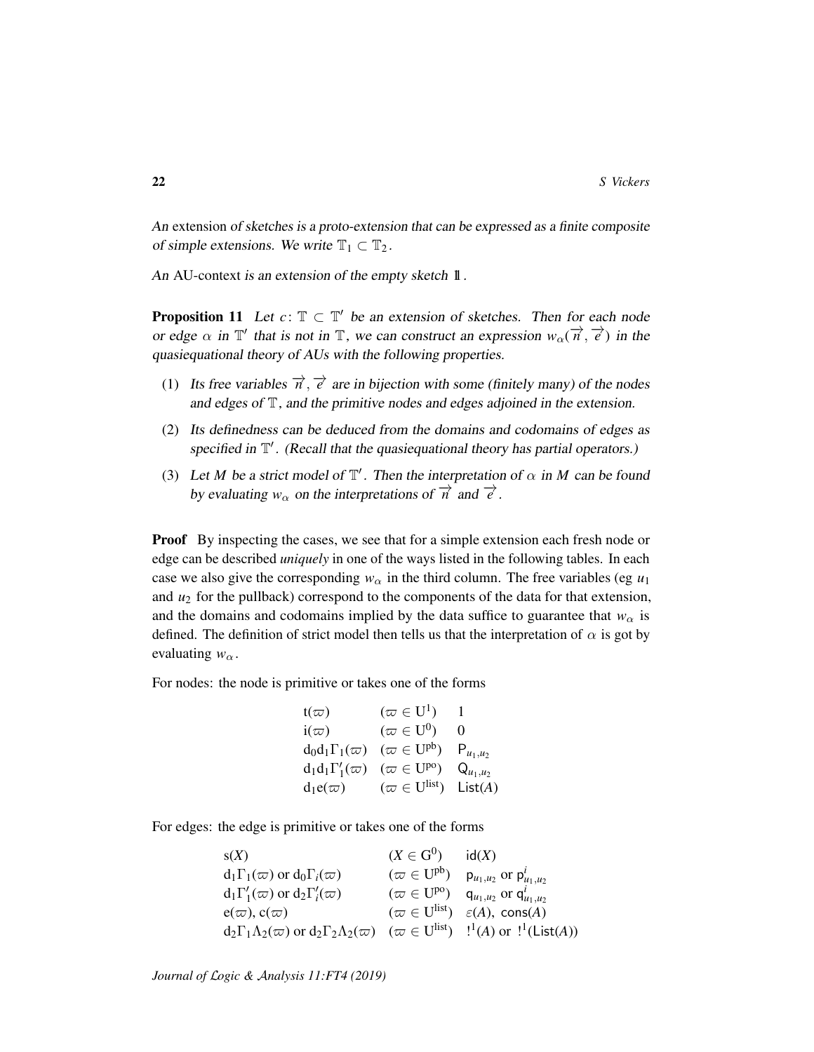*An* extension *of sketches is a proto-extension that can be expressed as a finite composite of simple extensions. We write* $\mathbb{T}_1 \subset \mathbb{T}_2$.

*An* AU-context *is an extension of the empty sketch* $\mathbb{1}$.

**Proposition 11** *Let* $c\colon \mathbb{T} \subset \mathbb{T}'$ *be an extension of sketches. Then for each node or edge* $\alpha$ *in* $\mathbb{T}'$ *that is not in* $\mathbb{T}$*, we can construct an expression* $w_\alpha(\overrightarrow{n}, \overrightarrow{e})$ *in the quasiequational theory of AUs with the following properties.*

(1) *Its free variables* $\overrightarrow{n}, \overrightarrow{e}$ *are in bijection with some (finitely many) of the nodes and edges of* $\mathbb{T}$*, and the primitive nodes and edges adjoined in the extension.*

(2) *Its definedness can be deduced from the domains and codomains of edges as specified in* $\mathbb{T}'$*. (Recall that the quasiequational theory has partial operators.)*

(3) *Let* $M$ *be a strict model of* $\mathbb{T}'$*. Then the interpretation of* $\alpha$ *in* $M$ *can be found by evaluating* $w_\alpha$ *on the interpretations of* $\overrightarrow{n}$ *and* $\overrightarrow{e}$*.*

**Proof** By inspecting the cases, we see that for a simple extension each fresh node or edge can be described *uniquely* in one of the ways listed in the following tables. In each case we also give the corresponding $w_\alpha$ in the third column. The free variables (eg $u_1$ and $u_2$ for the pullback) correspond to the components of the data for that extension, and the domains and codomains implied by the data suffice to guarantee that $w_\alpha$ is defined. The definition of strict model then tells us that the interpretation of $\alpha$ is got by evaluating $w_\alpha$.

For nodes: the node is primitive or takes one of the forms

| | | |
|---|---|---|
| $\mathrm{t}(\varpi)$ | $(\varpi \in \mathrm{U}^1)$ | $1$ |
| $\mathrm{i}(\varpi)$ | $(\varpi \in \mathrm{U}^0)$ | $0$ |
| $\mathrm{d}_0\mathrm{d}_1\Gamma_1(\varpi)$ | $(\varpi \in \mathrm{U}^{\mathrm{pb}})$ | $\mathsf{P}_{u_1,u_2}$ |
| $\mathrm{d}_1\mathrm{d}_1\Gamma'_1(\varpi)$ | $(\varpi \in \mathrm{U}^{\mathrm{po}})$ | $\mathsf{Q}_{u_1,u_2}$ |
| $\mathrm{d}_1\mathrm{e}(\varpi)$ | $(\varpi \in \mathrm{U}^{\mathrm{list}})$ | $\mathsf{List}(A)$ |

For edges: the edge is primitive or takes one of the forms

| | | |
|---|---|---|
| $\mathrm{s}(X)$ | $(X \in \mathrm{G}^0)$ | $\mathsf{id}(X)$ |
| $\mathrm{d}_1\Gamma_1(\varpi)$ or $\mathrm{d}_0\Gamma_i(\varpi)$ | $(\varpi \in \mathrm{U}^{\mathrm{pb}})$ | $\mathsf{p}_{u_1,u_2}$ or $\mathsf{p}^i_{u_1,u_2}$ |
| $\mathrm{d}_1\Gamma'_1(\varpi)$ or $\mathrm{d}_2\Gamma'_i(\varpi)$ | $(\varpi \in \mathrm{U}^{\mathrm{po}})$ | $\mathsf{q}_{u_1,u_2}$ or $\mathsf{q}^i_{u_1,u_2}$ |
| $\mathrm{e}(\varpi)$, $\mathrm{c}(\varpi)$ | $(\varpi \in \mathrm{U}^{\mathrm{list}})$ | $\varepsilon(A)$, $\mathsf{cons}(A)$ |
| $\mathrm{d}_2\Gamma_1\Lambda_2(\varpi)$ or $\mathrm{d}_2\Gamma_2\Lambda_2(\varpi)$ | $(\varpi \in \mathrm{U}^{\mathrm{list}})$ | $!^1(A)$ or $!^1(\mathsf{List}(A))$ |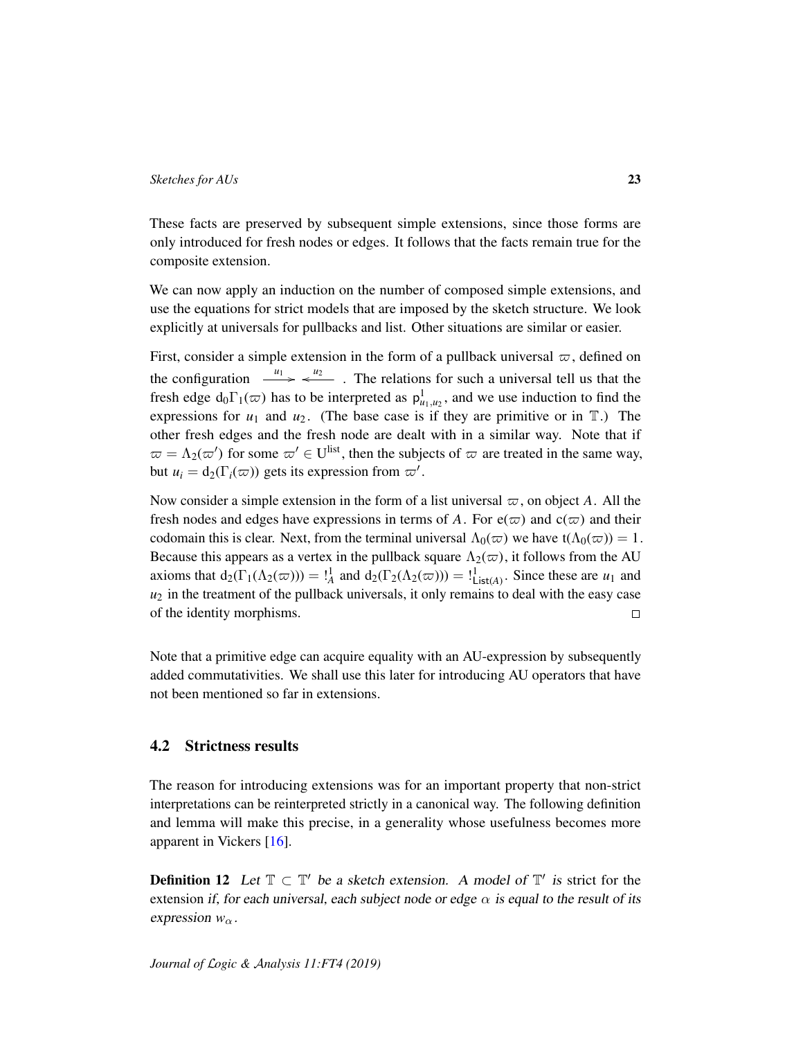These facts are preserved by subsequent simple extensions, since those forms are only introduced for fresh nodes or edges. It follows that the facts remain true for the composite extension.

We can now apply an induction on the number of composed simple extensions, and use the equations for strict models that are imposed by the sketch structure. We look explicitly at universals for pullbacks and list. Other situations are similar or easier.

First, consider a simple extension in the form of a pullback universal $\varpi$, defined on the configuration $\xrightarrow{u_1} \xleftarrow{u_2}$ . The relations for such a universal tell us that the fresh edge $\mathsf{d}_0\Gamma_1(\varpi)$ has to be interpreted as $\mathsf{p}^1_{u_1,u_2}$, and we use induction to find the expressions for $u_1$ and $u_2$. (The base case is if they are primitive or in $\mathbb{T}$.) The other fresh edges and the fresh node are dealt with in a similar way. Note that if $\varpi = \Lambda_2(\varpi')$ for some $\varpi' \in \mathrm{U}^{\mathrm{list}}$, then the subjects of $\varpi$ are treated in the same way, but $u_i = \mathrm{d}_2(\Gamma_i(\varpi))$ gets its expression from $\varpi'$.

Now consider a simple extension in the form of a list universal $\varpi$, on object $A$. All the fresh nodes and edges have expressions in terms of $A$. For $\mathrm{e}(\varpi)$ and $\mathrm{c}(\varpi)$ and their codomain this is clear. Next, from the terminal universal $\Lambda_0(\varpi)$ we have $\mathrm{t}(\Lambda_0(\varpi)) = 1$. Because this appears as a vertex in the pullback square $\Lambda_2(\varpi)$, it follows from the AU axioms that $\mathrm{d}_2(\Gamma_1(\Lambda_2(\varpi))) = !^1_A$ and $\mathrm{d}_2(\Gamma_2(\Lambda_2(\varpi))) = !^1_{\mathsf{List}(A)}$. Since these are $u_1$ and $u_2$ in the treatment of the pullback universals, it only remains to deal with the easy case of the identity morphisms. □

Note that a primitive edge can acquire equality with an AU-expression by subsequently added commutativities. We shall use this later for introducing AU operators that have not been mentioned so far in extensions.

## 4.2 Strictness results

The reason for introducing extensions was for an important property that non-strict interpretations can be reinterpreted strictly in a canonical way. The following definition and lemma will make this precise, in a generality whose usefulness becomes more apparent in Vickers [16].

**Definition 12** *Let $\mathbb{T} \subset \mathbb{T}'$ be a sketch extension. A model of $\mathbb{T}'$ is* strict for the extension *if, for each universal, each subject node or edge $\alpha$ is equal to the result of its expression $w_\alpha$.*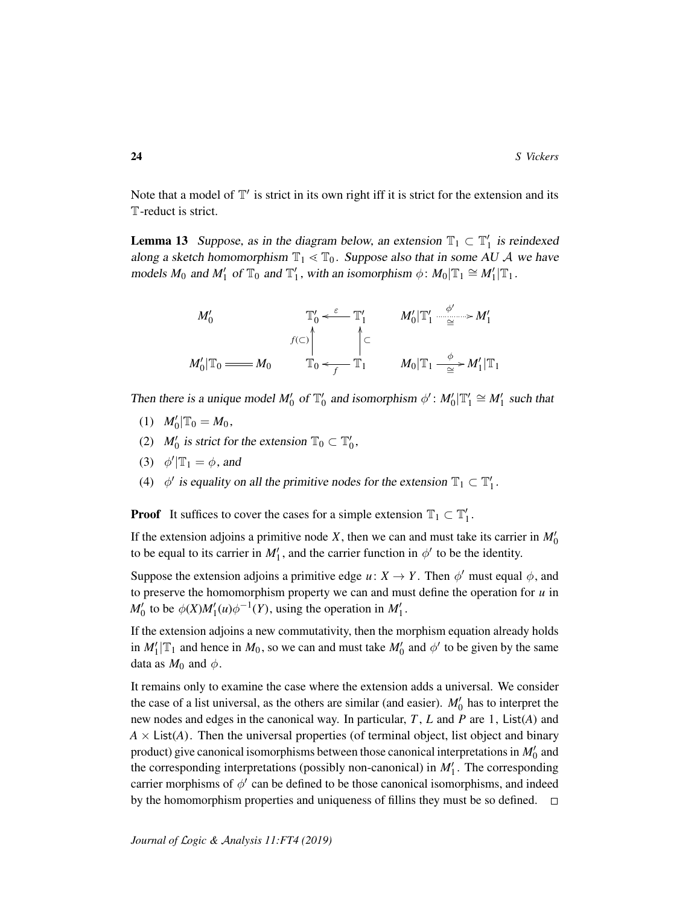Note that a model of $\mathbb{T}'$ is strict in its own right iff it is strict for the extension and its $\mathbb{T}$-reduct is strict.

**Lemma 13** *Suppose, as in the diagram below, an extension $\mathbb{T}_1 \subset \mathbb{T}'_1$ is reindexed along a sketch homomorphism $\mathbb{T}_1 \lessdot \mathbb{T}_0$. Suppose also that in some AU $\mathcal{A}$ we have models $M_0$ and $M'_1$ of $\mathbb{T}_0$ and $\mathbb{T}'_1$, with an isomorphism $\phi\colon M_0|\mathbb{T}_1 \cong M'_1|\mathbb{T}_1$.*

$$
\begin{array}{ccc}
M'_0 & & \\
 & & \\
M'_0|\mathbb{T}_0 & = & M_0
\end{array}
\qquad
\begin{array}{ccc}
\mathbb{T}'_0 & \xleftarrow{\varepsilon} & \mathbb{T}'_1 \\
{\scriptstyle f(\subset)}\uparrow & & \uparrow{\scriptstyle \subset} \\
\mathbb{T}_0 & \xleftarrow[f]{} & \mathbb{T}_1
\end{array}
\qquad
\begin{array}{ccc}
M'_0|\mathbb{T}'_1 & \overset{\phi'}{\underset{\cong}{\cdots\cdots\to}} & M'_1 \\
 & & \\
M_0|\mathbb{T}_1 & \overset{\phi}{\underset{\cong}{\longrightarrow}} & M'_1|\mathbb{T}_1
\end{array}
$$

*Then there is a unique model $M'_0$ of $\mathbb{T}'_0$ and isomorphism $\phi'\colon M'_0|\mathbb{T}'_1 \cong M'_1$ such that*

1. $M'_0|\mathbb{T}_0 = M_0$,
2. *$M'_0$ is strict for the extension $\mathbb{T}_0 \subset \mathbb{T}'_0$,*
3. *$\phi'|\mathbb{T}_1 = \phi$, and*
4. *$\phi'$ is equality on all the primitive nodes for the extension $\mathbb{T}_1 \subset \mathbb{T}'_1$.*

**Proof** It suffices to cover the cases for a simple extension $\mathbb{T}_1 \subset \mathbb{T}'_1$.

If the extension adjoins a primitive node $X$, then we can and must take its carrier in $M'_0$ to be equal to its carrier in $M'_1$, and the carrier function in $\phi'$ to be the identity.

Suppose the extension adjoins a primitive edge $u\colon X \to Y$. Then $\phi'$ must equal $\phi$, and to preserve the homomorphism property we can and must define the operation for $u$ in $M'_0$ to be $\phi(X)M'_1(u)\phi^{-1}(Y)$, using the operation in $M'_1$.

If the extension adjoins a new commutativity, then the morphism equation already holds in $M'_1|\mathbb{T}_1$ and hence in $M_0$, so we can and must take $M'_0$ and $\phi'$ to be given by the same data as $M_0$ and $\phi$.

It remains only to examine the case where the extension adds a universal. We consider the case of a list universal, as the others are similar (and easier). $M'_0$ has to interpret the new nodes and edges in the canonical way. In particular, $T$, $L$ and $P$ are $1$, $\mathsf{List}(A)$ and $A \times \mathsf{List}(A)$. Then the universal properties (of terminal object, list object and binary product) give canonical isomorphisms between those canonical interpretations in $M'_0$ and the corresponding interpretations (possibly non-canonical) in $M'_1$. The corresponding carrier morphisms of $\phi'$ can be defined to be those canonical isomorphisms, and indeed by the homomorphism properties and uniqueness of fillins they must be so defined. $\square$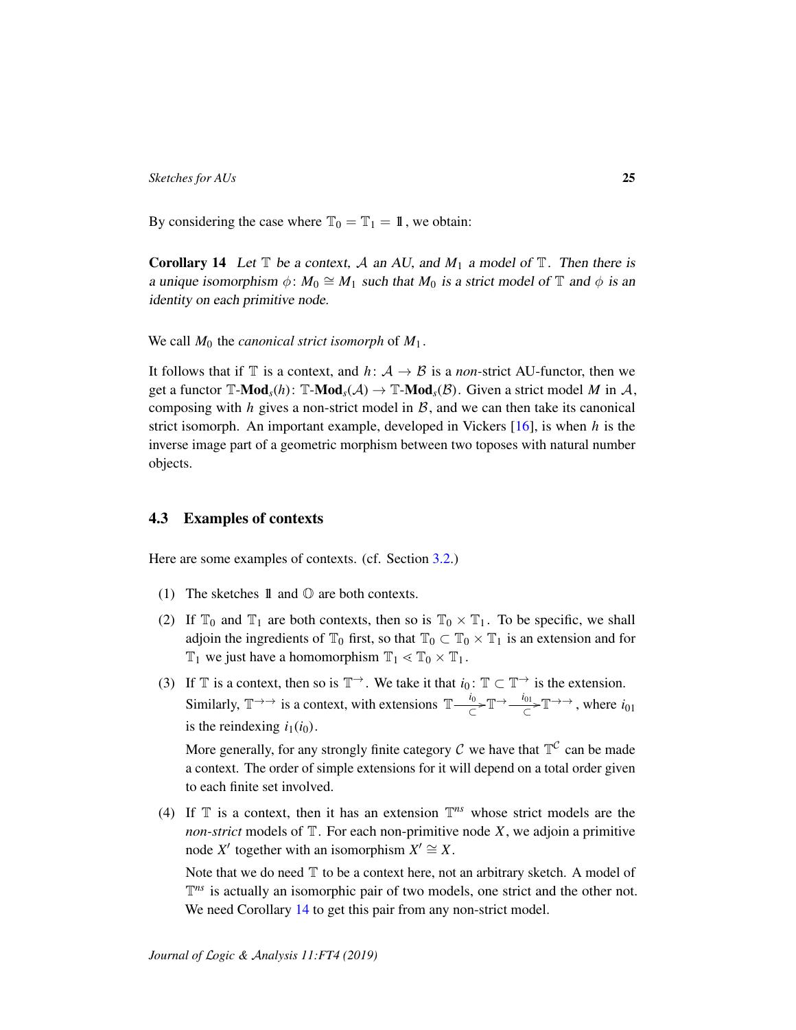By considering the case where $\mathbb{T}_0 = \mathbb{T}_1 = \mathbb{1}$, we obtain:

**Corollary 14** *Let $\mathbb{T}$ be a context, $\mathcal{A}$ an AU, and $M_1$ a model of $\mathbb{T}$. Then there is a unique isomorphism $\phi\colon M_0 \cong M_1$ such that $M_0$ is a strict model of $\mathbb{T}$ and $\phi$ is an identity on each primitive node.*

We call $M_0$ the *canonical strict isomorph* of $M_1$.

It follows that if $\mathbb{T}$ is a context, and $h\colon \mathcal{A} \to \mathcal{B}$ is a *non*-strict AU-functor, then we get a functor $\mathbb{T}\text{-}\mathbf{Mod}_s(h)\colon \mathbb{T}\text{-}\mathbf{Mod}_s(\mathcal{A}) \to \mathbb{T}\text{-}\mathbf{Mod}_s(\mathcal{B})$. Given a strict model $M$ in $\mathcal{A}$, composing with $h$ gives a non-strict model in $\mathcal{B}$, and we can then take its canonical strict isomorph. An important example, developed in Vickers [16], is when $h$ is the inverse image part of a geometric morphism between two toposes with natural number objects.

## 4.3 Examples of contexts

Here are some examples of contexts. (cf. Section 3.2.)

(1) The sketches $\mathbb{1}$ and $\mathbb{O}$ are both contexts.

(2) If $\mathbb{T}_0$ and $\mathbb{T}_1$ are both contexts, then so is $\mathbb{T}_0 \times \mathbb{T}_1$. To be specific, we shall adjoin the ingredients of $\mathbb{T}_0$ first, so that $\mathbb{T}_0 \subset \mathbb{T}_0 \times \mathbb{T}_1$ is an extension and for $\mathbb{T}_1$ we just have a homomorphism $\mathbb{T}_1 \lessdot \mathbb{T}_0 \times \mathbb{T}_1$.

(3) If $\mathbb{T}$ is a context, then so is $\mathbb{T}^{\to}$. We take it that $i_0\colon \mathbb{T} \subset \mathbb{T}^{\to}$ is the extension. Similarly, $\mathbb{T}^{\to\to}$ is a context, with extensions $\mathbb{T} \xrightarrow[\subset]{i_0} \mathbb{T}^{\to} \xrightarrow[\subset]{i_{01}} \mathbb{T}^{\to\to}$, where $i_{01}$ is the reindexing $i_1(i_0)$.

More generally, for any strongly finite category $\mathcal{C}$ we have that $\mathbb{T}^{\mathcal{C}}$ can be made a context. The order of simple extensions for it will depend on a total order given to each finite set involved.

(4) If $\mathbb{T}$ is a context, then it has an extension $\mathbb{T}^{ns}$ whose strict models are the *non-strict* models of $\mathbb{T}$. For each non-primitive node $X$, we adjoin a primitive node $X'$ together with an isomorphism $X' \cong X$.

Note that we do need $\mathbb{T}$ to be a context here, not an arbitrary sketch. A model of $\mathbb{T}^{ns}$ is actually an isomorphic pair of two models, one strict and the other not. We need Corollary 14 to get this pair from any non-strict model.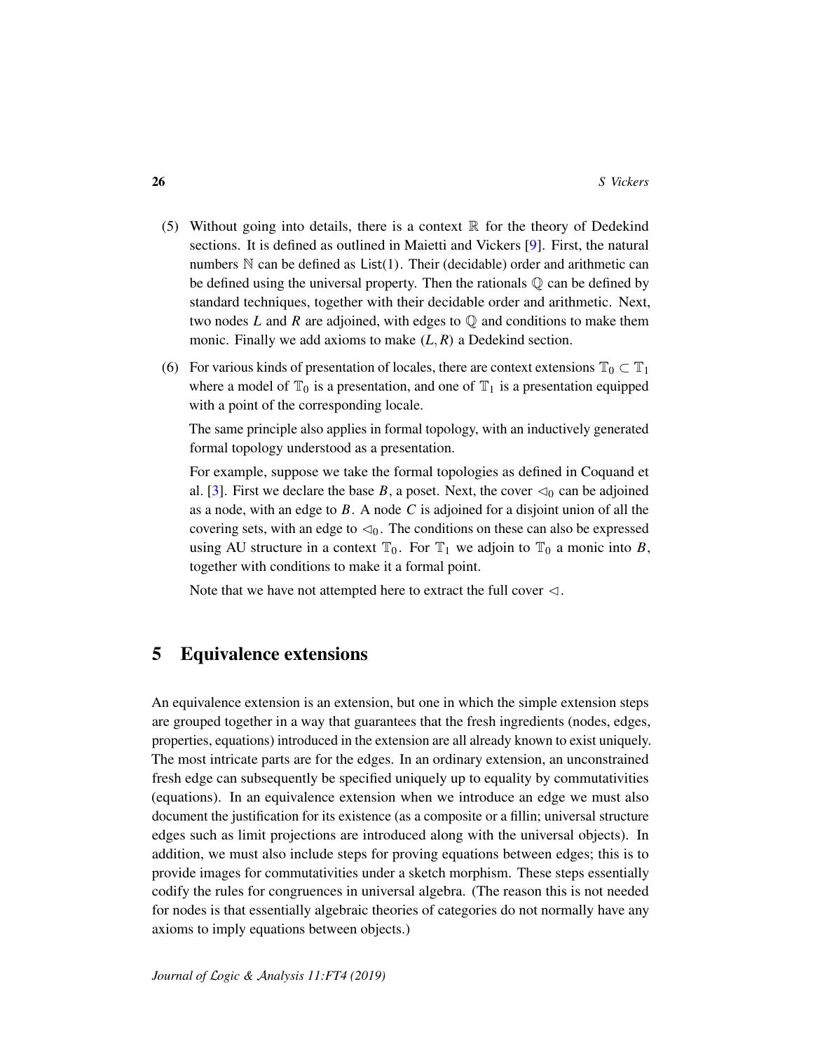(5) Without going into details, there is a context $\mathbb{R}$ for the theory of Dedekind sections. It is defined as outlined in Maietti and Vickers [9]. First, the natural numbers $\mathbb{N}$ can be defined as $\mathsf{List}(1)$. Their (decidable) order and arithmetic can be defined using the universal property. Then the rationals $\mathbb{Q}$ can be defined by standard techniques, together with their decidable order and arithmetic. Next, two nodes $L$ and $R$ are adjoined, with edges to $\mathbb{Q}$ and conditions to make them monic. Finally we add axioms to make $(L, R)$ a Dedekind section.

(6) For various kinds of presentation of locales, there are context extensions $\mathbb{T}_0 \subset \mathbb{T}_1$ where a model of $\mathbb{T}_0$ is a presentation, and one of $\mathbb{T}_1$ is a presentation equipped with a point of the corresponding locale.

The same principle also applies in formal topology, with an inductively generated formal topology understood as a presentation.

For example, suppose we take the formal topologies as defined in Coquand et al. [3]. First we declare the base $B$, a poset. Next, the cover $\lhd_0$ can be adjoined as a node, with an edge to $B$. A node $C$ is adjoined for a disjoint union of all the covering sets, with an edge to $\lhd_0$. The conditions on these can also be expressed using AU structure in a context $\mathbb{T}_0$. For $\mathbb{T}_1$ we adjoin to $\mathbb{T}_0$ a monic into $B$, together with conditions to make it a formal point.

Note that we have not attempted here to extract the full cover $\lhd$.

# 5 Equivalence extensions

An equivalence extension is an extension, but one in which the simple extension steps are grouped together in a way that guarantees that the fresh ingredients (nodes, edges, properties, equations) introduced in the extension are all already known to exist uniquely. The most intricate parts are for the edges. In an ordinary extension, an unconstrained fresh edge can subsequently be specified uniquely up to equality by commutativities (equations). In an equivalence extension when we introduce an edge we must also document the justification for its existence (as a composite or a fillin; universal structure edges such as limit projections are introduced along with the universal objects). In addition, we must also include steps for proving equations between edges; this is to provide images for commutativities under a sketch morphism. These steps essentially codify the rules for congruences in universal algebra. (The reason this is not needed for nodes is that essentially algebraic theories of categories do not normally have any axioms to imply equations between objects.)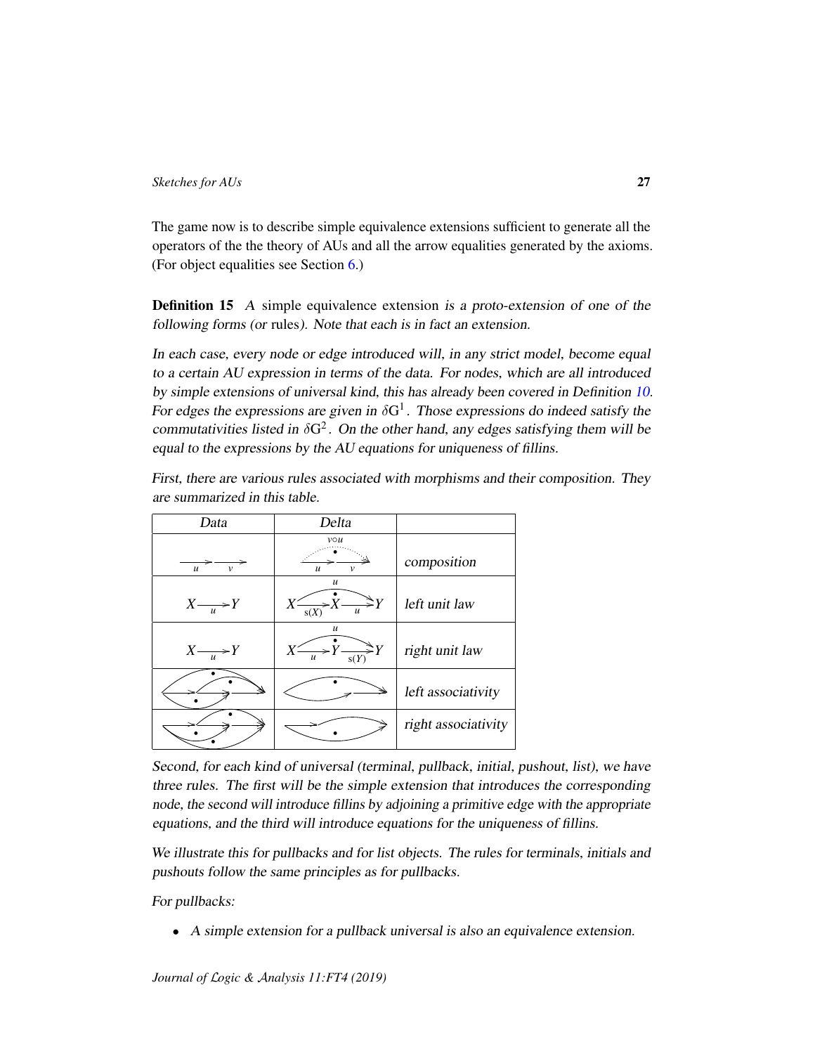The game now is to describe simple equivalence extensions sufficient to generate all the operators of the the theory of AUs and all the arrow equalities generated by the axioms. (For object equalities see Section 6.)

**Definition 15** *A* simple equivalence extension *is a proto-extension of one of the following forms (or* rules*). Note that each is in fact an extension.*

*In each case, every node or edge introduced will, in any strict model, become equal to a certain AU expression in terms of the data. For nodes, which are all introduced by simple extensions of universal kind, this has already been covered in Definition 10. For edges the expressions are given in $\delta G^1$. Those expressions do indeed satisfy the commutativities listed in $\delta G^2$. On the other hand, any edges satisfying them will be equal to the expressions by the AU equations for uniqueness of fillins.*

*First, there are various rules associated with morphisms and their composition. They are summarized in this table.*

| *Data* | *Delta* | |
|---|---|---|
| $\xrightarrow{u}\xrightarrow{v}$ | $\xrightarrow{u}\xrightarrow{v}$ with dotted $v \circ u$ | *composition* |
| $X \xrightarrow{u} Y$ | $X \xrightarrow{s(X)} X \xrightarrow{u} Y$, with $u$ | *left unit law* |
| $X \xrightarrow{u} Y$ | $X \xrightarrow{u} Y \xrightarrow{s(Y)} Y$, with $u$ | *right unit law* |
| | | *left associativity* |
| | | *right associativity* |

*Second, for each kind of universal (terminal, pullback, initial, pushout, list), we have three rules. The first will be the simple extension that introduces the corresponding node, the second will introduce fillins by adjoining a primitive edge with the appropriate equations, and the third will introduce equations for the uniqueness of fillins.*

*We illustrate this for pullbacks and for list objects. The rules for terminals, initials and pushouts follow the same principles as for pullbacks.*

*For pullbacks:*

- *A simple extension for a pullback universal is also an equivalence extension.*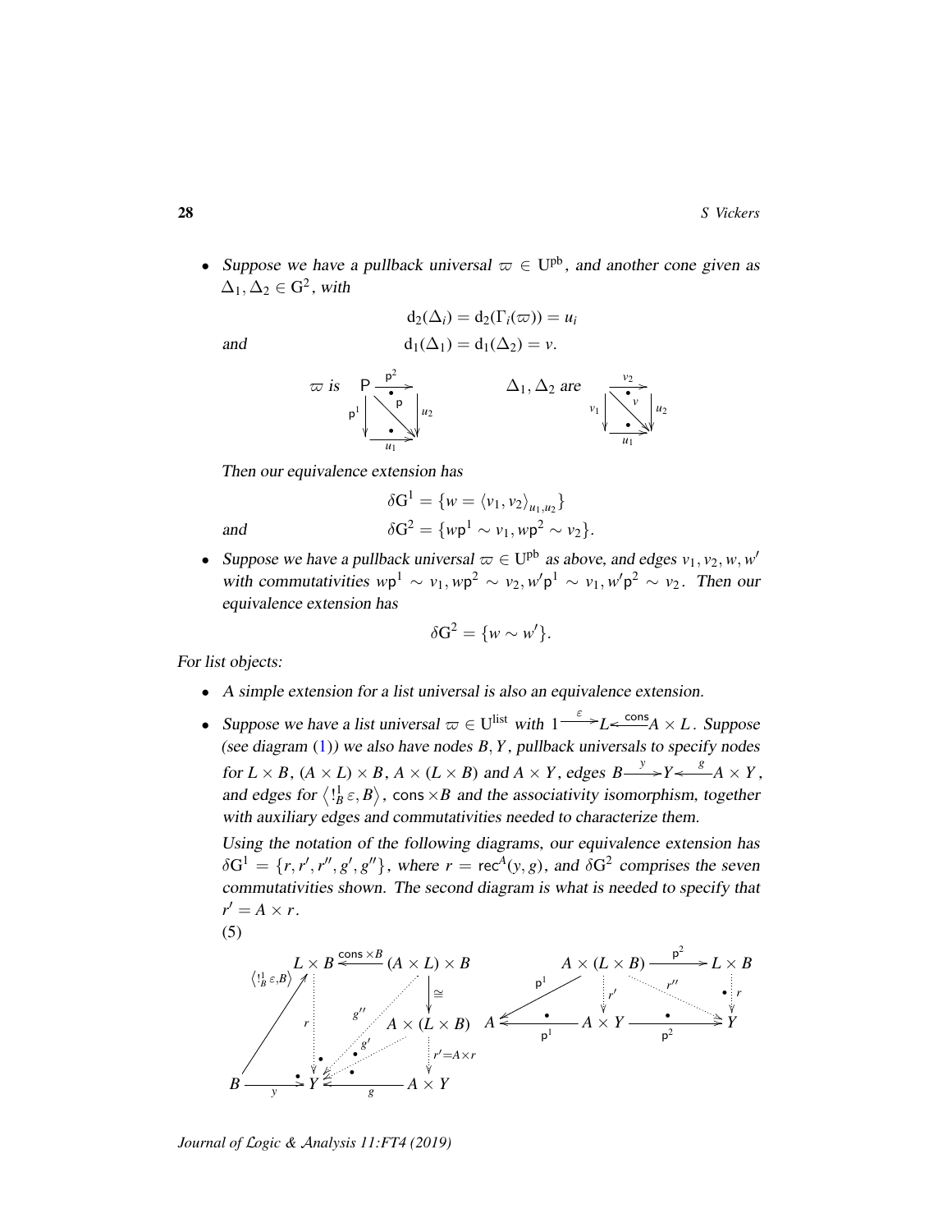- *Suppose we have a pullback universal* $\varpi \in \mathrm{U}^{\mathrm{pb}}$*, and another cone given as* $\Delta_1, \Delta_2 \in \mathrm{G}^2$*, with*

$$\mathrm{d}_2(\Delta_i) = \mathrm{d}_2(\Gamma_i(\varpi)) = u_i$$

*and*

$$\mathrm{d}_1(\Delta_1) = \mathrm{d}_1(\Delta_2) = v.$$

$$\varpi \text{ is } \quad \begin{array}{ccc} \mathsf{P} & \xrightarrow{\mathsf{p}^2} & \\ {\scriptstyle \mathsf{p}^1}\downarrow & \searrow^{\mathsf{p}} & \downarrow{\scriptstyle u_2} \\ & \xrightarrow[u_1]{} & \end{array} \qquad\qquad \Delta_1, \Delta_2 \text{ are } \quad \begin{array}{ccc} & \xrightarrow{v_2} & \\ {\scriptstyle v_1}\downarrow & \searrow^{v} & \downarrow{\scriptstyle u_2} \\ & \xrightarrow[u_1]{} & \end{array}$$

*Then our equivalence extension has*

$$\delta \mathrm{G}^1 = \{ w = \langle v_1, v_2 \rangle_{u_1, u_2} \}$$

*and*

$$\delta \mathrm{G}^2 = \{ w\mathsf{p}^1 \sim v_1, w\mathsf{p}^2 \sim v_2 \}.$$

- *Suppose we have a pullback universal* $\varpi \in \mathrm{U}^{\mathrm{pb}}$ *as above, and edges* $v_1, v_2, w, w'$ *with commutativities* $w\mathsf{p}^1 \sim v_1, w\mathsf{p}^2 \sim v_2, w'\mathsf{p}^1 \sim v_1, w'\mathsf{p}^2 \sim v_2$*. Then our equivalence extension has*

$$\delta \mathrm{G}^2 = \{ w \sim w' \}.$$

*For list objects:*

- *A simple extension for a list universal is also an equivalence extension.*
- *Suppose we have a list universal* $\varpi \in \mathrm{U}^{\mathrm{list}}$ *with* $1 \xrightarrow{\varepsilon} L \xleftarrow{\mathsf{cons}} A \times L$*. Suppose (see diagram (1)) we also have nodes* $B, Y$*, pullback universals to specify nodes for* $L \times B$*,* $(A \times L) \times B$*,* $A \times (L \times B)$ *and* $A \times Y$*, edges* $B \xrightarrow{y} Y \xleftarrow{g} A \times Y$*, and edges for* $\left\langle !_B^1 \varepsilon, B \right\rangle$*,* $\mathsf{cons} \times B$ *and the associativity isomorphism, together with auxiliary edges and commutativities needed to characterize them.*

  *Using the notation of the following diagrams, our equivalence extension has* $\delta \mathrm{G}^1 = \{ r, r', r'', g', g'' \}$*, where* $r = \mathsf{rec}^A(y, g)$*, and* $\delta \mathrm{G}^2$ *comprises the seven commutativities shown. The second diagram is what is needed to specify that* $r' = A \times r$*.*

(5)

$$\begin{array}{ccccc} & L \times B & \xleftarrow{\mathsf{cons} \times B} & (A \times L) \times B & \\ {\scriptstyle \left\langle !_B^1 \varepsilon, B \right\rangle}\nearrow & \vdots {\scriptstyle r} & \overset{g''}{\swarrow} & \downarrow \cong & \\ & \vdots & \overset{g'}{\swarrow} & A \times (L \times B) & \\ & \downarrow & & \vdots {\scriptstyle r' = A \times r} & \\ B \xrightarrow[y]{} & Y & \xleftarrow[g]{} & A \times Y & \end{array} \qquad \begin{array}{ccccc} & & A \times (L \times B) & \xrightarrow{\mathsf{p}^2} & L \times B \\ & \swarrow^{\mathsf{p}^1} & \vdots {\scriptstyle r'} & \overset{r''}{\searrow} & \vdots {\scriptstyle r} \\ A & \xleftarrow[\mathsf{p}^1]{} & A \times Y & \xrightarrow[\mathsf{p}^2]{} & Y \end{array}$$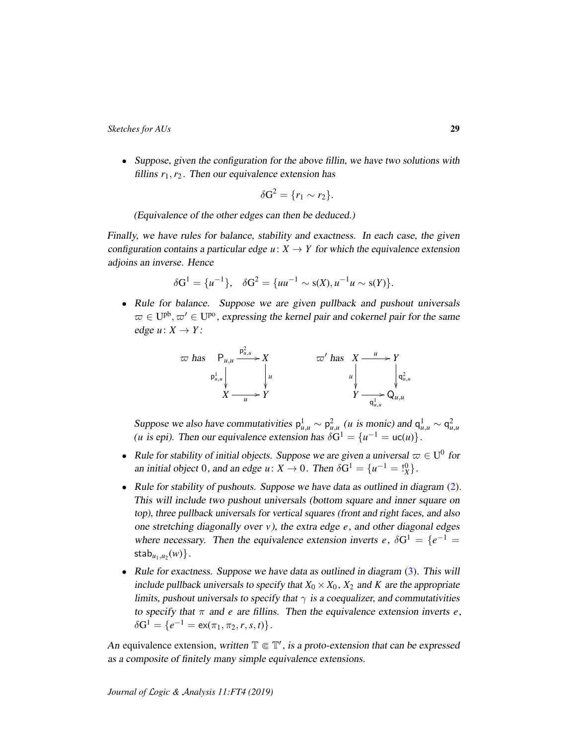- Suppose, given the configuration for the above fillin, we have two solutions with fillins $r_1, r_2$. Then our equivalence extension has

$$\delta\mathrm{G}^2 = \{r_1 \sim r_2\}.$$

(Equivalence of the other edges can then be deduced.)

Finally, we have rules for balance, stability and exactness. In each case, the given configuration contains a particular edge $u\colon X \to Y$ for which the equivalence extension adjoins an inverse. Hence

$$\delta\mathrm{G}^1 = \{u^{-1}\}, \quad \delta\mathrm{G}^2 = \{uu^{-1} \sim \mathrm{s}(X), u^{-1}u \sim \mathrm{s}(Y)\}.$$

- Rule for balance. Suppose we are given pullback and pushout universals $\varpi \in \mathrm{U}^{\mathrm{pb}}, \varpi' \in \mathrm{U}^{\mathrm{po}}$, expressing the kernel pair and cokernel pair for the same edge $u\colon X \to Y$:

$$\varpi \text{ has } \begin{array}{ccc} \mathsf{P}_{u,u} & \xrightarrow{\mathsf{p}^2_{u,u}} & X \\ {\scriptstyle \mathsf{p}^1_{u,u}}\downarrow & & \downarrow{\scriptstyle u} \\ X & \xrightarrow[u]{} & Y \end{array} \qquad \varpi' \text{ has } \begin{array}{ccc} X & \xrightarrow{u} & Y \\ {\scriptstyle u}\downarrow & & \downarrow{\scriptstyle \mathsf{q}^2_{u,u}} \\ Y & \xrightarrow[\mathsf{q}^1_{u,u}]{} & \mathsf{Q}_{u,u} \end{array}$$

Suppose we also have commutativities $\mathsf{p}^1_{u,u} \sim \mathsf{p}^2_{u,u}$ ($u$ is monic) and $\mathsf{q}^1_{u,u} \sim \mathsf{q}^2_{u,u}$ ($u$ is epi). Then our equivalence extension has $\delta\mathrm{G}^1 = \{u^{-1} = \mathsf{uc}(u)\}$.

- Rule for stability of initial objects. Suppose we are given a universal $\varpi \in \mathrm{U}^0$ for an initial object $0$, and an edge $u\colon X \to 0$. Then $\delta\mathrm{G}^1 = \{u^{-1} = !^0_X\}$.

- Rule for stability of pushouts. Suppose we have data as outlined in diagram (2). This will include two pushout universals (bottom square and inner square on top), three pullback universals for vertical squares (front and right faces, and also one stretching diagonally over $v$), the extra edge $e$, and other diagonal edges where necessary. Then the equivalence extension inverts $e$, $\delta\mathrm{G}^1 = \{e^{-1} = \mathsf{stab}_{u_1,u_2}(w)\}$.

- Rule for exactness. Suppose we have data as outlined in diagram (3). This will include pullback universals to specify that $X_0 \times X_0$, $X_2$ and $K$ are the appropriate limits, pushout universals to specify that $\gamma$ is a coequalizer, and commutativities to specify that $\pi$ and $e$ are fillins. Then the equivalence extension inverts $e$, $\delta\mathrm{G}^1 = \{e^{-1} = \mathsf{ex}(\pi_1, \pi_2, r, s, t)\}$.

An equivalence extension, written $\mathbb{T} \Subset \mathbb{T}'$, is a proto-extension that can be expressed as a composite of finitely many simple equivalence extensions.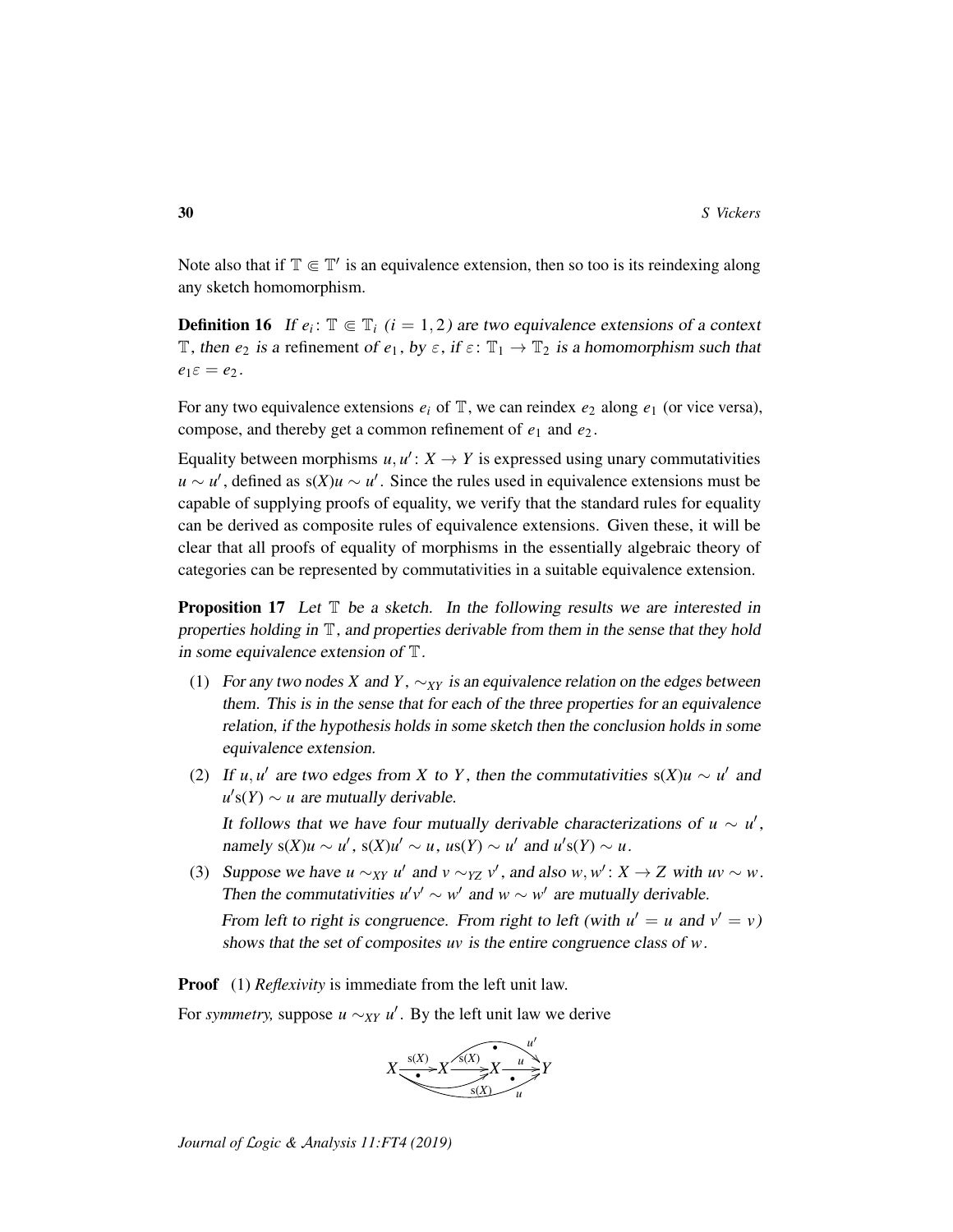Note also that if $\mathbb{T} \Subset \mathbb{T}'$ is an equivalence extension, then so too is its reindexing along any sketch homomorphism.

**Definition 16** *If $e_i \colon \mathbb{T} \Subset \mathbb{T}_i$ ($i = 1, 2$) are two equivalence extensions of a context $\mathbb{T}$, then $e_2$ is a* refinement *of $e_1$, by $\varepsilon$, if $\varepsilon \colon \mathbb{T}_1 \to \mathbb{T}_2$ is a homomorphism such that $e_1\varepsilon = e_2$.*

For any two equivalence extensions $e_i$ of $\mathbb{T}$, we can reindex $e_2$ along $e_1$ (or vice versa), compose, and thereby get a common refinement of $e_1$ and $e_2$.

Equality between morphisms $u, u' \colon X \to Y$ is expressed using unary commutativities $u \sim u'$, defined as $\mathrm{s}(X)u \sim u'$. Since the rules used in equivalence extensions must be capable of supplying proofs of equality, we verify that the standard rules for equality can be derived as composite rules of equivalence extensions. Given these, it will be clear that all proofs of equality of morphisms in the essentially algebraic theory of categories can be represented by commutativities in a suitable equivalence extension.

**Proposition 17** *Let $\mathbb{T}$ be a sketch. In the following results we are interested in properties holding in $\mathbb{T}$, and properties derivable from them in the sense that they hold in some equivalence extension of $\mathbb{T}$.*

1. *For any two nodes $X$ and $Y$, $\sim_{XY}$ is an equivalence relation on the edges between them. This is in the sense that for each of the three properties for an equivalence relation, if the hypothesis holds in some sketch then the conclusion holds in some equivalence extension.*
2. *If $u, u'$ are two edges from $X$ to $Y$, then the commutativities $\mathrm{s}(X)u \sim u'$ and $u'\mathrm{s}(Y) \sim u$ are mutually derivable.*

   *It follows that we have four mutually derivable characterizations of $u \sim u'$, namely $\mathrm{s}(X)u \sim u'$, $\mathrm{s}(X)u' \sim u$, $u\mathrm{s}(Y) \sim u'$ and $u'\mathrm{s}(Y) \sim u$.*
3. *Suppose we have $u \sim_{XY} u'$ and $v \sim_{YZ} v'$, and also $w, w' \colon X \to Z$ with $uv \sim w$. Then the commutativities $u'v' \sim w'$ and $w \sim w'$ are mutually derivable.*

   *From left to right is congruence. From right to left (with $u' = u$ and $v' = v$) shows that the set of composites $uv$ is the entire congruence class of $w$.*

**Proof** (1) *Reflexivity* is immediate from the left unit law.

For *symmetry,* suppose $u \sim_{XY} u'$. By the left unit law we derive

$$X \xrightarrow{\mathrm{s}(X)} X \xrightarrow{\mathrm{s}(X)} X \xrightarrow{u} Y$$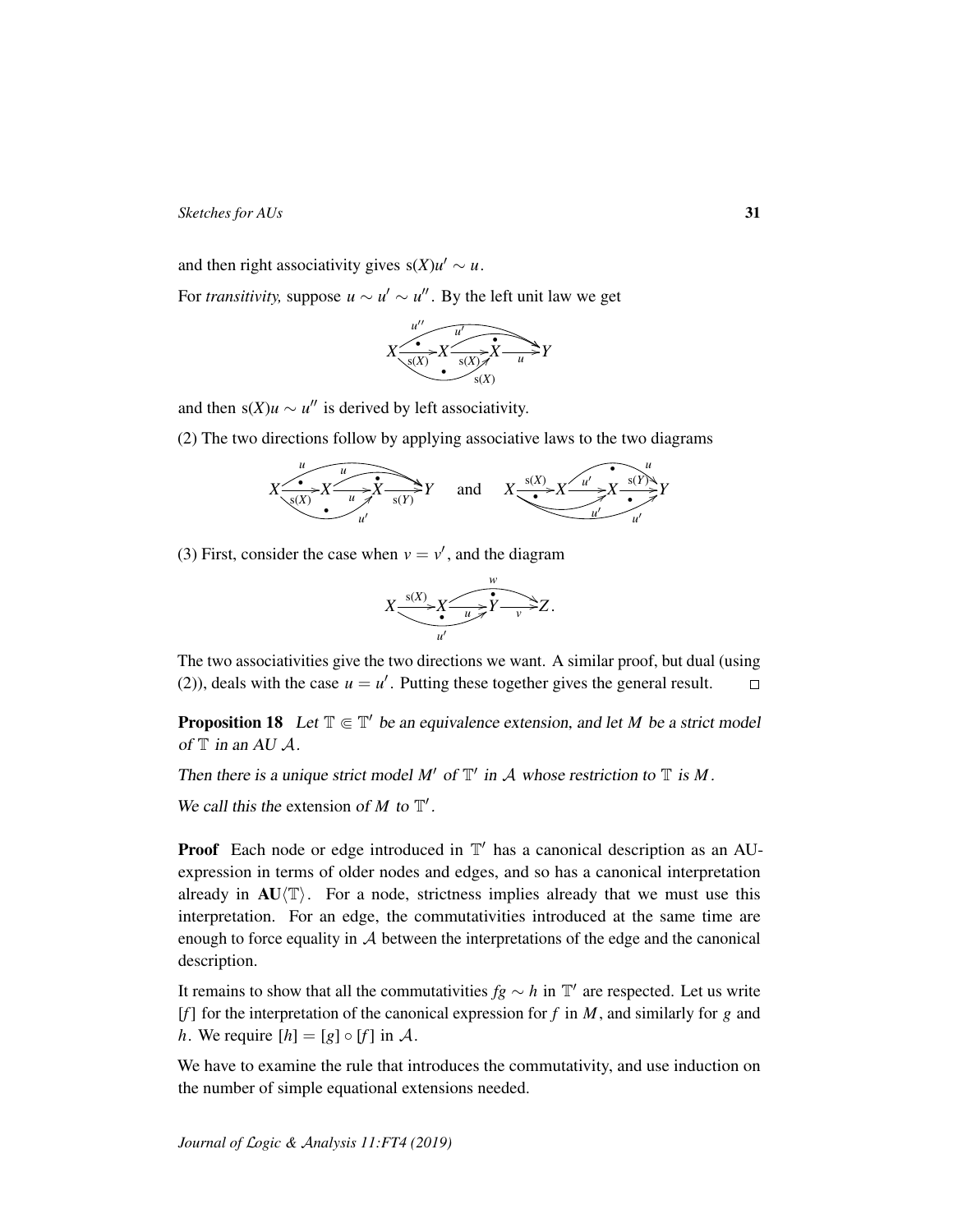and then right associativity gives $\mathrm{s}(X)u' \sim u$.

For *transitivity,* suppose $u \sim u' \sim u''$. By the left unit law we get

$$X \xrightarrow{\mathrm{s}(X)} X \xrightarrow{\mathrm{s}(X)} X \xrightarrow{u} Y$$

and then $\mathrm{s}(X)u \sim u''$ is derived by left associativity.

(2) The two directions follow by applying associative laws to the two diagrams

$$X \xrightarrow{\mathrm{s}(X)} X \xrightarrow{u} X \xrightarrow{\mathrm{s}(Y)} Y \quad \text{and} \quad X \xrightarrow{\mathrm{s}(X)} X \xrightarrow{u'} X \xrightarrow{\mathrm{s}(Y)} Y$$

(3) First, consider the case when $v = v'$, and the diagram

$$X \xrightarrow{\mathrm{s}(X)} X \xrightarrow{u} Y \xrightarrow{v} Z.$$

The two associativities give the two directions we want. A similar proof, but dual (using (2)), deals with the case $u = u'$. Putting these together gives the general result. $\square$

**Proposition 18** *Let $\mathbb{T} \Subset \mathbb{T}'$ be an equivalence extension, and let $M$ be a strict model of $\mathbb{T}$ in an AU $\mathcal{A}$.*

*Then there is a unique strict model $M'$ of $\mathbb{T}'$ in $\mathcal{A}$ whose restriction to $\mathbb{T}$ is $M$.*

*We call this the* extension *of $M$ to $\mathbb{T}'$.*

**Proof** Each node or edge introduced in $\mathbb{T}'$ has a canonical description as an AU-expression in terms of older nodes and edges, and so has a canonical interpretation already in $\mathbf{AU}\langle\mathbb{T}\rangle$. For a node, strictness implies already that we must use this interpretation. For an edge, the commutativities introduced at the same time are enough to force equality in $\mathcal{A}$ between the interpretations of the edge and the canonical description.

It remains to show that all the commutativities $fg \sim h$ in $\mathbb{T}'$ are respected. Let us write $[f]$ for the interpretation of the canonical expression for $f$ in $M$, and similarly for $g$ and $h$. We require $[h] = [g] \circ [f]$ in $\mathcal{A}$.

We have to examine the rule that introduces the commutativity, and use induction on the number of simple equational extensions needed.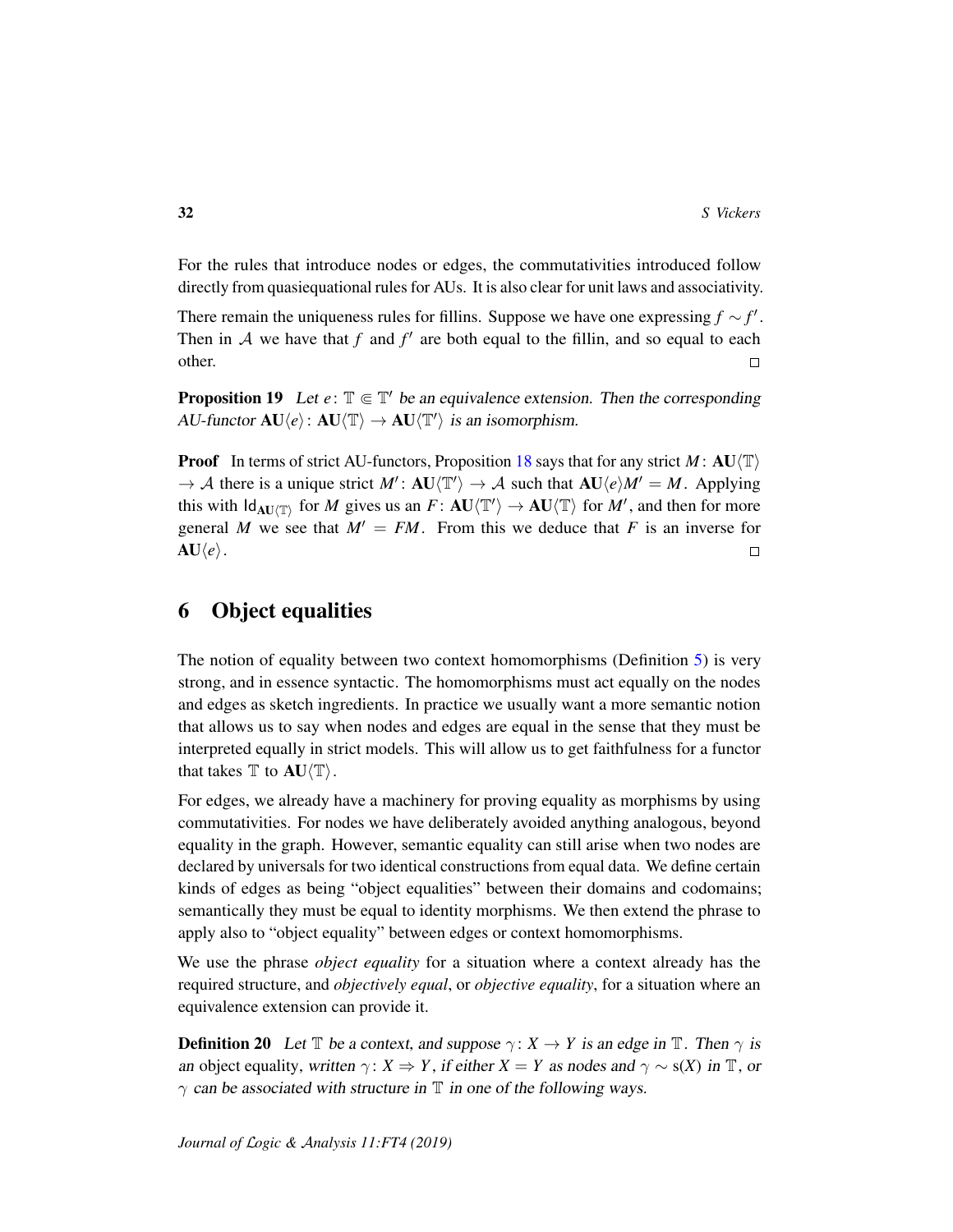For the rules that introduce nodes or edges, the commutativities introduced follow directly from quasiequational rules for AUs. It is also clear for unit laws and associativity.

There remain the uniqueness rules for fillins. Suppose we have one expressing $f \sim f'$. Then in $\mathcal{A}$ we have that $f$ and $f'$ are both equal to the fillin, and so equal to each other. □

**Proposition 19** *Let $e\colon \mathbb{T} \Subset \mathbb{T}'$ be an equivalence extension. Then the corresponding AU-functor $\mathbf{AU}\langle e\rangle\colon \mathbf{AU}\langle\mathbb{T}\rangle \to \mathbf{AU}\langle\mathbb{T}'\rangle$ is an isomorphism.*

**Proof** In terms of strict AU-functors, Proposition 18 says that for any strict $M\colon \mathbf{AU}\langle\mathbb{T}\rangle \to \mathcal{A}$ there is a unique strict $M'\colon \mathbf{AU}\langle\mathbb{T}'\rangle \to \mathcal{A}$ such that $\mathbf{AU}\langle e\rangle M' = M$. Applying this with $\mathsf{Id}_{\mathbf{AU}\langle\mathbb{T}\rangle}$ for $M$ gives us an $F\colon \mathbf{AU}\langle\mathbb{T}'\rangle \to \mathbf{AU}\langle\mathbb{T}\rangle$ for $M'$, and then for more general $M$ we see that $M' = FM$. From this we deduce that $F$ is an inverse for $\mathbf{AU}\langle e\rangle$. □

# 6 Object equalities

The notion of equality between two context homomorphisms (Definition 5) is very strong, and in essence syntactic. The homomorphisms must act equally on the nodes and edges as sketch ingredients. In practice we usually want a more semantic notion that allows us to say when nodes and edges are equal in the sense that they must be interpreted equally in strict models. This will allow us to get faithfulness for a functor that takes $\mathbb{T}$ to $\mathbf{AU}\langle\mathbb{T}\rangle$.

For edges, we already have a machinery for proving equality as morphisms by using commutativities. For nodes we have deliberately avoided anything analogous, beyond equality in the graph. However, semantic equality can still arise when two nodes are declared by universals for two identical constructions from equal data. We define certain kinds of edges as being "object equalities" between their domains and codomains; semantically they must be equal to identity morphisms. We then extend the phrase to apply also to "object equality" between edges or context homomorphisms.

We use the phrase *object equality* for a situation where a context already has the required structure, and *objectively equal*, or *objective equality*, for a situation where an equivalence extension can provide it.

**Definition 20** *Let $\mathbb{T}$ be a context, and suppose $\gamma\colon X \to Y$ is an edge in $\mathbb{T}$. Then $\gamma$ is an* object equality*, written $\gamma\colon X \Rightarrow Y$, if either $X = Y$ as nodes and $\gamma \sim \mathrm{s}(X)$ in $\mathbb{T}$, or $\gamma$ can be associated with structure in $\mathbb{T}$ in one of the following ways.*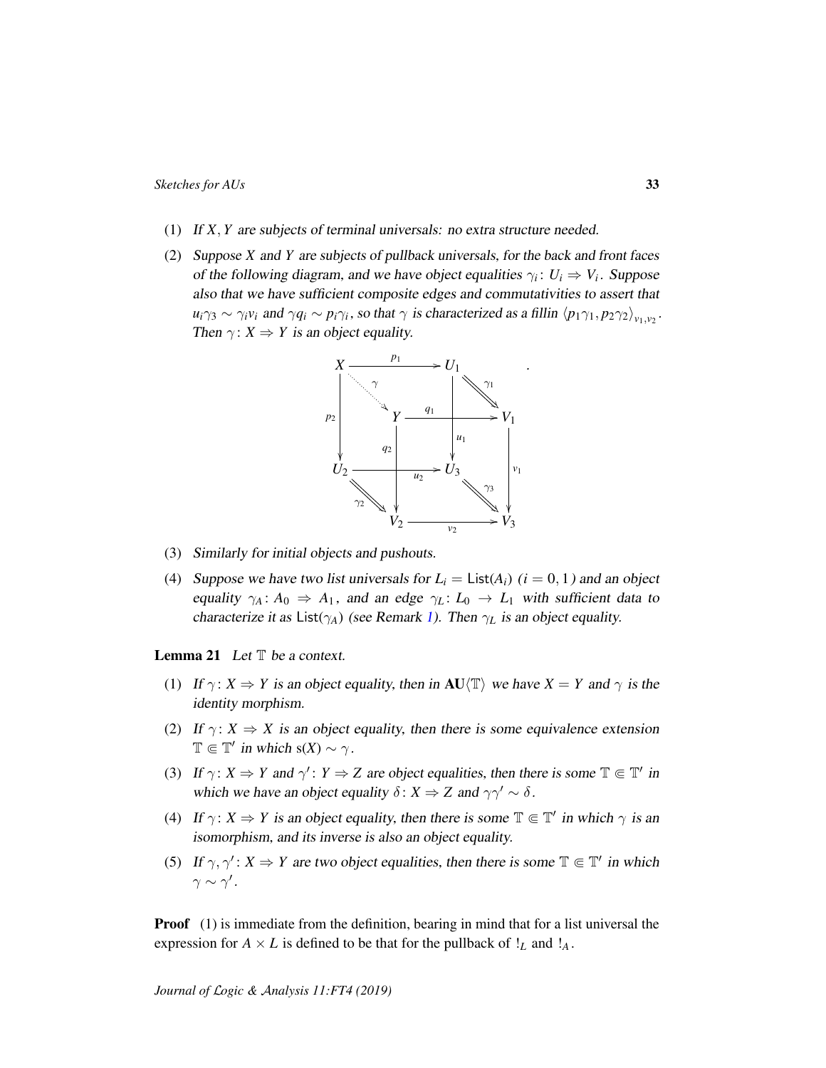(1) *If $X, Y$ are subjects of terminal universals: no extra structure needed.*

(2) *Suppose $X$ and $Y$ are subjects of pullback universals, for the back and front faces of the following diagram, and we have object equalities $\gamma_i \colon U_i \Rightarrow V_i$. Suppose also that we have sufficient composite edges and commutativities to assert that $u_i\gamma_3 \sim \gamma_i v_i$ and $\gamma q_i \sim p_i\gamma_i$, so that $\gamma$ is characterized as a fillin $\langle p_1\gamma_1, p_2\gamma_2\rangle_{v_1,v_2}$. Then $\gamma \colon X \Rightarrow Y$ is an object equality.*

$$
\begin{array}{ccccc}
X & \xrightarrow{p_1} & U_1 & & \\
& \overset{\gamma}{\searrow} & & \overset{\gamma_1}{\searrow} & \\
{\scriptstyle p_2}\downarrow & & Y \xrightarrow{q_1} & {\scriptstyle u_1}\downarrow & V_1 \\
& & {\scriptstyle q_2}\downarrow & & {\scriptstyle v_1}\downarrow \\
U_2 & \xrightarrow{u_2} & U_3 & & \\
& \overset{\gamma_2}{\searrow} & & \overset{\gamma_3}{\searrow} & \\
& & V_2 & \xrightarrow{v_2} & V_3
\end{array}
$$

(3) *Similarly for initial objects and pushouts.*

(4) *Suppose we have two list universals for $L_i = \mathsf{List}(A_i)$ $(i = 0, 1)$ and an object equality $\gamma_A \colon A_0 \Rightarrow A_1$, and an edge $\gamma_L \colon L_0 \to L_1$ with sufficient data to characterize it as $\mathsf{List}(\gamma_A)$ (see Remark 1). Then $\gamma_L$ is an object equality.*

**Lemma 21** *Let $\mathbb{T}$ be a context.*

(1) *If $\gamma \colon X \Rightarrow Y$ is an object equality, then in $\mathbf{AU}\langle\mathbb{T}\rangle$ we have $X = Y$ and $\gamma$ is the identity morphism.*

(2) *If $\gamma \colon X \Rightarrow X$ is an object equality, then there is some equivalence extension $\mathbb{T} \Subset \mathbb{T}'$ in which $\mathrm{s}(X) \sim \gamma$.*

(3) *If $\gamma \colon X \Rightarrow Y$ and $\gamma' \colon Y \Rightarrow Z$ are object equalities, then there is some $\mathbb{T} \Subset \mathbb{T}'$ in which we have an object equality $\delta \colon X \Rightarrow Z$ and $\gamma\gamma' \sim \delta$.*

(4) *If $\gamma \colon X \Rightarrow Y$ is an object equality, then there is some $\mathbb{T} \Subset \mathbb{T}'$ in which $\gamma$ is an isomorphism, and its inverse is also an object equality.*

(5) *If $\gamma, \gamma' \colon X \Rightarrow Y$ are two object equalities, then there is some $\mathbb{T} \Subset \mathbb{T}'$ in which $\gamma \sim \gamma'$.*

**Proof** (1) is immediate from the definition, bearing in mind that for a list universal the expression for $A \times L$ is defined to be that for the pullback of $!_L$ and $!_A$.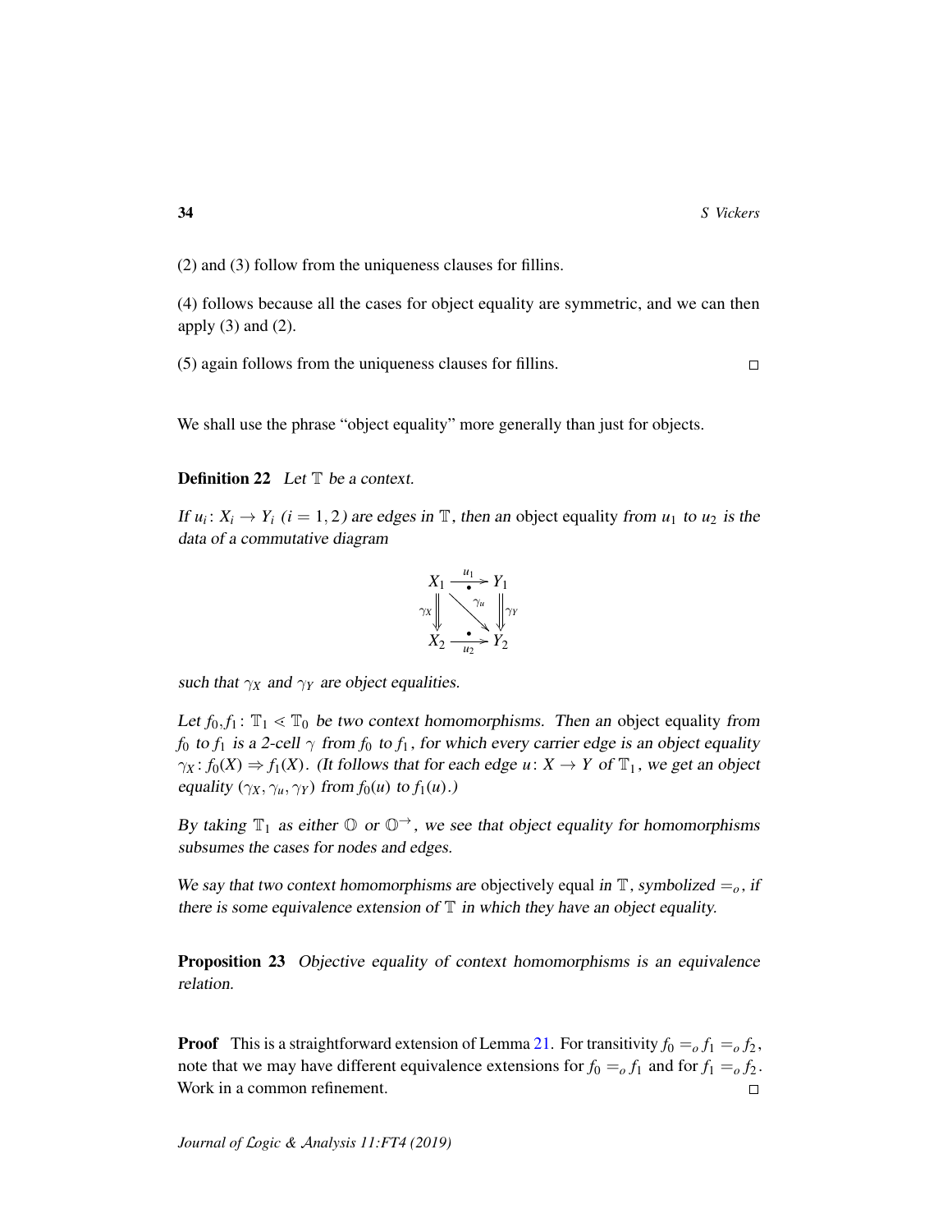(2) and (3) follow from the uniqueness clauses for fillins.

(4) follows because all the cases for object equality are symmetric, and we can then apply (3) and (2).

(5) again follows from the uniqueness clauses for fillins. □

We shall use the phrase "object equality" more generally than just for objects.

**Definition 22** *Let $\mathbb{T}$ be a context.*

*If $u_i \colon X_i \to Y_i$ ($i = 1, 2$) are edges in $\mathbb{T}$, then an* object equality *from $u_1$ to $u_2$ is the data of a commutative diagram*

$$\begin{array}{ccc} X_1 & \xrightarrow{u_1} & Y_1 \\ {\scriptstyle\gamma_X}\Downarrow & \searrow^{\gamma_u} & \Downarrow{\scriptstyle\gamma_Y} \\ X_2 & \xrightarrow[u_2]{} & Y_2 \end{array}$$

*such that $\gamma_X$ and $\gamma_Y$ are object equalities.*

*Let $f_0, f_1 \colon \mathbb{T}_1 \lessdot \mathbb{T}_0$ be two context homomorphisms. Then an* object equality *from $f_0$ to $f_1$ is a 2-cell $\gamma$ from $f_0$ to $f_1$, for which every carrier edge is an object equality $\gamma_X \colon f_0(X) \Rightarrow f_1(X)$. (It follows that for each edge $u \colon X \to Y$ of $\mathbb{T}_1$, we get an object equality $(\gamma_X, \gamma_u, \gamma_Y)$ from $f_0(u)$ to $f_1(u)$.)*

*By taking $\mathbb{T}_1$ as either $\mathbb{O}$ or $\mathbb{O}^{\rightarrow}$, we see that object equality for homomorphisms subsumes the cases for nodes and edges.*

*We say that two context homomorphisms are* objectively equal *in $\mathbb{T}$, symbolized $=_o$, if there is some equivalence extension of $\mathbb{T}$ in which they have an object equality.*

**Proposition 23** *Objective equality of context homomorphisms is an equivalence relation.*

**Proof** This is a straightforward extension of Lemma 21. For transitivity $f_0 =_o f_1 =_o f_2$, note that we may have different equivalence extensions for $f_0 =_o f_1$ and for $f_1 =_o f_2$. Work in a common refinement. □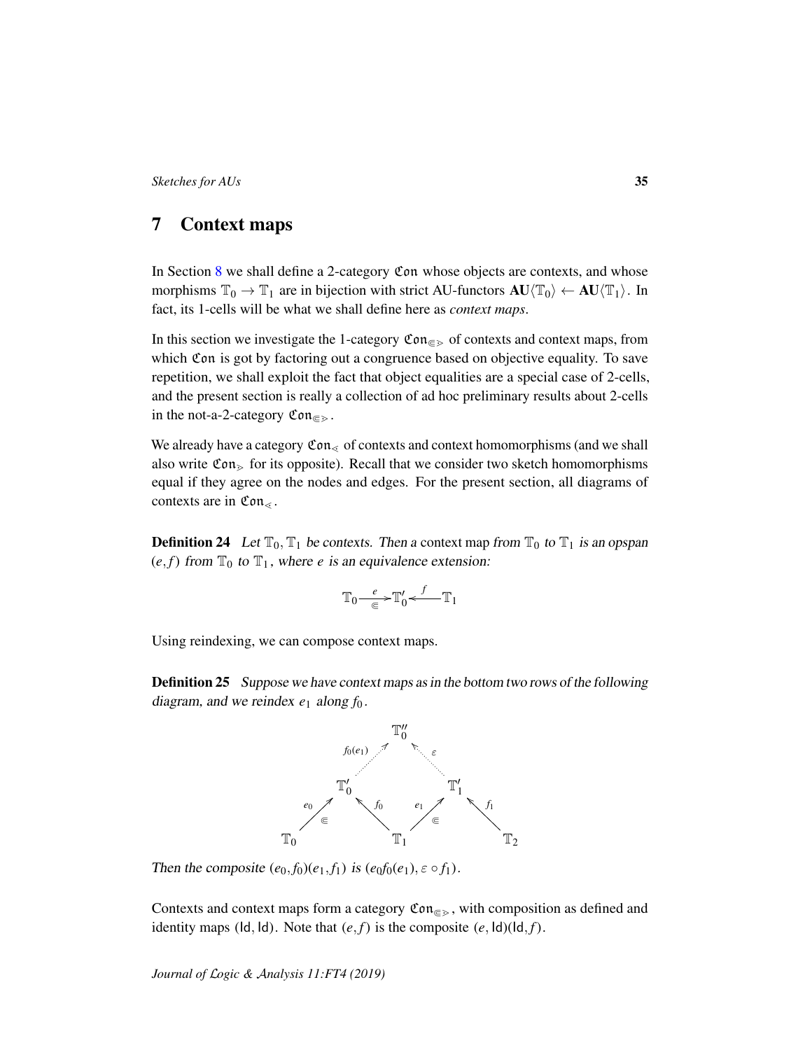## 7 Context maps

In Section 8 we shall define a 2-category $\mathfrak{Con}$ whose objects are contexts, and whose morphisms $\mathbb{T}_0 \to \mathbb{T}_1$ are in bijection with strict AU-functors $\mathbf{AU}\langle\mathbb{T}_0\rangle \leftarrow \mathbf{AU}\langle\mathbb{T}_1\rangle$. In fact, its 1-cells will be what we shall define here as *context maps*.

In this section we investigate the 1-category $\mathfrak{Con}_{\Subset\gtrdot}$ of contexts and context maps, from which $\mathfrak{Con}$ is got by factoring out a congruence based on objective equality. To save repetition, we shall exploit the fact that object equalities are a special case of 2-cells, and the present section is really a collection of ad hoc preliminary results about 2-cells in the not-a-2-category $\mathfrak{Con}_{\Subset\gtrdot}$.

We already have a category $\mathfrak{Con}_{\lessdot}$ of contexts and context homomorphisms (and we shall also write $\mathfrak{Con}_{\gtrdot}$ for its opposite). Recall that we consider two sketch homomorphisms equal if they agree on the nodes and edges. For the present section, all diagrams of contexts are in $\mathfrak{Con}_{\lessdot}$.

**Definition 24** *Let $\mathbb{T}_0, \mathbb{T}_1$ be contexts. Then a* context map *from $\mathbb{T}_0$ to $\mathbb{T}_1$ is an opspan $(e,f)$ from $\mathbb{T}_0$ to $\mathbb{T}_1$, where $e$ is an equivalence extension:*

$$\mathbb{T}_0 \xrightarrow[\Subset]{e} \mathbb{T}_0' \xleftarrow{f} \mathbb{T}_1$$

Using reindexing, we can compose context maps.

**Definition 25** *Suppose we have context maps as in the bottom two rows of the following diagram, and we reindex $e_1$ along $f_0$.*

$$\begin{array}{ccccccc} & & & \mathbb{T}_0'' & & & \\ & & \overset{f_0(e_1)}{\nearrow} & & \overset{\varepsilon}{\nwarrow} & & \\ & \mathbb{T}_0' & & & & \mathbb{T}_1' & \\ \overset{e_0}{\underset{\Subset}{\nearrow}} & & \overset{f_0}{\nwarrow} & & \overset{e_1}{\underset{\Subset}{\nearrow}} & & \overset{f_1}{\nwarrow} \\ \mathbb{T}_0 & & & \mathbb{T}_1 & & & \mathbb{T}_2 \end{array}$$

*Then the composite $(e_0,f_0)(e_1,f_1)$ is $(e_0 f_0(e_1), \varepsilon \circ f_1)$.*

Contexts and context maps form a category $\mathfrak{Con}_{\Subset\gtrdot}$, with composition as defined and identity maps $(\mathsf{Id},\mathsf{Id})$. Note that $(e,f)$ is the composite $(e,\mathsf{Id})(\mathsf{Id},f)$.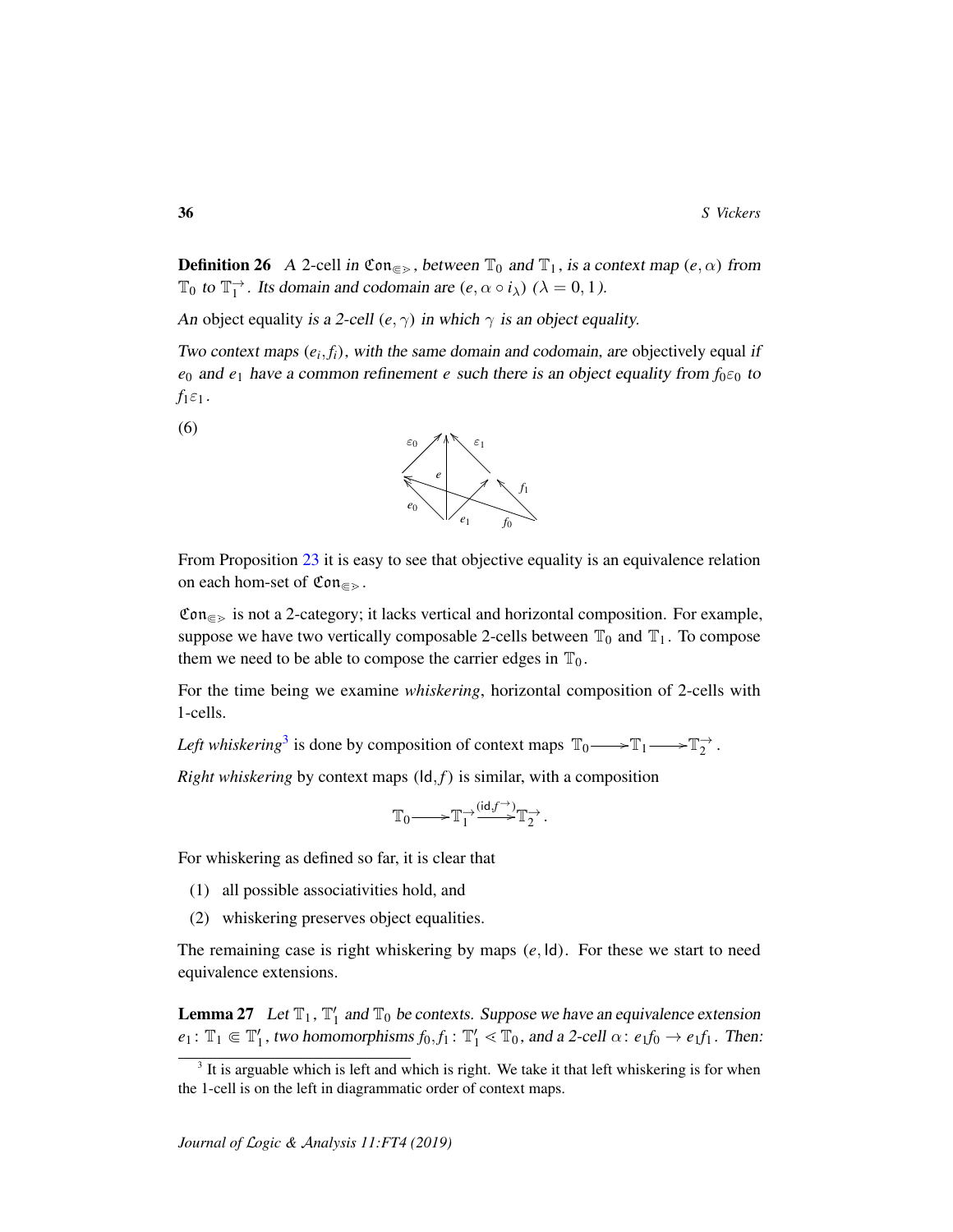**Definition 26** *A* 2-cell *in* $\mathfrak{Con}_{\Subset\gtrdot}$, *between* $\mathbb{T}_0$ *and* $\mathbb{T}_1$, *is a context map* $(e, \alpha)$ *from* $\mathbb{T}_0$ *to* $\mathbb{T}_1^{\rightarrow}$. *Its domain and codomain are* $(e, \alpha \circ i_\lambda)$ $(\lambda = 0, 1)$.

*An* object equality *is a 2-cell* $(e, \gamma)$ *in which* $\gamma$ *is an object equality.*

*Two context maps* $(e_i, f_i)$, *with the same domain and codomain, are* objectively equal *if* $e_0$ *and* $e_1$ *have a common refinement* $e$ *such there is an object equality from* $f_0\varepsilon_0$ *to* $f_1\varepsilon_1$.

(6)

From Proposition 23 it is easy to see that objective equality is an equivalence relation on each hom-set of $\mathfrak{Con}_{\Subset\gtrdot}$.

$\mathfrak{Con}_{\Subset\gtrdot}$ is not a 2-category; it lacks vertical and horizontal composition. For example, suppose we have two vertically composable 2-cells between $\mathbb{T}_0$ and $\mathbb{T}_1$. To compose them we need to be able to compose the carrier edges in $\mathbb{T}_0$.

For the time being we examine *whiskering*, horizontal composition of 2-cells with 1-cells.

*Left whiskering*[3] is done by composition of context maps $\mathbb{T}_0 \longrightarrow \mathbb{T}_1 \longrightarrow \mathbb{T}_2^{\rightarrow}$.

*Right whiskering* by context maps $(\mathsf{Id}, f)$ is similar, with a composition

$$\mathbb{T}_0 \longrightarrow \mathbb{T}_1^{\rightarrow} \xrightarrow{(\mathsf{id}, f^{\rightarrow})} \mathbb{T}_2^{\rightarrow}.$$

For whiskering as defined so far, it is clear that

(1) all possible associativities hold, and

(2) whiskering preserves object equalities.

The remaining case is right whiskering by maps $(e, \mathsf{Id})$. For these we start to need equivalence extensions.

**Lemma 27** *Let* $\mathbb{T}_1$, $\mathbb{T}_1'$ *and* $\mathbb{T}_0$ *be contexts. Suppose we have an equivalence extension* $e_1 \colon \mathbb{T}_1 \Subset \mathbb{T}_1'$, *two homomorphisms* $f_0, f_1 \colon \mathbb{T}_1' \lessdot \mathbb{T}_0$, *and a 2-cell* $\alpha \colon e_1 f_0 \to e_1 f_1$. *Then:*

[3] It is arguable which is left and which is right. We take it that left whiskering is for when the 1-cell is on the left in diagrammatic order of context maps.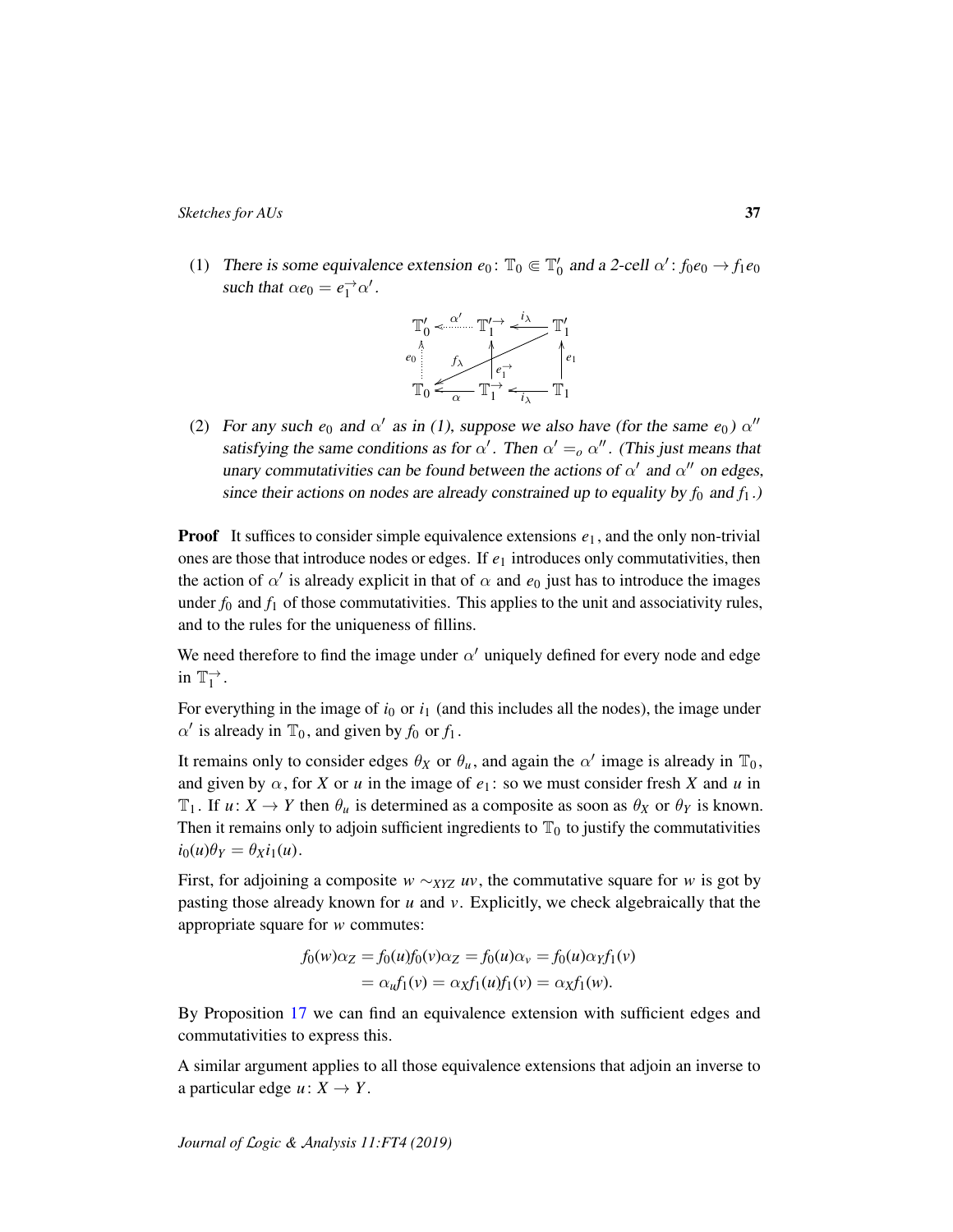(1) *There is some equivalence extension $e_0\colon \mathbb{T}_0 \Subset \mathbb{T}'_0$ and a 2-cell $\alpha'\colon f_0 e_0 \to f_1 e_0$ such that $\alpha e_0 = e_1^{\to}\alpha'$.*

$$
\begin{array}{ccccc}
\mathbb{T}'_0 & \xleftarrow{\alpha'} & \mathbb{T}'^{\to}_1 & \xleftarrow{i_\lambda} & \mathbb{T}'_1 \\
\uparrow e_0 & f_\lambda & \uparrow e_1^{\to} & & \uparrow e_1 \\
\mathbb{T}_0 & \xleftarrow[\alpha]{} & \mathbb{T}^{\to}_1 & \xleftarrow[i_\lambda]{} & \mathbb{T}_1
\end{array}
$$

(2) *For any such $e_0$ and $\alpha'$ as in (1), suppose we also have (for the same $e_0$) $\alpha''$ satisfying the same conditions as for $\alpha'$. Then $\alpha' =_o \alpha''$. (This just means that unary commutativities can be found between the actions of $\alpha'$ and $\alpha''$ on edges, since their actions on nodes are already constrained up to equality by $f_0$ and $f_1$.)*

**Proof** It suffices to consider simple equivalence extensions $e_1$, and the only non-trivial ones are those that introduce nodes or edges. If $e_1$ introduces only commutativities, then the action of $\alpha'$ is already explicit in that of $\alpha$ and $e_0$ just has to introduce the images under $f_0$ and $f_1$ of those commutativities. This applies to the unit and associativity rules, and to the rules for the uniqueness of fillins.

We need therefore to find the image under $\alpha'$ uniquely defined for every node and edge in $\mathbb{T}^{\to}_1$.

For everything in the image of $i_0$ or $i_1$ (and this includes all the nodes), the image under $\alpha'$ is already in $\mathbb{T}_0$, and given by $f_0$ or $f_1$.

It remains only to consider edges $\theta_X$ or $\theta_u$, and again the $\alpha'$ image is already in $\mathbb{T}_0$, and given by $\alpha$, for $X$ or $u$ in the image of $e_1$: so we must consider fresh $X$ and $u$ in $\mathbb{T}_1$. If $u\colon X \to Y$ then $\theta_u$ is determined as a composite as soon as $\theta_X$ or $\theta_Y$ is known. Then it remains only to adjoin sufficient ingredients to $\mathbb{T}_0$ to justify the commutativities $i_0(u)\theta_Y = \theta_X i_1(u)$.

First, for adjoining a composite $w \sim_{XYZ} uv$, the commutative square for $w$ is got by pasting those already known for $u$ and $v$. Explicitly, we check algebraically that the appropriate square for $w$ commutes:

$$
\begin{aligned}
f_0(w)\alpha_Z = f_0(u)f_0(v)\alpha_Z &= f_0(u)\alpha_v = f_0(u)\alpha_Y f_1(v) \\
&= \alpha_u f_1(v) = \alpha_X f_1(u) f_1(v) = \alpha_X f_1(w).
\end{aligned}
$$

By Proposition 17 we can find an equivalence extension with sufficient edges and commutativities to express this.

A similar argument applies to all those equivalence extensions that adjoin an inverse to a particular edge $u\colon X \to Y$.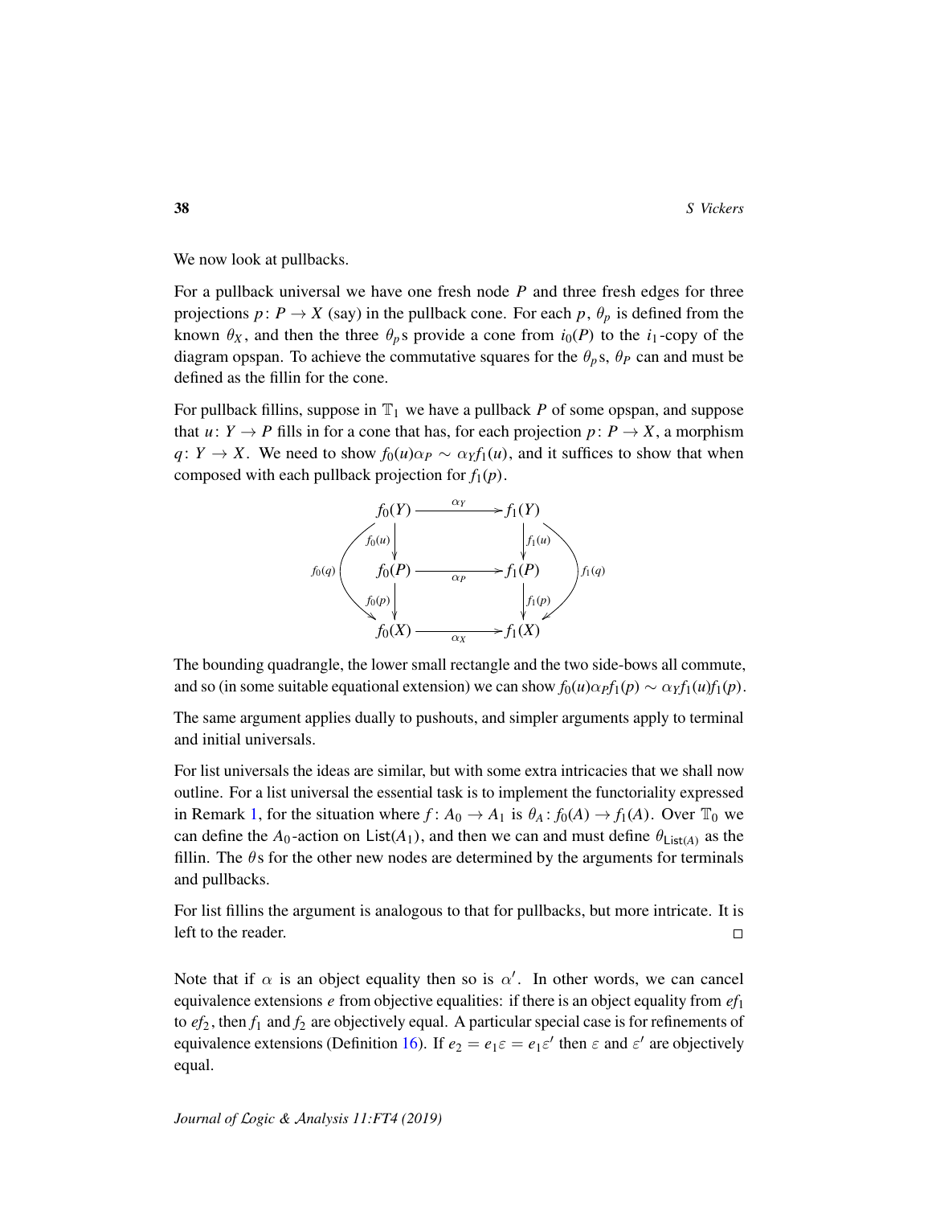We now look at pullbacks.

For a pullback universal we have one fresh node $P$ and three fresh edges for three projections $p\colon P \to X$ (say) in the pullback cone. For each $p$, $\theta_p$ is defined from the known $\theta_X$, and then the three $\theta_p$s provide a cone from $i_0(P)$ to the $i_1$-copy of the diagram opspan. To achieve the commutative squares for the $\theta_p$s, $\theta_P$ can and must be defined as the fillin for the cone.

For pullback fillins, suppose in $\mathbb{T}_1$ we have a pullback $P$ of some opspan, and suppose that $u\colon Y \to P$ fills in for a cone that has, for each projection $p\colon P \to X$, a morphism $q\colon Y \to X$. We need to show $f_0(u)\alpha_P \sim \alpha_Y f_1(u)$, and it suffices to show that when composed with each pullback projection for $f_1(p)$.

$$
\begin{array}{ccc}
f_0(Y) & \xrightarrow{\alpha_Y} & f_1(Y) \\
\downarrow{\scriptstyle f_0(u)} & & \downarrow{\scriptstyle f_1(u)} \\
f_0(P) & \xrightarrow{\alpha_P} & f_1(P) \\
\downarrow{\scriptstyle f_0(p)} & & \downarrow{\scriptstyle f_1(p)} \\
f_0(X) & \xrightarrow{\alpha_X} & f_1(X)
\end{array}
\qquad
\text{with side-bows } f_0(q)\colon f_0(Y) \to f_0(X),\ f_1(q)\colon f_1(Y) \to f_1(X)
$$

The bounding quadrangle, the lower small rectangle and the two side-bows all commute, and so (in some suitable equational extension) we can show $f_0(u)\alpha_P f_1(p) \sim \alpha_Y f_1(u) f_1(p)$.

The same argument applies dually to pushouts, and simpler arguments apply to terminal and initial universals.

For list universals the ideas are similar, but with some extra intricacies that we shall now outline. For a list universal the essential task is to implement the functoriality expressed in Remark 1, for the situation where $f\colon A_0 \to A_1$ is $\theta_A\colon f_0(A) \to f_1(A)$. Over $\mathbb{T}_0$ we can define the $A_0$-action on $\mathsf{List}(A_1)$, and then we can and must define $\theta_{\mathsf{List}(A)}$ as the fillin. The $\theta$s for the other new nodes are determined by the arguments for terminals and pullbacks.

For list fillins the argument is analogous to that for pullbacks, but more intricate. It is left to the reader. $\square$

Note that if $\alpha$ is an object equality then so is $\alpha'$. In other words, we can cancel equivalence extensions $e$ from objective equalities: if there is an object equality from $ef_1$ to $ef_2$, then $f_1$ and $f_2$ are objectively equal. A particular special case is for refinements of equivalence extensions (Definition 16). If $e_2 = e_1\varepsilon = e_1\varepsilon'$ then $\varepsilon$ and $\varepsilon'$ are objectively equal.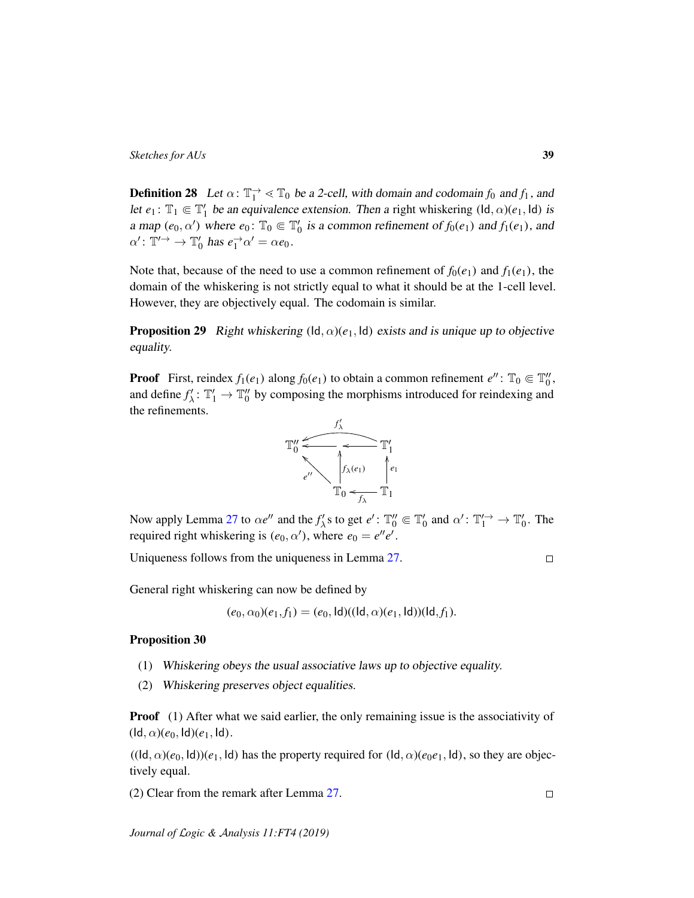**Definition 28** *Let $\alpha\colon \mathbb{T}_1^{\rightarrow} \lessdot \mathbb{T}_0$ be a 2-cell, with domain and codomain $f_0$ and $f_1$, and let $e_1\colon \mathbb{T}_1 \Subset \mathbb{T}_1'$ be an equivalence extension. Then a* right whiskering $(\mathsf{Id}, \alpha)(e_1, \mathsf{Id})$ *is a map $(e_0, \alpha')$ where $e_0\colon \mathbb{T}_0 \Subset \mathbb{T}_0'$ is a common refinement of $f_0(e_1)$ and $f_1(e_1)$, and $\alpha'\colon \mathbb{T}'^{\rightarrow} \to \mathbb{T}_0'$ has $e_1^{\rightarrow}\alpha' = \alpha e_0$.*

Note that, because of the need to use a common refinement of $f_0(e_1)$ and $f_1(e_1)$, the domain of the whiskering is not strictly equal to what it should be at the 1-cell level. However, they are objectively equal. The codomain is similar.

**Proposition 29** *Right whiskering $(\mathsf{Id}, \alpha)(e_1, \mathsf{Id})$ exists and is unique up to objective equality.*

**Proof** First, reindex $f_1(e_1)$ along $f_0(e_1)$ to obtain a common refinement $e''\colon \mathbb{T}_0 \Subset \mathbb{T}_0''$, and define $f_\lambda'\colon \mathbb{T}_1' \to \mathbb{T}_0''$ by composing the morphisms introduced for reindexing and the refinements.

$$\begin{array}{ccccc} & & f'_\lambda & & \\ \mathbb{T}_0'' & \leftarrow & \cdot & \leftarrow & \mathbb{T}_1' \\ & \nwarrow^{e''} & \uparrow{\scriptstyle f_\lambda(e_1)} & & \uparrow{\scriptstyle e_1} \\ & & \mathbb{T}_0 & \xleftarrow{f_\lambda} & \mathbb{T}_1 \end{array}$$

Now apply Lemma 27 to $\alpha e''$ and the $f_\lambda'$s to get $e'\colon \mathbb{T}_0'' \Subset \mathbb{T}_0'$ and $\alpha'\colon \mathbb{T}_1'^{\rightarrow} \to \mathbb{T}_0'$. The required right whiskering is $(e_0, \alpha')$, where $e_0 = e''e'$.

Uniqueness follows from the uniqueness in Lemma 27. $\square$

General right whiskering can now be defined by

$$(e_0, \alpha_0)(e_1, f_1) = (e_0, \mathsf{Id})((\mathsf{Id}, \alpha)(e_1, \mathsf{Id}))(\mathsf{Id}, f_1).$$

**Proposition 30**

(1) *Whiskering obeys the usual associative laws up to objective equality.*

(2) *Whiskering preserves object equalities.*

**Proof** (1) After what we said earlier, the only remaining issue is the associativity of $(\mathsf{Id}, \alpha)(e_0, \mathsf{Id})(e_1, \mathsf{Id})$.

$((\mathsf{Id}, \alpha)(e_0, \mathsf{Id}))(e_1, \mathsf{Id})$ has the property required for $(\mathsf{Id}, \alpha)(e_0 e_1, \mathsf{Id})$, so they are objectively equal.

(2) Clear from the remark after Lemma 27. $\square$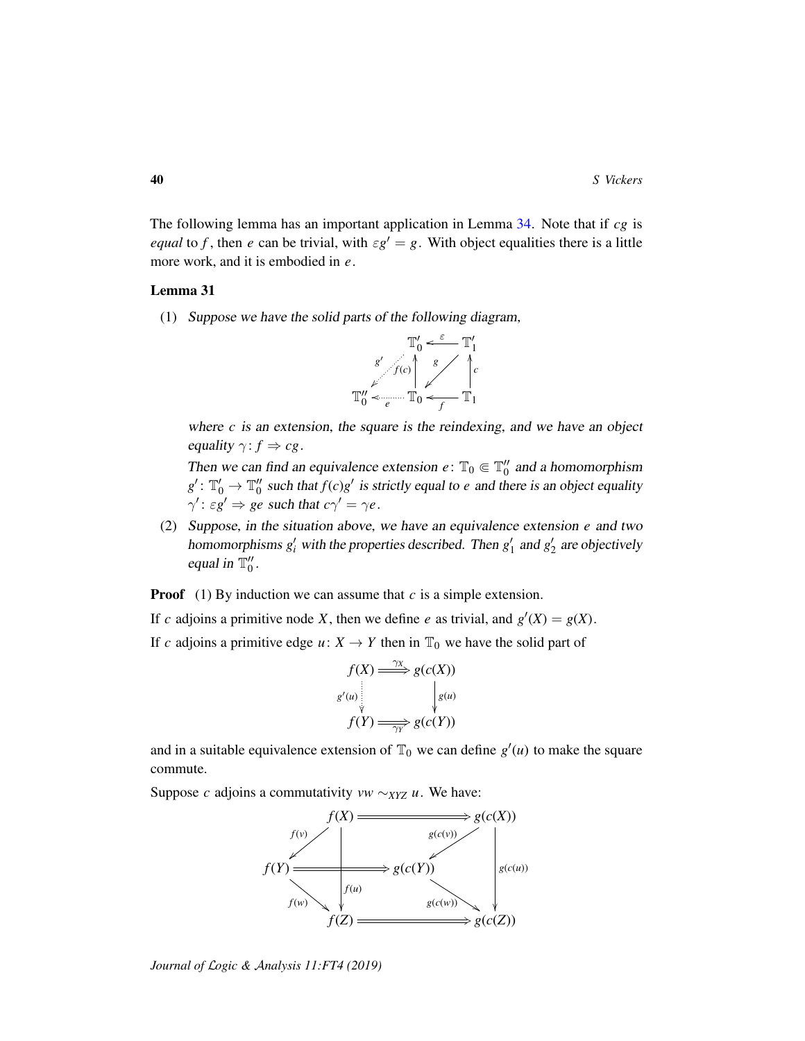The following lemma has an important application in Lemma 34. Note that if $cg$ is *equal* to $f$, then $e$ can be trivial, with $\varepsilon g' = g$. With object equalities there is a little more work, and it is embodied in $e$.

**Lemma 31**

(1) *Suppose we have the solid parts of the following diagram,*

$$\begin{array}{ccccc} & & \mathbb{T}'_0 & \xleftarrow{\varepsilon} & \mathbb{T}'_1 \\ & \swarrow^{g'} & \uparrow{\scriptstyle f(c)} & \swarrow_{g} & \uparrow{\scriptstyle c} \\ \mathbb{T}''_0 & \xleftarrow[e]{} & \mathbb{T}_0 & \xleftarrow[f]{} & \mathbb{T}_1 \end{array}$$

*where $c$ is an extension, the square is the reindexing, and we have an object equality $\gamma\colon f \Rightarrow cg$.*

*Then we can find an equivalence extension $e\colon \mathbb{T}_0 \Subset \mathbb{T}''_0$ and a homomorphism $g'\colon \mathbb{T}'_0 \to \mathbb{T}''_0$ such that $f(c)g'$ is strictly equal to $e$ and there is an object equality $\gamma'\colon \varepsilon g' \Rightarrow ge$ such that $c\gamma' = \gamma e$.*

(2) *Suppose, in the situation above, we have an equivalence extension $e$ and two homomorphisms $g'_i$ with the properties described. Then $g'_1$ and $g'_2$ are objectively equal in $\mathbb{T}''_0$.*

**Proof** (1) By induction we can assume that $c$ is a simple extension.

If $c$ adjoins a primitive node $X$, then we define $e$ as trivial, and $g'(X) = g(X)$.

If $c$ adjoins a primitive edge $u\colon X \to Y$ then in $\mathbb{T}_0$ we have the solid part of

$$\begin{array}{ccc} f(X) & \xRightarrow{\gamma_X} & g(c(X)) \\ {\scriptstyle g'(u)}\downarrow & & \downarrow{\scriptstyle g(u)} \\ f(Y) & \xRightarrow[\gamma_Y]{} & g(c(Y)) \end{array}$$

and in a suitable equivalence extension of $\mathbb{T}_0$ we can define $g'(u)$ to make the square commute.

Suppose $c$ adjoins a commutativity $vw \sim_{XYZ} u$. We have:

$$\begin{array}{ccccc} & f(X) & \Longrightarrow & g(c(X)) & \\ {\scriptstyle f(v)}\swarrow & \downarrow{\scriptstyle f(u)} & {\scriptstyle g(c(v))}\swarrow & & \downarrow{\scriptstyle g(c(u))} \\ f(Y) & \Longrightarrow & g(c(Y)) & & \\ {\scriptstyle f(w)}\searrow & & {\scriptstyle g(c(w))}\searrow & & \\ & f(Z) & \Longrightarrow & g(c(Z)) & \end{array}$$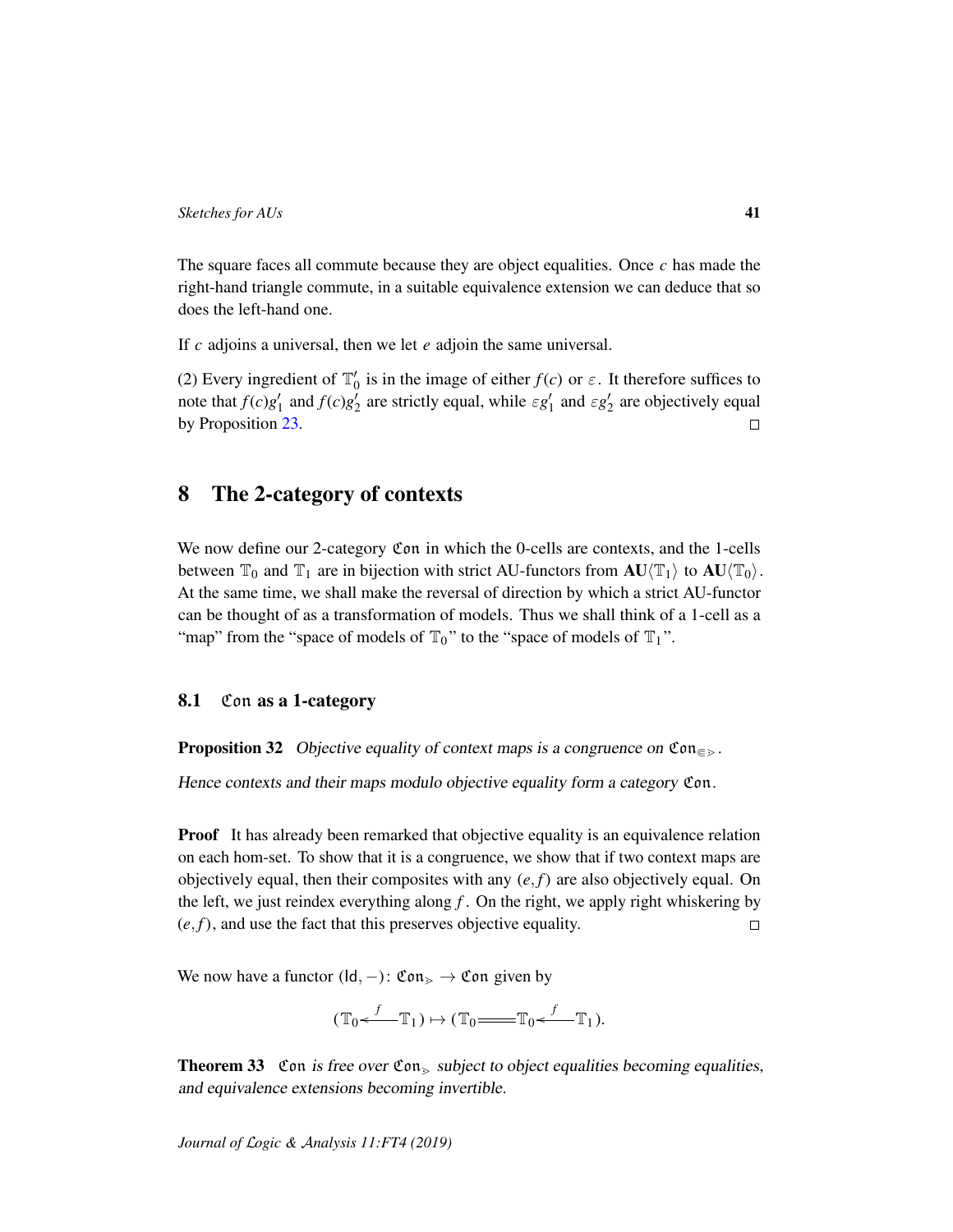The square faces all commute because they are object equalities. Once $c$ has made the right-hand triangle commute, in a suitable equivalence extension we can deduce that so does the left-hand one.

If $c$ adjoins a universal, then we let $e$ adjoin the same universal.

(2) Every ingredient of $\mathbb{T}_0'$ is in the image of either $f(c)$ or $\varepsilon$. It therefore suffices to note that $f(c)g_1'$ and $f(c)g_2'$ are strictly equal, while $\varepsilon g_1'$ and $\varepsilon g_2'$ are objectively equal by Proposition 23. □

## 8 The 2-category of contexts

We now define our 2-category $\mathfrak{Con}$ in which the 0-cells are contexts, and the 1-cells between $\mathbb{T}_0$ and $\mathbb{T}_1$ are in bijection with strict AU-functors from $\mathbf{AU}\langle\mathbb{T}_1\rangle$ to $\mathbf{AU}\langle\mathbb{T}_0\rangle$. At the same time, we shall make the reversal of direction by which a strict AU-functor can be thought of as a transformation of models. Thus we shall think of a 1-cell as a "map" from the "space of models of $\mathbb{T}_0$" to the "space of models of $\mathbb{T}_1$".

### 8.1 $\mathfrak{Con}$ as a 1-category

**Proposition 32** *Objective equality of context maps is a congruence on $\mathfrak{Con}_{\Subset\triangleright}$.*

*Hence contexts and their maps modulo objective equality form a category $\mathfrak{Con}$.*

**Proof** It has already been remarked that objective equality is an equivalence relation on each hom-set. To show that it is a congruence, we show that if two context maps are objectively equal, then their composites with any $(e,f)$ are also objectively equal. On the left, we just reindex everything along $f$. On the right, we apply right whiskering by $(e,f)$, and use the fact that this preserves objective equality. □

We now have a functor $(\mathsf{Id}, -)\colon \mathfrak{Con}_{\triangleright} \to \mathfrak{Con}$ given by

$$(\mathbb{T}_0 \xleftarrow{f} \mathbb{T}_1) \mapsto (\mathbb{T}_0 = \mathbb{T}_0 \xleftarrow{f} \mathbb{T}_1).$$

**Theorem 33** *$\mathfrak{Con}$ is free over $\mathfrak{Con}_{\triangleright}$ subject to object equalities becoming equalities, and equivalence extensions becoming invertible.*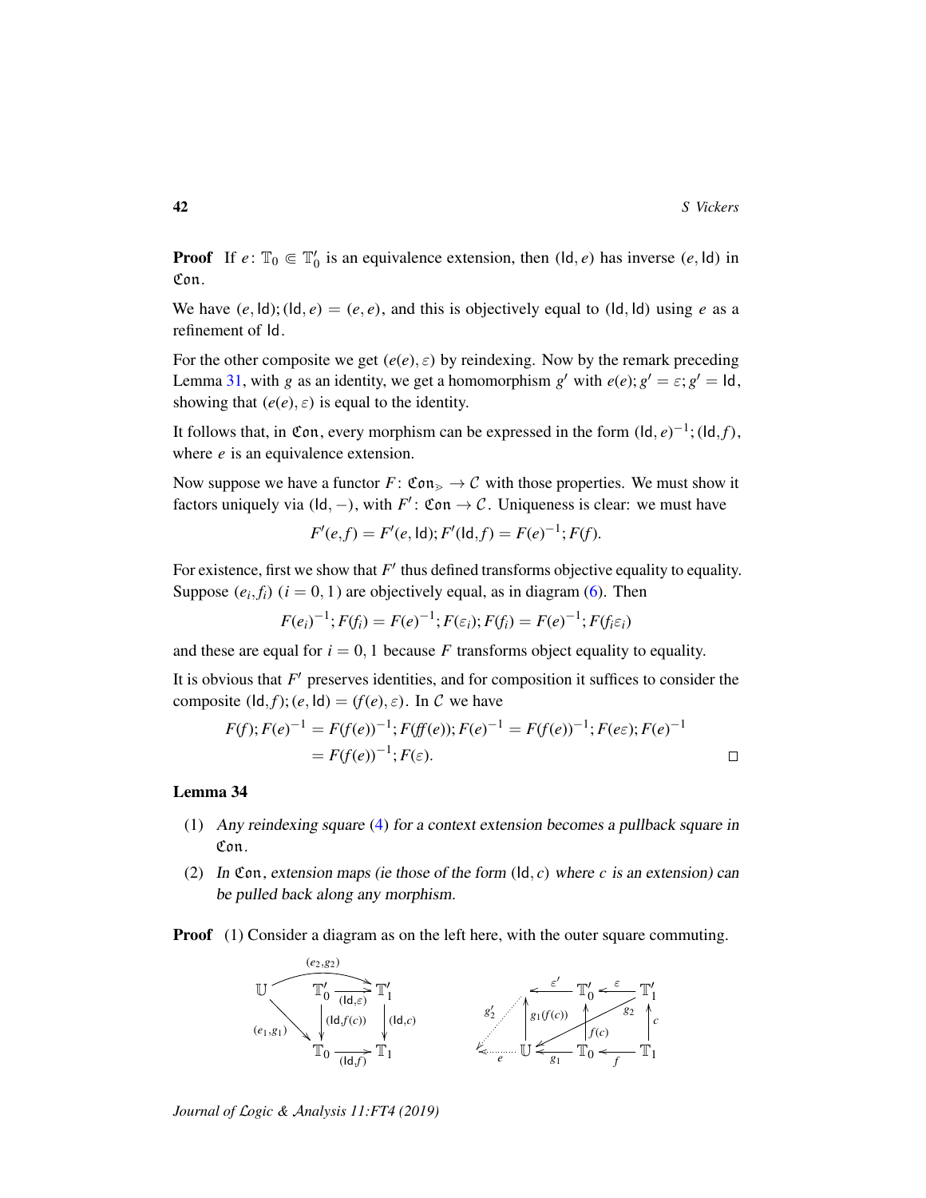**Proof** If $e\colon \mathbb{T}_0 \Subset \mathbb{T}'_0$ is an equivalence extension, then $(\mathsf{Id}, e)$ has inverse $(e, \mathsf{Id})$ in $\mathfrak{Con}$.

We have $(e, \mathsf{Id}); (\mathsf{Id}, e) = (e, e)$, and this is objectively equal to $(\mathsf{Id}, \mathsf{Id})$ using $e$ as a refinement of $\mathsf{Id}$.

For the other composite we get $(e(e), \varepsilon)$ by reindexing. Now by the remark preceding Lemma 31, with $g$ as an identity, we get a homomorphism $g'$ with $e(e); g' = \varepsilon; g' = \mathsf{Id}$, showing that $(e(e), \varepsilon)$ is equal to the identity.

It follows that, in $\mathfrak{Con}$, every morphism can be expressed in the form $(\mathsf{Id}, e)^{-1}; (\mathsf{Id}, f)$, where $e$ is an equivalence extension.

Now suppose we have a functor $F\colon \mathfrak{Con}_{\gtrdot} \to \mathcal{C}$ with those properties. We must show it factors uniquely via $(\mathsf{Id}, -)$, with $F'\colon \mathfrak{Con} \to \mathcal{C}$. Uniqueness is clear: we must have

$$F'(e, f) = F'(e, \mathsf{Id}); F'(\mathsf{Id}, f) = F(e)^{-1}; F(f).$$

For existence, first we show that $F'$ thus defined transforms objective equality to equality. Suppose $(e_i, f_i)$ $(i = 0, 1)$ are objectively equal, as in diagram (6). Then

$$F(e_i)^{-1}; F(f_i) = F(e)^{-1}; F(\varepsilon_i); F(f_i) = F(e)^{-1}; F(f_i \varepsilon_i)$$

and these are equal for $i = 0, 1$ because $F$ transforms object equality to equality.

It is obvious that $F'$ preserves identities, and for composition it suffices to consider the composite $(\mathsf{Id}, f); (e, \mathsf{Id}) = (f(e), \varepsilon)$. In $\mathcal{C}$ we have

$$\begin{aligned} F(f); F(e)^{-1} &= F(f(e))^{-1}; F(ff(e)); F(e)^{-1} = F(f(e))^{-1}; F(e\varepsilon); F(e)^{-1} \\ &= F(f(e))^{-1}; F(\varepsilon). \end{aligned}$$

□

**Lemma 34**

1. *Any reindexing square (4) for a context extension becomes a pullback square in* $\mathfrak{Con}$.
2. *In* $\mathfrak{Con}$, *extension maps (ie those of the form* $(\mathsf{Id}, c)$ *where* $c$ *is an extension) can be pulled back along any morphism.*

**Proof** (1) Consider a diagram as on the left here, with the outer square commuting.

$$\begin{array}{ccc} \mathbb{U} \xrightarrow{(e_2,g_2)} \mathbb{T}'_1 & & \\ \mathbb{U} \xrightarrow{(e_1,g_1)} \mathbb{T}_0 & \quad \mathbb{T}'_0 \xrightarrow{(\mathsf{Id},\varepsilon)} \mathbb{T}'_1, \quad \mathbb{T}'_0 \xrightarrow{(\mathsf{Id},f(c))} \mathbb{T}_0, \quad \mathbb{T}'_1 \xrightarrow{(\mathsf{Id},c)} \mathbb{T}_1, \quad \mathbb{T}_0 \xrightarrow{(\mathsf{Id},f)} \mathbb{T}_1 & \end{array}$$

$$\begin{array}{c} \cdot \xleftarrow{\varepsilon'} \mathbb{T}'_0 \xleftarrow{\varepsilon} \mathbb{T}'_1, \quad \cdot \xleftarrow{e} \mathbb{U} \xleftarrow{g_1} \mathbb{T}_0 \xleftarrow{f} \mathbb{T}_1 \\ \mathbb{U} \xrightarrow{g_1(f(c))} \cdot, \quad \mathbb{T}_0 \xrightarrow{f(c)} \mathbb{T}'_0, \quad \mathbb{T}_1 \xrightarrow{c} \mathbb{T}'_1, \quad \mathbb{T}'_1 \xrightarrow{g_2} \mathbb{U}, \quad \cdot \xrightarrow{g'_2} \cdot \end{array}$$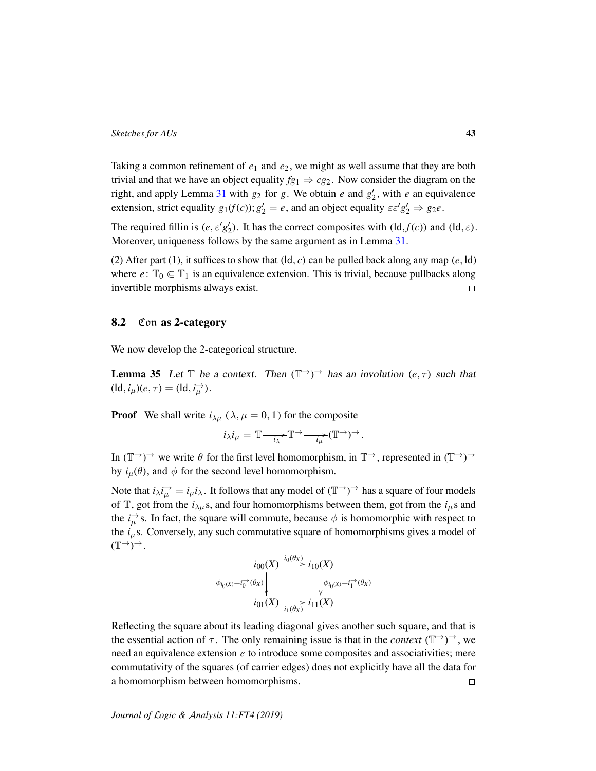Taking a common refinement of $e_1$ and $e_2$, we might as well assume that they are both trivial and that we have an object equality $fg_1 \Rightarrow cg_2$. Now consider the diagram on the right, and apply Lemma 31 with $g_2$ for $g$. We obtain $e$ and $g_2'$, with $e$ an equivalence extension, strict equality $g_1(f(c)); g_2' = e$, and an object equality $\varepsilon\varepsilon' g_2' \Rightarrow g_2 e$.

The required fillin is $(e, \varepsilon' g_2')$. It has the correct composites with $(\mathsf{Id}, f(c))$ and $(\mathsf{Id}, \varepsilon)$. Moreover, uniqueness follows by the same argument as in Lemma 31.

(2) After part (1), it suffices to show that $(\mathsf{Id}, c)$ can be pulled back along any map $(e, \mathsf{Id})$ where $e \colon \mathbb{T}_0 \Subset \mathbb{T}_1$ is an equivalence extension. This is trivial, because pullbacks along invertible morphisms always exist. $\square$

## 8.2 $\mathfrak{Con}$ as 2-category

We now develop the 2-categorical structure.

**Lemma 35** *Let $\mathbb{T}$ be a context. Then $(\mathbb{T}^{\rightarrow})^{\rightarrow}$ has an involution $(e, \tau)$ such that $(\mathsf{Id}, i_\mu)(e, \tau) = (\mathsf{Id}, i_\mu^{\rightarrow})$.*

**Proof** We shall write $i_{\lambda\mu}$ ($\lambda, \mu = 0, 1$) for the composite

$$i_\lambda i_\mu = \mathbb{T} \xrightarrow{i_\lambda} \mathbb{T}^{\rightarrow} \xrightarrow{i_\mu} (\mathbb{T}^{\rightarrow})^{\rightarrow}.$$

In $(\mathbb{T}^{\rightarrow})^{\rightarrow}$ we write $\theta$ for the first level homomorphism, in $\mathbb{T}^{\rightarrow}$, represented in $(\mathbb{T}^{\rightarrow})^{\rightarrow}$ by $i_\mu(\theta)$, and $\phi$ for the second level homomorphism.

Note that $i_\lambda i_\mu^{\rightarrow} = i_\mu i_\lambda$. It follows that any model of $(\mathbb{T}^{\rightarrow})^{\rightarrow}$ has a square of four models of $\mathbb{T}$, got from the $i_{\lambda\mu}$s, and four homomorphisms between them, got from the $i_\mu$s and the $i_\mu^{\rightarrow}$s. In fact, the square will commute, because $\phi$ is homomorphic with respect to the $i_\mu$s. Conversely, any such commutative square of homomorphisms gives a model of $(\mathbb{T}^{\rightarrow})^{\rightarrow}$.

$$\begin{array}{ccc}
i_{00}(X) & \xrightarrow{i_0(\theta_X)} & i_{10}(X) \\
{\scriptstyle \phi_{i_0(X)} = i_0^{\rightarrow}(\theta_X)} \big\downarrow & & \big\downarrow {\scriptstyle \phi_{i_0(X)} = i_1^{\rightarrow}(\theta_X)} \\
i_{01}(X) & \xrightarrow[i_1(\theta_X)]{} & i_{11}(X)
\end{array}$$

Reflecting the square about its leading diagonal gives another such square, and that is the essential action of $\tau$. The only remaining issue is that in the *context* $(\mathbb{T}^{\rightarrow})^{\rightarrow}$, we need an equivalence extension $e$ to introduce some composites and associativities; mere commutativity of the squares (of carrier edges) does not explicitly have all the data for a homomorphism between homomorphisms. $\square$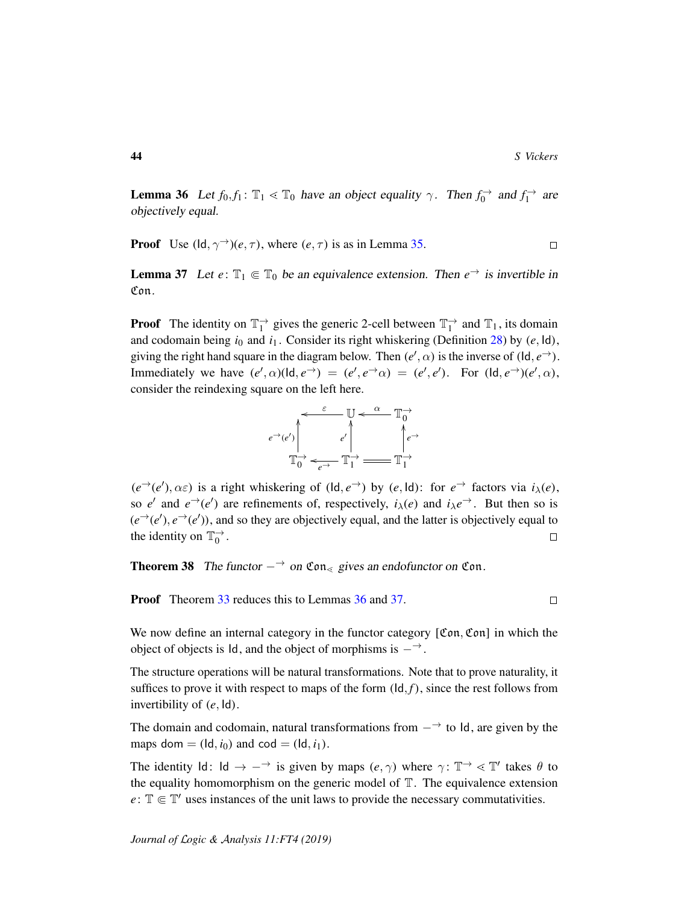**Lemma 36** *Let $f_0, f_1 \colon \mathbb{T}_1 \lessdot \mathbb{T}_0$ have an object equality $\gamma$. Then $f_0^{\rightarrow}$ and $f_1^{\rightarrow}$ are objectively equal.*

**Proof** Use $(\mathsf{Id}, \gamma^{\rightarrow})(e, \tau)$, where $(e, \tau)$ is as in Lemma 35. $\square$

**Lemma 37** *Let $e \colon \mathbb{T}_1 \Subset \mathbb{T}_0$ be an equivalence extension. Then $e^{\rightarrow}$ is invertible in $\mathfrak{Con}$.*

**Proof** The identity on $\mathbb{T}_1^{\rightarrow}$ gives the generic 2-cell between $\mathbb{T}_1^{\rightarrow}$ and $\mathbb{T}_1$, its domain and codomain being $i_0$ and $i_1$. Consider its right whiskering (Definition 28) by $(e, \mathsf{Id})$, giving the right hand square in the diagram below. Then $(e', \alpha)$ is the inverse of $(\mathsf{Id}, e^{\rightarrow})$. Immediately we have $(e', \alpha)(\mathsf{Id}, e^{\rightarrow}) = (e', e^{\rightarrow}\alpha) = (e', e')$. For $(\mathsf{Id}, e^{\rightarrow})(e', \alpha)$, consider the reindexing square on the left here.

$$
\begin{array}{ccccc}
 & \xleftarrow{\ \varepsilon\ } & \mathbb{U} & \xleftarrow{\ \alpha\ } & \mathbb{T}_0^{\rightarrow} \\
{\scriptstyle e^{\rightarrow}(e')}\uparrow & & \uparrow{\scriptstyle e'} & & \uparrow{\scriptstyle e^{\rightarrow}} \\
\mathbb{T}_0^{\rightarrow} & \xleftarrow[e^{\rightarrow}]{} & \mathbb{T}_1^{\rightarrow} & = & \mathbb{T}_1^{\rightarrow}
\end{array}
$$

$(e^{\rightarrow}(e'), \alpha\varepsilon)$ is a right whiskering of $(\mathsf{Id}, e^{\rightarrow})$ by $(e, \mathsf{Id})$: for $e^{\rightarrow}$ factors via $i_\lambda(e)$, so $e'$ and $e^{\rightarrow}(e')$ are refinements of, respectively, $i_\lambda(e)$ and $i_\lambda e^{\rightarrow}$. But then so is $(e^{\rightarrow}(e'), e^{\rightarrow}(e'))$, and so they are objectively equal, and the latter is objectively equal to the identity on $\mathbb{T}_0^{\rightarrow}$. $\square$

**Theorem 38** *The functor $-^{\rightarrow}$ on $\mathfrak{Con}_{\lessdot}$ gives an endofunctor on $\mathfrak{Con}$.*

**Proof** Theorem 33 reduces this to Lemmas 36 and 37. $\square$

We now define an internal category in the functor category $[\mathfrak{Con}, \mathfrak{Con}]$ in which the object of objects is $\mathsf{Id}$, and the object of morphisms is $-^{\rightarrow}$.

The structure operations will be natural transformations. Note that to prove naturality, it suffices to prove it with respect to maps of the form $(\mathsf{Id}, f)$, since the rest follows from invertibility of $(e, \mathsf{Id})$.

The domain and codomain, natural transformations from $-^{\rightarrow}$ to $\mathsf{Id}$, are given by the maps $\mathsf{dom} = (\mathsf{Id}, i_0)$ and $\mathsf{cod} = (\mathsf{Id}, i_1)$.

The identity $\mathsf{Id} \colon \mathsf{Id} \to -^{\rightarrow}$ is given by maps $(e, \gamma)$ where $\gamma \colon \mathbb{T}^{\rightarrow} \lessdot \mathbb{T}'$ takes $\theta$ to the equality homomorphism on the generic model of $\mathbb{T}$. The equivalence extension $e \colon \mathbb{T} \Subset \mathbb{T}'$ uses instances of the unit laws to provide the necessary commutativities.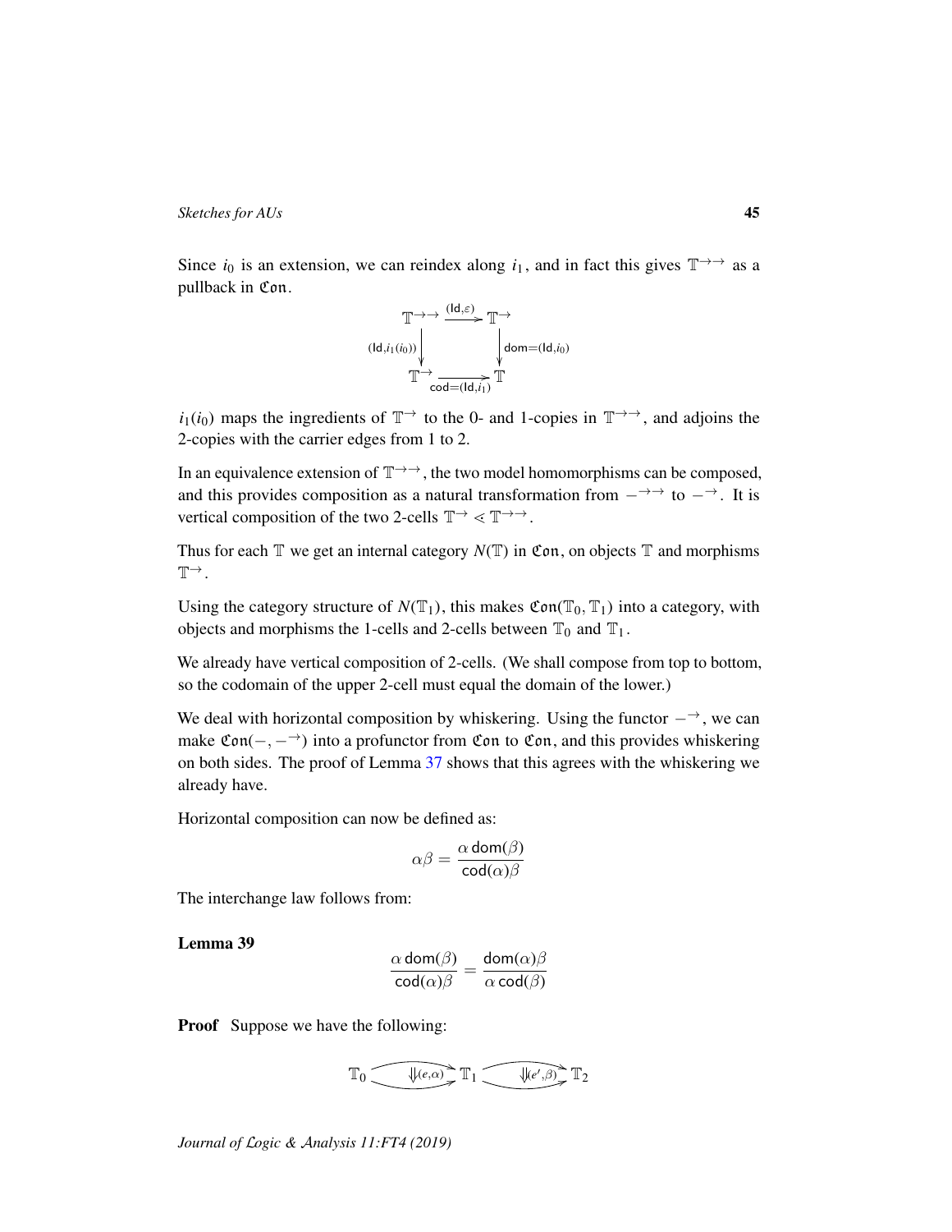Since $i_0$ is an extension, we can reindex along $i_1$, and in fact this gives $\mathbb{T}^{\to\to}$ as a pullback in $\mathfrak{Con}$.

$$\begin{array}{ccc}
\mathbb{T}^{\to\to} & \xrightarrow{(\mathsf{Id},\varepsilon)} & \mathbb{T}^{\to} \\
{\scriptstyle (\mathsf{Id},i_1(i_0))}\downarrow & & \downarrow{\scriptstyle \mathsf{dom}=(\mathsf{Id},i_0)} \\
\mathbb{T}^{\to} & \xrightarrow[\mathsf{cod}=(\mathsf{Id},i_1)]{} & \mathbb{T}
\end{array}$$

$i_1(i_0)$ maps the ingredients of $\mathbb{T}^{\to}$ to the 0- and 1-copies in $\mathbb{T}^{\to\to}$, and adjoins the 2-copies with the carrier edges from 1 to 2.

In an equivalence extension of $\mathbb{T}^{\to\to}$, the two model homomorphisms can be composed, and this provides composition as a natural transformation from $-^{\to\to}$ to $-^{\to}$. It is vertical composition of the two 2-cells $\mathbb{T}^{\to} \lessdot \mathbb{T}^{\to\to}$.

Thus for each $\mathbb{T}$ we get an internal category $N(\mathbb{T})$ in $\mathfrak{Con}$, on objects $\mathbb{T}$ and morphisms $\mathbb{T}^{\to}$.

Using the category structure of $N(\mathbb{T}_1)$, this makes $\mathfrak{Con}(\mathbb{T}_0, \mathbb{T}_1)$ into a category, with objects and morphisms the 1-cells and 2-cells between $\mathbb{T}_0$ and $\mathbb{T}_1$.

We already have vertical composition of 2-cells. (We shall compose from top to bottom, so the codomain of the upper 2-cell must equal the domain of the lower.)

We deal with horizontal composition by whiskering. Using the functor $-^{\to}$, we can make $\mathfrak{Con}(-, -^{\to})$ into a profunctor from $\mathfrak{Con}$ to $\mathfrak{Con}$, and this provides whiskering on both sides. The proof of Lemma 37 shows that this agrees with the whiskering we already have.

Horizontal composition can now be defined as:

$$\alpha\beta = \frac{\alpha\,\mathsf{dom}(\beta)}{\mathsf{cod}(\alpha)\beta}$$

The interchange law follows from:

**Lemma 39**

$$\frac{\alpha\,\mathsf{dom}(\beta)}{\mathsf{cod}(\alpha)\beta} = \frac{\mathsf{dom}(\alpha)\beta}{\alpha\,\mathsf{cod}(\beta)}$$

**Proof** Suppose we have the following:

$$\mathbb{T}_0 \;\underset{\longrightarrow}{\overset{\longrightarrow}{\Downarrow (e,\alpha)}}\; \mathbb{T}_1 \;\underset{\longrightarrow}{\overset{\longrightarrow}{\Downarrow (e',\beta)}}\; \mathbb{T}_2$$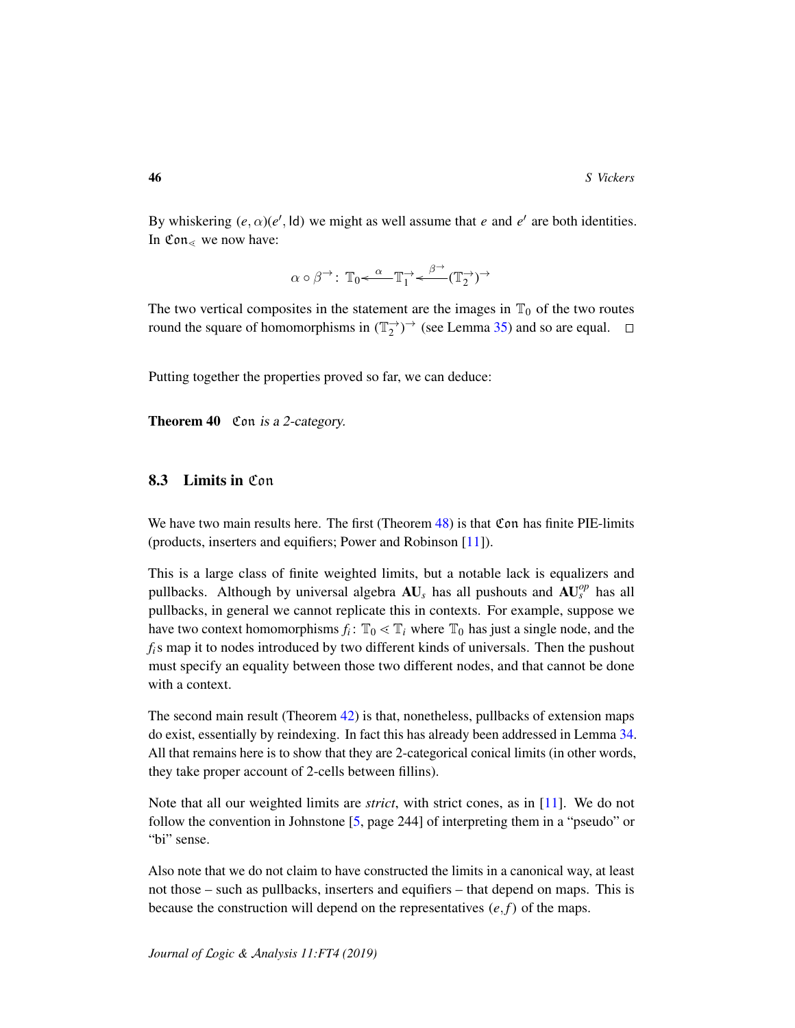By whiskering $(e,\alpha)(e',\mathsf{Id})$ we might as well assume that $e$ and $e'$ are both identities. In $\mathfrak{Con}_{\lessdot}$ we now have:

$$\alpha \circ \beta^{\rightarrow} \colon \mathbb{T}_0 \xleftarrow{\ \alpha\ } \mathbb{T}_1^{\rightarrow} \xleftarrow{\ \beta^{\rightarrow}\ } (\mathbb{T}_2^{\rightarrow})^{\rightarrow}$$

The two vertical composites in the statement are the images in $\mathbb{T}_0$ of the two routes round the square of homomorphisms in $(\mathbb{T}_2^{\rightarrow})^{\rightarrow}$ (see Lemma 35) and so are equal. $\square$

Putting together the properties proved so far, we can deduce:

**Theorem 40** *$\mathfrak{Con}$ is a 2-category.*

### 8.3 Limits in $\mathfrak{Con}$

We have two main results here. The first (Theorem 48) is that $\mathfrak{Con}$ has finite PIE-limits (products, inserters and equifiers; Power and Robinson [11]).

This is a large class of finite weighted limits, but a notable lack is equalizers and pullbacks. Although by universal algebra $\mathbf{AU}_s$ has all pushouts and $\mathbf{AU}_s^{op}$ has all pullbacks, in general we cannot replicate this in contexts. For example, suppose we have two context homomorphisms $f_i \colon \mathbb{T}_0 \lessdot \mathbb{T}_i$ where $\mathbb{T}_0$ has just a single node, and the $f_i$s map it to nodes introduced by two different kinds of universals. Then the pushout must specify an equality between those two different nodes, and that cannot be done with a context.

The second main result (Theorem 42) is that, nonetheless, pullbacks of extension maps do exist, essentially by reindexing. In fact this has already been addressed in Lemma 34. All that remains here is to show that they are 2-categorical conical limits (in other words, they take proper account of 2-cells between fillins).

Note that all our weighted limits are *strict*, with strict cones, as in [11]. We do not follow the convention in Johnstone [5, page 244] of interpreting them in a "pseudo" or "bi" sense.

Also note that we do not claim to have constructed the limits in a canonical way, at least not those – such as pullbacks, inserters and equifiers – that depend on maps. This is because the construction will depend on the representatives $(e,f)$ of the maps.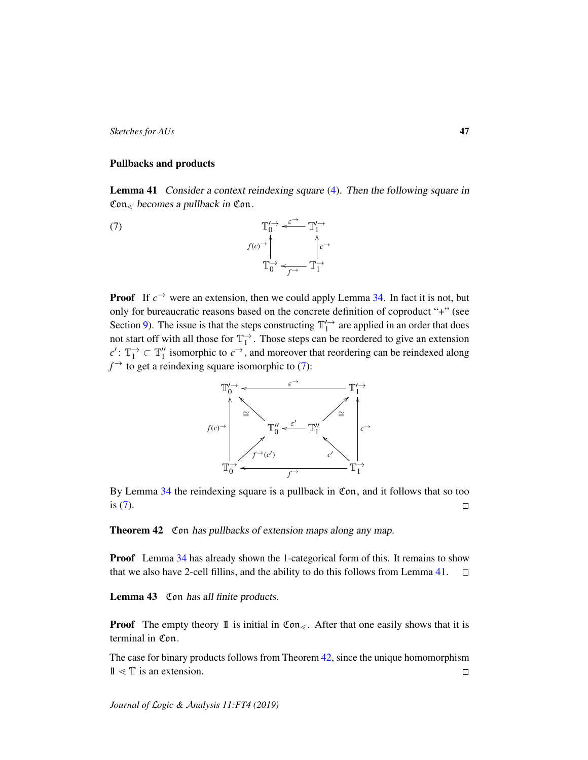### Pullbacks and products

**Lemma 41** *Consider a context reindexing square (4). Then the following square in $\mathfrak{Con}_{\lessdot}$ becomes a pullback in $\mathfrak{Con}$.*

$$
(7) \qquad
\begin{array}{ccc}
\mathbb{T}_0'^{\rightarrow} & \xleftarrow{\varepsilon^{\rightarrow}} & \mathbb{T}_1'^{\rightarrow} \\
{\scriptstyle f(c)^{\rightarrow}} \uparrow & & \uparrow {\scriptstyle c^{\rightarrow}} \\
\mathbb{T}_0^{\rightarrow} & \xleftarrow[f^{\rightarrow}]{} & \mathbb{T}_1^{\rightarrow}
\end{array}
$$

**Proof** If $c^{\rightarrow}$ were an extension, then we could apply Lemma 34. In fact it is not, but only for bureaucratic reasons based on the concrete definition of coproduct "+" (see Section 9). The issue is that the steps constructing $\mathbb{T}_1'^{\rightarrow}$ are applied in an order that does not start off with all those for $\mathbb{T}_1^{\rightarrow}$. Those steps can be reordered to give an extension $c' \colon \mathbb{T}_1^{\rightarrow} \subset \mathbb{T}_1''$ isomorphic to $c^{\rightarrow}$, and moreover that reordering can be reindexed along $f^{\rightarrow}$ to get a reindexing square isomorphic to (7):

$$
\begin{array}{ccccccc}
\mathbb{T}_0'^{\rightarrow} & & & \xleftarrow{\quad \varepsilon^{\rightarrow} \quad} & & & \mathbb{T}_1'^{\rightarrow} \\
 & \nwarrow^{\cong} & & & & \nearrow^{\cong} & \\
{\scriptstyle f(c)^{\rightarrow}} \uparrow & & \mathbb{T}_0'' & \xleftarrow{\varepsilon'} & \mathbb{T}_1'' & & \uparrow {\scriptstyle c^{\rightarrow}} \\
 & \nearrow_{f^{\rightarrow}(c')} & & & & \nwarrow_{c'} & \\
\mathbb{T}_0^{\rightarrow} & & & \xleftarrow[\quad f^{\rightarrow} \quad]{} & & & \mathbb{T}_1^{\rightarrow}
\end{array}
$$

By Lemma 34 the reindexing square is a pullback in $\mathfrak{Con}$, and it follows that so too is (7). $\square$

**Theorem 42** *$\mathfrak{Con}$ has pullbacks of extension maps along any map.*

**Proof** Lemma 34 has already shown the 1-categorical form of this. It remains to show that we also have 2-cell fillins, and the ability to do this follows from Lemma 41. $\square$

**Lemma 43** *$\mathfrak{Con}$ has all finite products.*

**Proof** The empty theory $\mathbb{1}$ is initial in $\mathfrak{Con}_{\lessdot}$. After that one easily shows that it is terminal in $\mathfrak{Con}$.

The case for binary products follows from Theorem 42, since the unique homomorphism $\mathbb{1} \lessdot \mathbb{T}$ is an extension. $\square$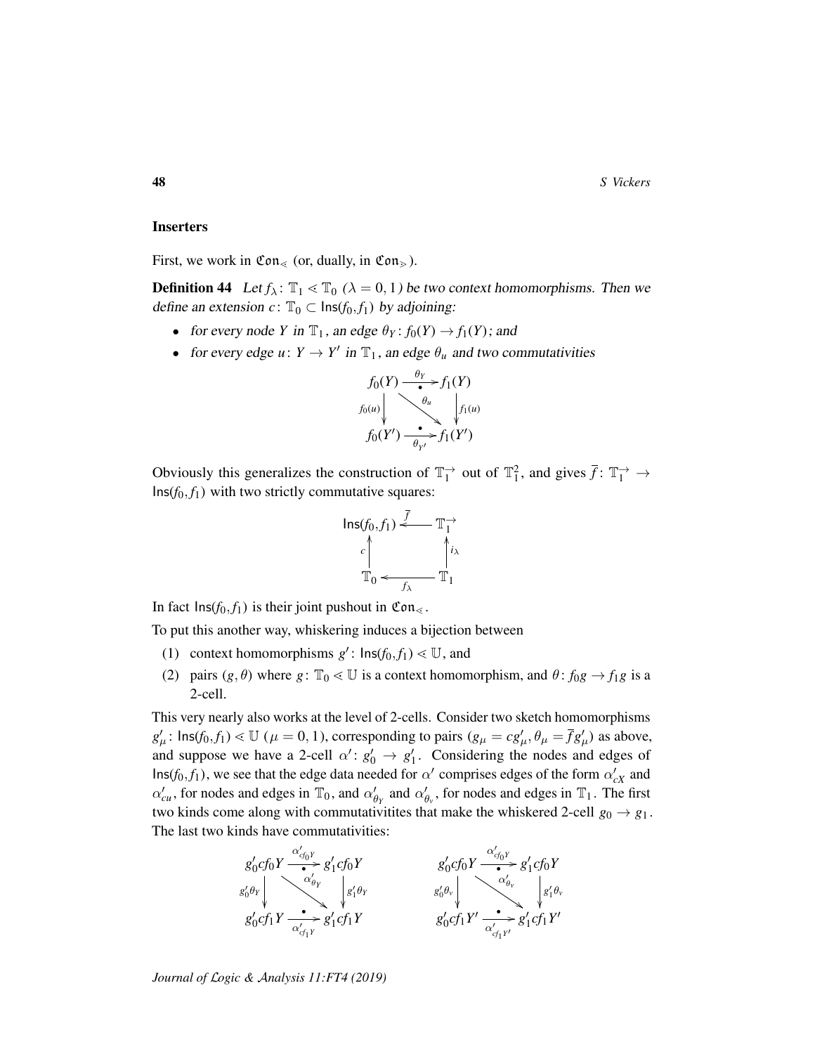### Inserters

First, we work in $\mathfrak{Con}_{\lessdot}$ (or, dually, in $\mathfrak{Con}_{\gtrdot}$).

**Definition 44** *Let $f_\lambda \colon \mathbb{T}_1 \lessdot \mathbb{T}_0$ ($\lambda = 0, 1$) be two context homomorphisms. Then we define an extension $c \colon \mathbb{T}_0 \subset \mathsf{Ins}(f_0, f_1)$ by adjoining:*

- *for every node $Y$ in $\mathbb{T}_1$, an edge $\theta_Y \colon f_0(Y) \to f_1(Y)$; and*
- *for every edge $u \colon Y \to Y'$ in $\mathbb{T}_1$, an edge $\theta_u$ and two commutativities*

$$\begin{array}{ccc} f_0(Y) & \xrightarrow[\bullet]{\theta_Y} & f_1(Y) \\ {\scriptstyle f_0(u)}\downarrow & \searrow^{\theta_u} & \downarrow{\scriptstyle f_1(u)} \\ f_0(Y') & \xrightarrow[\theta_{Y'}]{\bullet} & f_1(Y') \end{array}$$

Obviously this generalizes the construction of $\mathbb{T}_1^{\to}$ out of $\mathbb{T}_1^2$, and gives $\overline{f} \colon \mathbb{T}_1^{\to} \to \mathsf{Ins}(f_0, f_1)$ with two strictly commutative squares:

$$\begin{array}{ccc} \mathsf{Ins}(f_0, f_1) & \xleftarrow{\overline{f}} & \mathbb{T}_1^{\to} \\ {\scriptstyle c}\uparrow & & \uparrow{\scriptstyle i_\lambda} \\ \mathbb{T}_0 & \xleftarrow[f_\lambda]{} & \mathbb{T}_1 \end{array}$$

In fact $\mathsf{Ins}(f_0, f_1)$ is their joint pushout in $\mathfrak{Con}_{\lessdot}$.

To put this another way, whiskering induces a bijection between

(1) context homomorphisms $g' \colon \mathsf{Ins}(f_0, f_1) \lessdot \mathbb{U}$, and

(2) pairs $(g, \theta)$ where $g \colon \mathbb{T}_0 \lessdot \mathbb{U}$ is a context homomorphism, and $\theta \colon f_0 g \to f_1 g$ is a 2-cell.

This very nearly also works at the level of 2-cells. Consider two sketch homomorphisms $g'_\mu \colon \mathsf{Ins}(f_0, f_1) \lessdot \mathbb{U}$ ($\mu = 0, 1$), corresponding to pairs ($g_\mu = c g'_\mu, \theta_\mu = \overline{f} g'_\mu$) as above, and suppose we have a 2-cell $\alpha' \colon g'_0 \to g'_1$. Considering the nodes and edges of $\mathsf{Ins}(f_0, f_1)$, we see that the edge data needed for $\alpha'$ comprises edges of the form $\alpha'_{cX}$ and $\alpha'_{cu}$, for nodes and edges in $\mathbb{T}_0$, and $\alpha'_{\theta_Y}$ and $\alpha'_{\theta_v}$, for nodes and edges in $\mathbb{T}_1$. The first two kinds come along with commutativitites that make the whiskered 2-cell $g_0 \to g_1$. The last two kinds have commutativities:

$$\begin{array}{ccc} g'_0 c f_0 Y & \xrightarrow[\bullet]{\alpha'_{cf_0 Y}} & g'_1 c f_0 Y \\ {\scriptstyle g'_0 \theta_Y}\downarrow & \searrow^{\alpha'_{\theta_Y}} & \downarrow{\scriptstyle g'_1 \theta_Y} \\ g'_0 c f_1 Y & \xrightarrow[\alpha'_{cf_1 Y}]{\bullet} & g'_1 c f_1 Y \end{array} \qquad \begin{array}{ccc} g'_0 c f_0 Y & \xrightarrow[\bullet]{\alpha'_{cf_0 Y}} & g'_1 c f_0 Y \\ {\scriptstyle g'_0 \theta_v}\downarrow & \searrow^{\alpha'_{\theta_v}} & \downarrow{\scriptstyle g'_1 \theta_v} \\ g'_0 c f_1 Y' & \xrightarrow[\alpha'_{cf_1 Y'}]{\bullet} & g'_1 c f_1 Y' \end{array}$$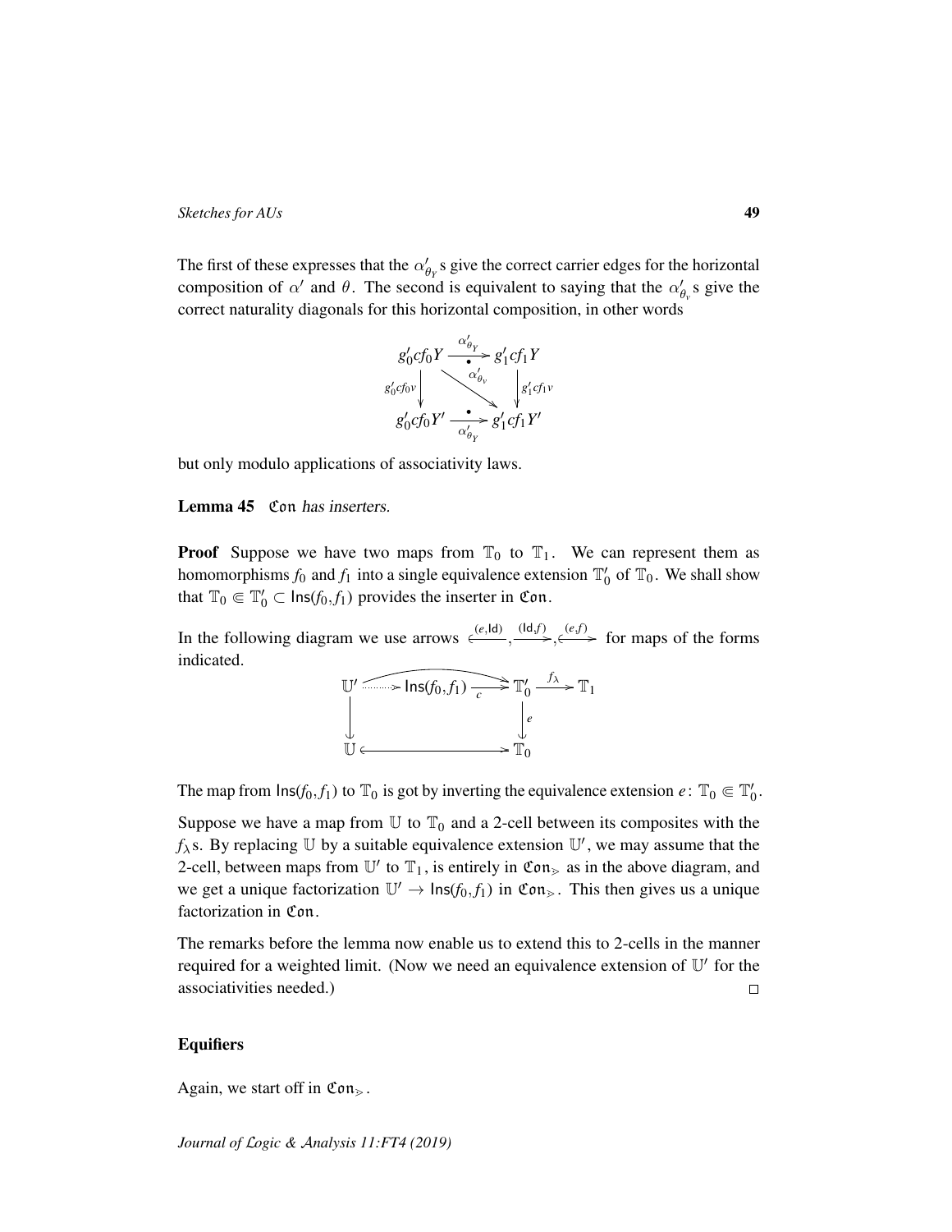The first of these expresses that the $\alpha'_{\theta_Y}$s give the correct carrier edges for the horizontal composition of $\alpha'$ and $\theta$. The second is equivalent to saying that the $\alpha'_{\theta_v}$s give the correct naturality diagonals for this horizontal composition, in other words

$$
\begin{array}{ccc}
g'_0 c f_0 Y & \xrightarrow[\bullet]{\alpha'_{\theta_Y}} & g'_1 c f_1 Y \\
{\scriptstyle g'_0 c f_0 v}\downarrow & \searrow^{\alpha'_{\theta_v}} & \downarrow{\scriptstyle g'_1 c f_1 v} \\
g'_0 c f_0 Y' & \xrightarrow[\alpha'_{\theta_Y}]{\bullet} & g'_1 c f_1 Y'
\end{array}
$$

but only modulo applications of associativity laws.

**Lemma 45** $\mathfrak{Con}$ *has inserters.*

**Proof** Suppose we have two maps from $\mathbb{T}_0$ to $\mathbb{T}_1$. We can represent them as homomorphisms $f_0$ and $f_1$ into a single equivalence extension $\mathbb{T}'_0$ of $\mathbb{T}_0$. We shall show that $\mathbb{T}_0 \Subset \mathbb{T}'_0 \subset \mathsf{Ins}(f_0, f_1)$ provides the inserter in $\mathfrak{Con}$.

In the following diagram we use arrows $\xleftarrow{(e,\mathsf{Id})}$, $\xrightarrow{(\mathsf{Id},f)}$, $\xleftrightarrow{(e,f)}$ for maps of the forms indicated.

$$
\begin{array}{ccccc}
\mathbb{U}' & \dashrightarrow & \mathsf{Ins}(f_0, f_1) & \xrightarrow[c]{} & \mathbb{T}'_0 & \xrightarrow{f_\lambda} & \mathbb{T}_1 \\
\downarrow & & & & \downarrow{\scriptstyle e} & & \\
\mathbb{U} & \longleftrightarrow & & & \mathbb{T}_0 & &
\end{array}
$$

The map from $\mathsf{Ins}(f_0, f_1)$ to $\mathbb{T}_0$ is got by inverting the equivalence extension $e\colon \mathbb{T}_0 \Subset \mathbb{T}'_0$.

Suppose we have a map from $\mathbb{U}$ to $\mathbb{T}_0$ and a 2-cell between its composites with the $f_\lambda$s. By replacing $\mathbb{U}$ by a suitable equivalence extension $\mathbb{U}'$, we may assume that the 2-cell, between maps from $\mathbb{U}'$ to $\mathbb{T}_1$, is entirely in $\mathfrak{Con}_\gtrdot$ as in the above diagram, and we get a unique factorization $\mathbb{U}' \to \mathsf{Ins}(f_0, f_1)$ in $\mathfrak{Con}_\gtrdot$. This then gives us a unique factorization in $\mathfrak{Con}$.

The remarks before the lemma now enable us to extend this to 2-cells in the manner required for a weighted limit. (Now we need an equivalence extension of $\mathbb{U}'$ for the associativities needed.) □

### Equifiers

Again, we start off in $\mathfrak{Con}_\gtrdot$.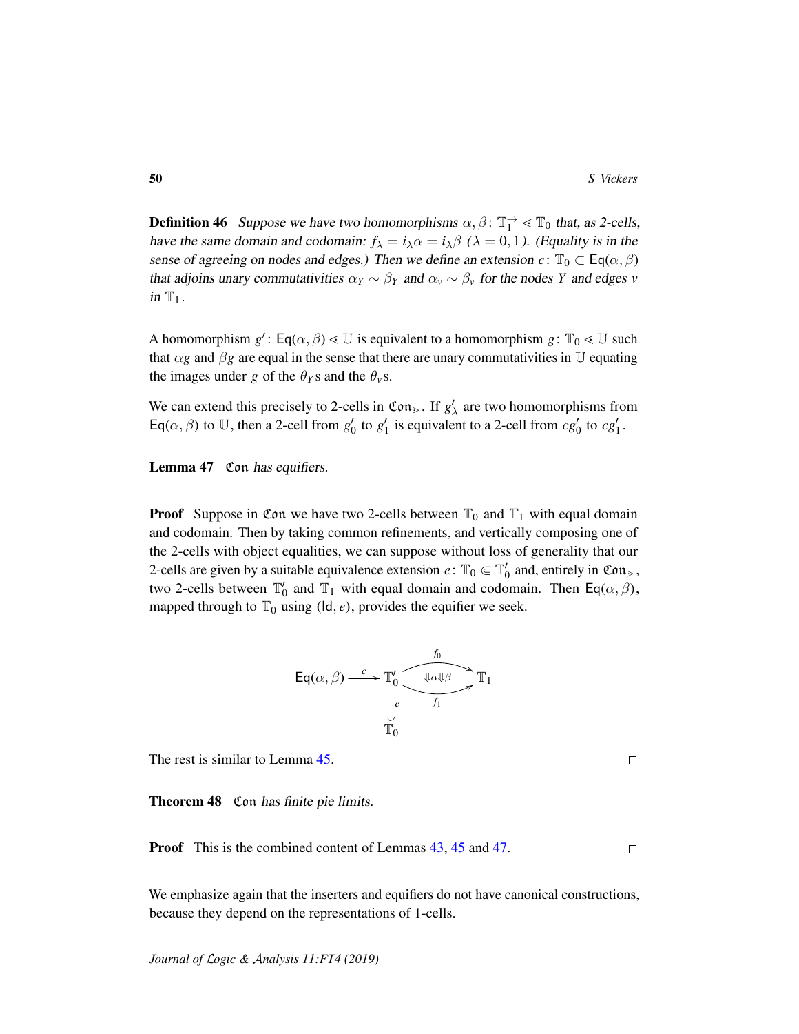**Definition 46** *Suppose we have two homomorphisms $\alpha, \beta\colon \mathbb{T}_1^{\to} \lessdot \mathbb{T}_0$ that, as 2-cells, have the same domain and codomain: $f_\lambda = i_\lambda\alpha = i_\lambda\beta$ ($\lambda = 0, 1$). (Equality is in the sense of agreeing on nodes and edges.) Then we define an extension $c\colon \mathbb{T}_0 \subset \mathsf{Eq}(\alpha, \beta)$ that adjoins unary commutativities $\alpha_Y \sim \beta_Y$ and $\alpha_v \sim \beta_v$ for the nodes $Y$ and edges $v$ in $\mathbb{T}_1$.*

A homomorphism $g'\colon \mathsf{Eq}(\alpha, \beta) \lessdot \mathbb{U}$ is equivalent to a homomorphism $g\colon \mathbb{T}_0 \lessdot \mathbb{U}$ such that $\alpha g$ and $\beta g$ are equal in the sense that there are unary commutativities in $\mathbb{U}$ equating the images under $g$ of the $\theta_Y$s and the $\theta_v$s.

We can extend this precisely to 2-cells in $\mathfrak{Con}_\triangleright$. If $g'_\lambda$ are two homomorphisms from $\mathsf{Eq}(\alpha, \beta)$ to $\mathbb{U}$, then a 2-cell from $g'_0$ to $g'_1$ is equivalent to a 2-cell from $cg'_0$ to $cg'_1$.

**Lemma 47** *$\mathfrak{Con}$ has equifiers.*

**Proof** Suppose in $\mathfrak{Con}$ we have two 2-cells between $\mathbb{T}_0$ and $\mathbb{T}_1$ with equal domain and codomain. Then by taking common refinements, and vertically composing one of the 2-cells with object equalities, we can suppose without loss of generality that our 2-cells are given by a suitable equivalence extension $e\colon \mathbb{T}_0 \Subset \mathbb{T}'_0$ and, entirely in $\mathfrak{Con}_\triangleright$, two 2-cells between $\mathbb{T}'_0$ and $\mathbb{T}_1$ with equal domain and codomain. Then $\mathsf{Eq}(\alpha, \beta)$, mapped through to $\mathbb{T}_0$ using $(\mathsf{Id}, e)$, provides the equifier we seek.

$$\begin{array}{ccccc} \mathsf{Eq}(\alpha, \beta) & \xrightarrow{c} & \mathbb{T}'_0 & \overset{f_0}{\underset{f_1}{\rightrightarrows}}\ (\Downarrow\alpha\Downarrow\beta) & \mathbb{T}_1 \\ & & \downarrow e & & \\ & & \mathbb{T}_0 & & \end{array}$$

The rest is similar to Lemma 45. $\square$

**Theorem 48** *$\mathfrak{Con}$ has finite pie limits.*

**Proof** This is the combined content of Lemmas 43, 45 and 47. $\square$

We emphasize again that the inserters and equifiers do not have canonical constructions, because they depend on the representations of 1-cells.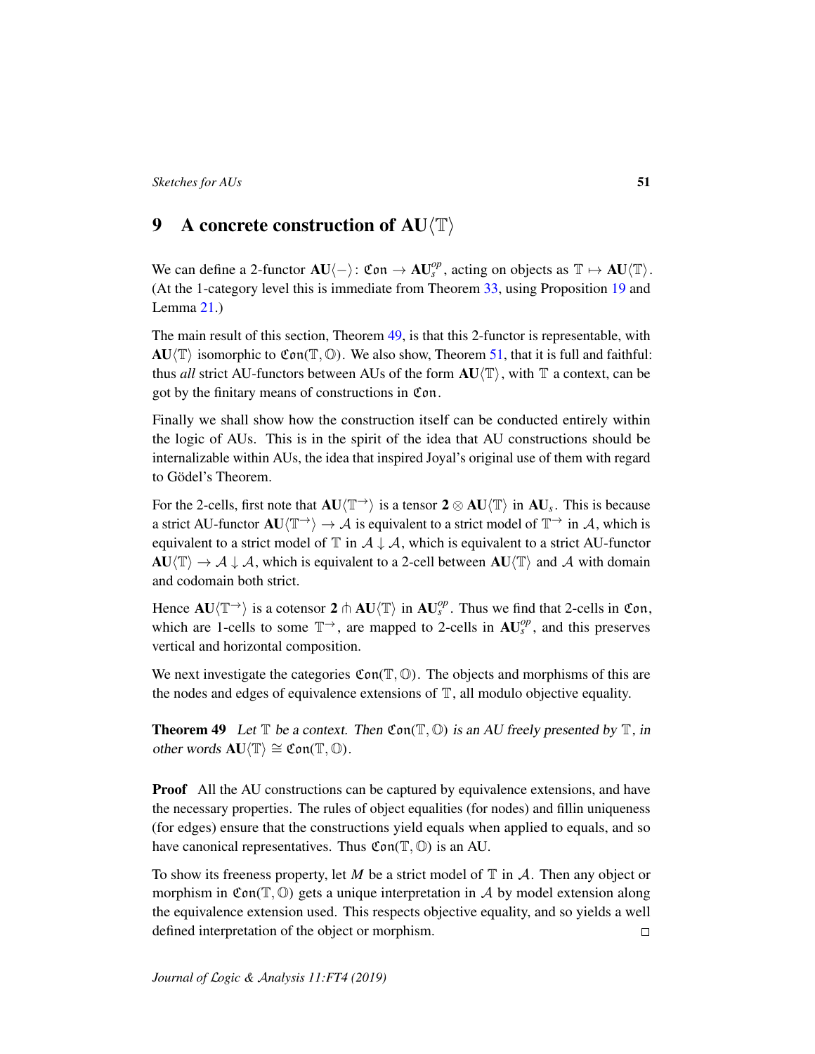## 9 A concrete construction of $\mathbf{AU}\langle\mathbb{T}\rangle$

We can define a 2-functor $\mathbf{AU}\langle - \rangle \colon \mathfrak{Con} \to \mathbf{AU}_s^{op}$, acting on objects as $\mathbb{T} \mapsto \mathbf{AU}\langle\mathbb{T}\rangle$. (At the 1-category level this is immediate from Theorem 33, using Proposition 19 and Lemma 21.)

The main result of this section, Theorem 49, is that this 2-functor is representable, with $\mathbf{AU}\langle\mathbb{T}\rangle$ isomorphic to $\mathfrak{Con}(\mathbb{T}, \mathbb{O})$. We also show, Theorem 51, that it is full and faithful: thus *all* strict AU-functors between AUs of the form $\mathbf{AU}\langle\mathbb{T}\rangle$, with $\mathbb{T}$ a context, can be got by the finitary means of constructions in $\mathfrak{Con}$.

Finally we shall show how the construction itself can be conducted entirely within the logic of AUs. This is in the spirit of the idea that AU constructions should be internalizable within AUs, the idea that inspired Joyal's original use of them with regard to Gödel's Theorem.

For the 2-cells, first note that $\mathbf{AU}\langle\mathbb{T}^{\to}\rangle$ is a tensor $\mathbf{2} \otimes \mathbf{AU}\langle\mathbb{T}\rangle$ in $\mathbf{AU}_s$. This is because a strict AU-functor $\mathbf{AU}\langle\mathbb{T}^{\to}\rangle \to \mathcal{A}$ is equivalent to a strict model of $\mathbb{T}^{\to}$ in $\mathcal{A}$, which is equivalent to a strict model of $\mathbb{T}$ in $\mathcal{A} \downarrow \mathcal{A}$, which is equivalent to a strict AU-functor $\mathbf{AU}\langle\mathbb{T}\rangle \to \mathcal{A} \downarrow \mathcal{A}$, which is equivalent to a 2-cell between $\mathbf{AU}\langle\mathbb{T}\rangle$ and $\mathcal{A}$ with domain and codomain both strict.

Hence $\mathbf{AU}\langle\mathbb{T}^{\to}\rangle$ is a cotensor $\mathbf{2} \pitchfork \mathbf{AU}\langle\mathbb{T}\rangle$ in $\mathbf{AU}_s^{op}$. Thus we find that 2-cells in $\mathfrak{Con}$, which are 1-cells to some $\mathbb{T}^{\to}$, are mapped to 2-cells in $\mathbf{AU}_s^{op}$, and this preserves vertical and horizontal composition.

We next investigate the categories $\mathfrak{Con}(\mathbb{T}, \mathbb{O})$. The objects and morphisms of this are the nodes and edges of equivalence extensions of $\mathbb{T}$, all modulo objective equality.

**Theorem 49** *Let $\mathbb{T}$ be a context. Then $\mathfrak{Con}(\mathbb{T}, \mathbb{O})$ is an AU freely presented by $\mathbb{T}$, in other words $\mathbf{AU}\langle\mathbb{T}\rangle \cong \mathfrak{Con}(\mathbb{T}, \mathbb{O})$.*

**Proof** All the AU constructions can be captured by equivalence extensions, and have the necessary properties. The rules of object equalities (for nodes) and fillin uniqueness (for edges) ensure that the constructions yield equals when applied to equals, and so have canonical representatives. Thus $\mathfrak{Con}(\mathbb{T}, \mathbb{O})$ is an AU.

To show its freeness property, let $M$ be a strict model of $\mathbb{T}$ in $\mathcal{A}$. Then any object or morphism in $\mathfrak{Con}(\mathbb{T}, \mathbb{O})$ gets a unique interpretation in $\mathcal{A}$ by model extension along the equivalence extension used. This respects objective equality, and so yields a well defined interpretation of the object or morphism. $\square$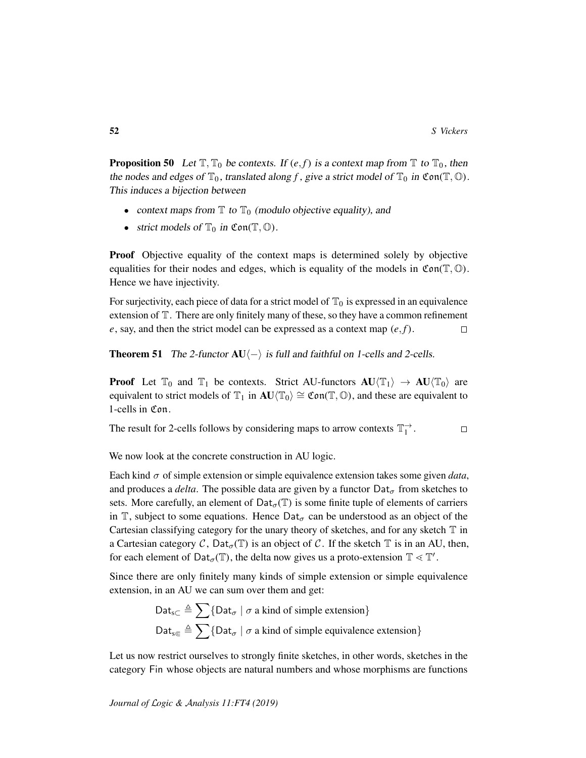**Proposition 50** *Let $\mathbb{T}, \mathbb{T}_0$ be contexts. If $(e,f)$ is a context map from $\mathbb{T}$ to $\mathbb{T}_0$, then the nodes and edges of $\mathbb{T}_0$, translated along $f$, give a strict model of $\mathbb{T}_0$ in $\mathfrak{Con}(\mathbb{T}, \mathbb{O})$. This induces a bijection between*

- *context maps from $\mathbb{T}$ to $\mathbb{T}_0$ (modulo objective equality), and*
- *strict models of $\mathbb{T}_0$ in $\mathfrak{Con}(\mathbb{T}, \mathbb{O})$.*

**Proof** Objective equality of the context maps is determined solely by objective equalities for their nodes and edges, which is equality of the models in $\mathfrak{Con}(\mathbb{T}, \mathbb{O})$. Hence we have injectivity.

For surjectivity, each piece of data for a strict model of $\mathbb{T}_0$ is expressed in an equivalence extension of $\mathbb{T}$. There are only finitely many of these, so they have a common refinement $e$, say, and then the strict model can be expressed as a context map $(e,f)$. □

**Theorem 51** *The 2-functor $\mathbf{AU}\langle - \rangle$ is full and faithful on 1-cells and 2-cells.*

**Proof** Let $\mathbb{T}_0$ and $\mathbb{T}_1$ be contexts. Strict AU-functors $\mathbf{AU}\langle \mathbb{T}_1 \rangle \to \mathbf{AU}\langle \mathbb{T}_0 \rangle$ are equivalent to strict models of $\mathbb{T}_1$ in $\mathbf{AU}\langle \mathbb{T}_0 \rangle \cong \mathfrak{Con}(\mathbb{T}, \mathbb{O})$, and these are equivalent to 1-cells in $\mathfrak{Con}$.

The result for 2-cells follows by considering maps to arrow contexts $\mathbb{T}_1^{\to}$. □

We now look at the concrete construction in AU logic.

Each kind $\sigma$ of simple extension or simple equivalence extension takes some given *data*, and produces a *delta*. The possible data are given by a functor $\mathsf{Dat}_\sigma$ from sketches to sets. More carefully, an element of $\mathsf{Dat}_\sigma(\mathbb{T})$ is some finite tuple of elements of carriers in $\mathbb{T}$, subject to some equations. Hence $\mathsf{Dat}_\sigma$ can be understood as an object of the Cartesian classifying category for the unary theory of sketches, and for any sketch $\mathbb{T}$ in a Cartesian category $\mathcal{C}$, $\mathsf{Dat}_\sigma(\mathbb{T})$ is an object of $\mathcal{C}$. If the sketch $\mathbb{T}$ is in an AU, then, for each element of $\mathsf{Dat}_\sigma(\mathbb{T})$, the delta now gives us a proto-extension $\mathbb{T} \lessdot \mathbb{T}'$.

Since there are only finitely many kinds of simple extension or simple equivalence extension, in an AU we can sum over them and get:

$$\mathsf{Dat}_{s\subset} \triangleq \sum \{\mathsf{Dat}_\sigma \mid \sigma \text{ a kind of simple extension}\}$$
$$\mathsf{Dat}_{s\Subset} \triangleq \sum \{\mathsf{Dat}_\sigma \mid \sigma \text{ a kind of simple equivalence extension}\}$$

Let us now restrict ourselves to strongly finite sketches, in other words, sketches in the category $\mathsf{Fin}$ whose objects are natural numbers and whose morphisms are functions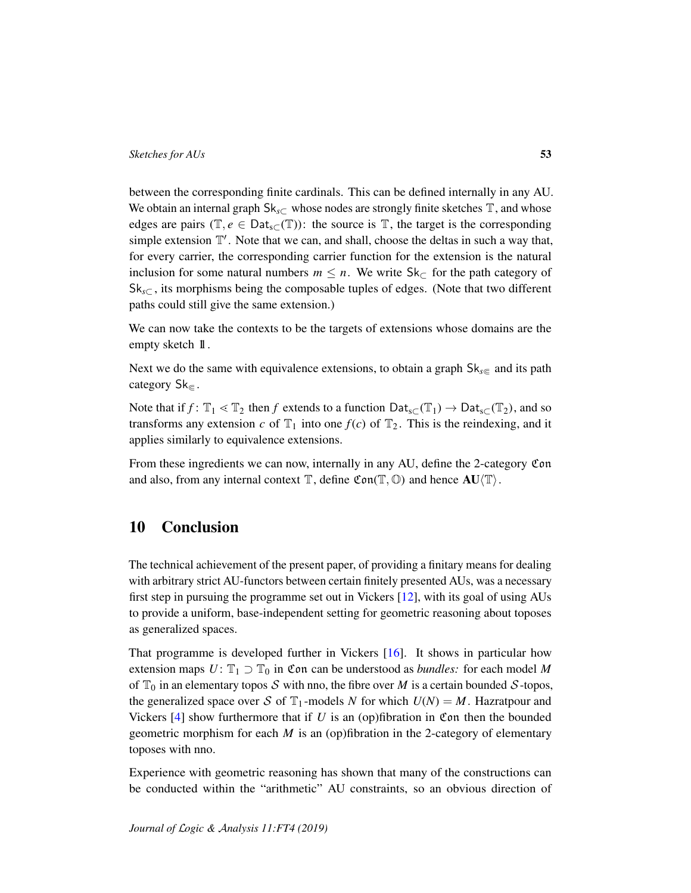between the corresponding finite cardinals. This can be defined internally in any AU. We obtain an internal graph $\mathsf{Sk}_{s\subset}$ whose nodes are strongly finite sketches $\mathbb{T}$, and whose edges are pairs $(\mathbb{T}, e \in \mathsf{Dat}_{s\subset}(\mathbb{T}))$: the source is $\mathbb{T}$, the target is the corresponding simple extension $\mathbb{T}'$. Note that we can, and shall, choose the deltas in such a way that, for every carrier, the corresponding carrier function for the extension is the natural inclusion for some natural numbers $m \leq n$. We write $\mathsf{Sk}_{\subset}$ for the path category of $\mathsf{Sk}_{s\subset}$, its morphisms being the composable tuples of edges. (Note that two different paths could still give the same extension.)

We can now take the contexts to be the targets of extensions whose domains are the empty sketch $\mathbb{1}$.

Next we do the same with equivalence extensions, to obtain a graph $\mathsf{Sk}_{s\Subset}$ and its path category $\mathsf{Sk}_{\Subset}$.

Note that if $f\colon \mathbb{T}_1 \lessdot \mathbb{T}_2$ then $f$ extends to a function $\mathsf{Dat}_{s\subset}(\mathbb{T}_1) \to \mathsf{Dat}_{s\subset}(\mathbb{T}_2)$, and so transforms any extension $c$ of $\mathbb{T}_1$ into one $f(c)$ of $\mathbb{T}_2$. This is the reindexing, and it applies similarly to equivalence extensions.

From these ingredients we can now, internally in any AU, define the 2-category $\mathfrak{Con}$ and also, from any internal context $\mathbb{T}$, define $\mathfrak{Con}(\mathbb{T}, \mathbb{O})$ and hence $\mathbf{AU}\langle\mathbb{T}\rangle$.

## 10 Conclusion

The technical achievement of the present paper, of providing a finitary means for dealing with arbitrary strict AU-functors between certain finitely presented AUs, was a necessary first step in pursuing the programme set out in Vickers [12], with its goal of using AUs to provide a uniform, base-independent setting for geometric reasoning about toposes as generalized spaces.

That programme is developed further in Vickers [16]. It shows in particular how extension maps $U\colon \mathbb{T}_1 \supset \mathbb{T}_0$ in $\mathfrak{Con}$ can be understood as *bundles:* for each model $M$ of $\mathbb{T}_0$ in an elementary topos $\mathcal{S}$ with nno, the fibre over $M$ is a certain bounded $\mathcal{S}$-topos, the generalized space over $\mathcal{S}$ of $\mathbb{T}_1$-models $N$ for which $U(N) = M$. Hazratpour and Vickers [4] show furthermore that if $U$ is an (op)fibration in $\mathfrak{Con}$ then the bounded geometric morphism for each $M$ is an (op)fibration in the 2-category of elementary toposes with nno.

Experience with geometric reasoning has shown that many of the constructions can be conducted within the "arithmetic" AU constraints, so an obvious direction of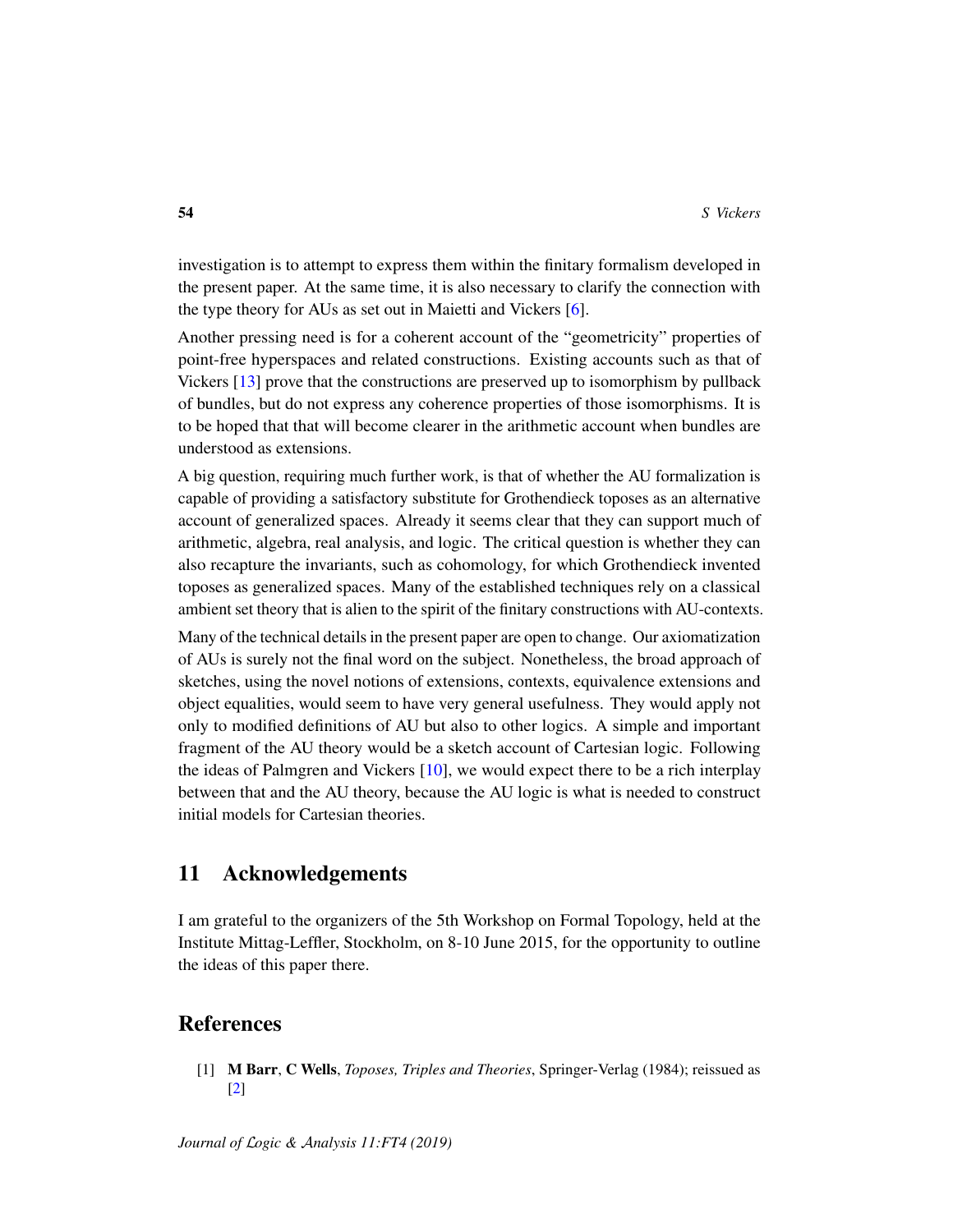investigation is to attempt to express them within the finitary formalism developed in the present paper. At the same time, it is also necessary to clarify the connection with the type theory for AUs as set out in Maietti and Vickers [6].

Another pressing need is for a coherent account of the "geometricity" properties of point-free hyperspaces and related constructions. Existing accounts such as that of Vickers [13] prove that the constructions are preserved up to isomorphism by pullback of bundles, but do not express any coherence properties of those isomorphisms. It is to be hoped that that will become clearer in the arithmetic account when bundles are understood as extensions.

A big question, requiring much further work, is that of whether the AU formalization is capable of providing a satisfactory substitute for Grothendieck toposes as an alternative account of generalized spaces. Already it seems clear that they can support much of arithmetic, algebra, real analysis, and logic. The critical question is whether they can also recapture the invariants, such as cohomology, for which Grothendieck invented toposes as generalized spaces. Many of the established techniques rely on a classical ambient set theory that is alien to the spirit of the finitary constructions with AU-contexts.

Many of the technical details in the present paper are open to change. Our axiomatization of AUs is surely not the final word on the subject. Nonetheless, the broad approach of sketches, using the novel notions of extensions, contexts, equivalence extensions and object equalities, would seem to have very general usefulness. They would apply not only to modified definitions of AU but also to other logics. A simple and important fragment of the AU theory would be a sketch account of Cartesian logic. Following the ideas of Palmgren and Vickers [10], we would expect there to be a rich interplay between that and the AU theory, because the AU logic is what is needed to construct initial models for Cartesian theories.

## 11 Acknowledgements

I am grateful to the organizers of the 5th Workshop on Formal Topology, held at the Institute Mittag-Leffler, Stockholm, on 8-10 June 2015, for the opportunity to outline the ideas of this paper there.

## References

[1] **M Barr**, **C Wells**, *Toposes, Triples and Theories*, Springer-Verlag (1984); reissued as [2]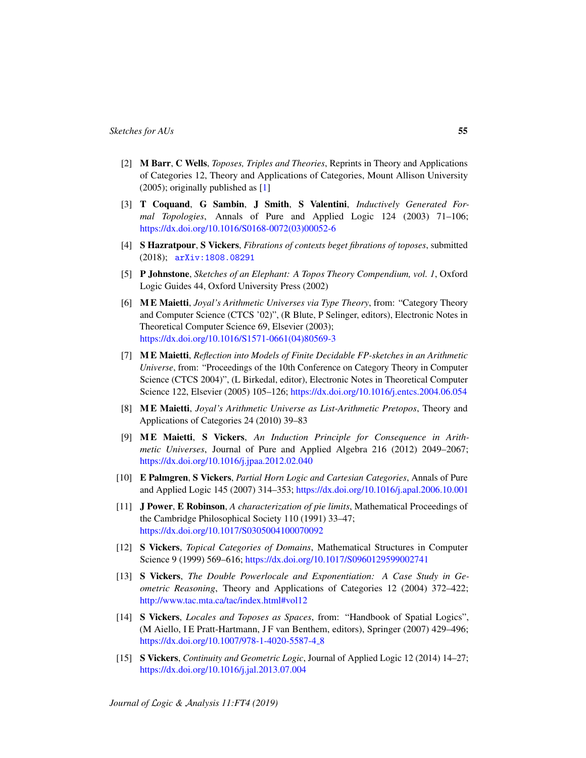- [2] **M Barr**, **C Wells**, *Toposes, Triples and Theories*, Reprints in Theory and Applications of Categories 12, Theory and Applications of Categories, Mount Allison University (2005); originally published as [1]

- [3] **T Coquand**, **G Sambin**, **J Smith**, **S Valentini**, *Inductively Generated Formal Topologies*, Annals of Pure and Applied Logic 124 (2003) 71–106; https://dx.doi.org/10.1016/S0168-0072(03)00052-6

- [4] **S Hazratpour**, **S Vickers**, *Fibrations of contexts beget fibrations of toposes*, submitted (2018); arXiv:1808.08291

- [5] **P Johnstone**, *Sketches of an Elephant: A Topos Theory Compendium, vol. 1*, Oxford Logic Guides 44, Oxford University Press (2002)

- [6] **M E Maietti**, *Joyal's Arithmetic Universes via Type Theory*, from: "Category Theory and Computer Science (CTCS '02)", (R Blute, P Selinger, editors), Electronic Notes in Theoretical Computer Science 69, Elsevier (2003); https://dx.doi.org/10.1016/S1571-0661(04)80569-3

- [7] **M E Maietti**, *Reflection into Models of Finite Decidable FP-sketches in an Arithmetic Universe*, from: "Proceedings of the 10th Conference on Category Theory in Computer Science (CTCS 2004)", (L Birkedal, editor), Electronic Notes in Theoretical Computer Science 122, Elsevier (2005) 105–126; https://dx.doi.org/10.1016/j.entcs.2004.06.054

- [8] **M E Maietti**, *Joyal's Arithmetic Universe as List-Arithmetic Pretopos*, Theory and Applications of Categories 24 (2010) 39–83

- [9] **M E Maietti**, **S Vickers**, *An Induction Principle for Consequence in Arithmetic Universes*, Journal of Pure and Applied Algebra 216 (2012) 2049–2067; https://dx.doi.org/10.1016/j.jpaa.2012.02.040

- [10] **E Palmgren**, **S Vickers**, *Partial Horn Logic and Cartesian Categories*, Annals of Pure and Applied Logic 145 (2007) 314–353; https://dx.doi.org/10.1016/j.apal.2006.10.001

- [11] **J Power**, **E Robinson**, *A characterization of pie limits*, Mathematical Proceedings of the Cambridge Philosophical Society 110 (1991) 33–47; https://dx.doi.org/10.1017/S0305004100070092

- [12] **S Vickers**, *Topical Categories of Domains*, Mathematical Structures in Computer Science 9 (1999) 569–616; https://dx.doi.org/10.1017/S0960129599002741

- [13] **S Vickers**, *The Double Powerlocale and Exponentiation: A Case Study in Geometric Reasoning*, Theory and Applications of Categories 12 (2004) 372–422; http://www.tac.mta.ca/tac/index.html#vol12

- [14] **S Vickers**, *Locales and Toposes as Spaces*, from: "Handbook of Spatial Logics", (M Aiello, I E Pratt-Hartmann, J F van Benthem, editors), Springer (2007) 429–496; https://dx.doi.org/10.1007/978-1-4020-5587-4_8

- [15] **S Vickers**, *Continuity and Geometric Logic*, Journal of Applied Logic 12 (2014) 14–27; https://dx.doi.org/10.1016/j.jal.2013.07.004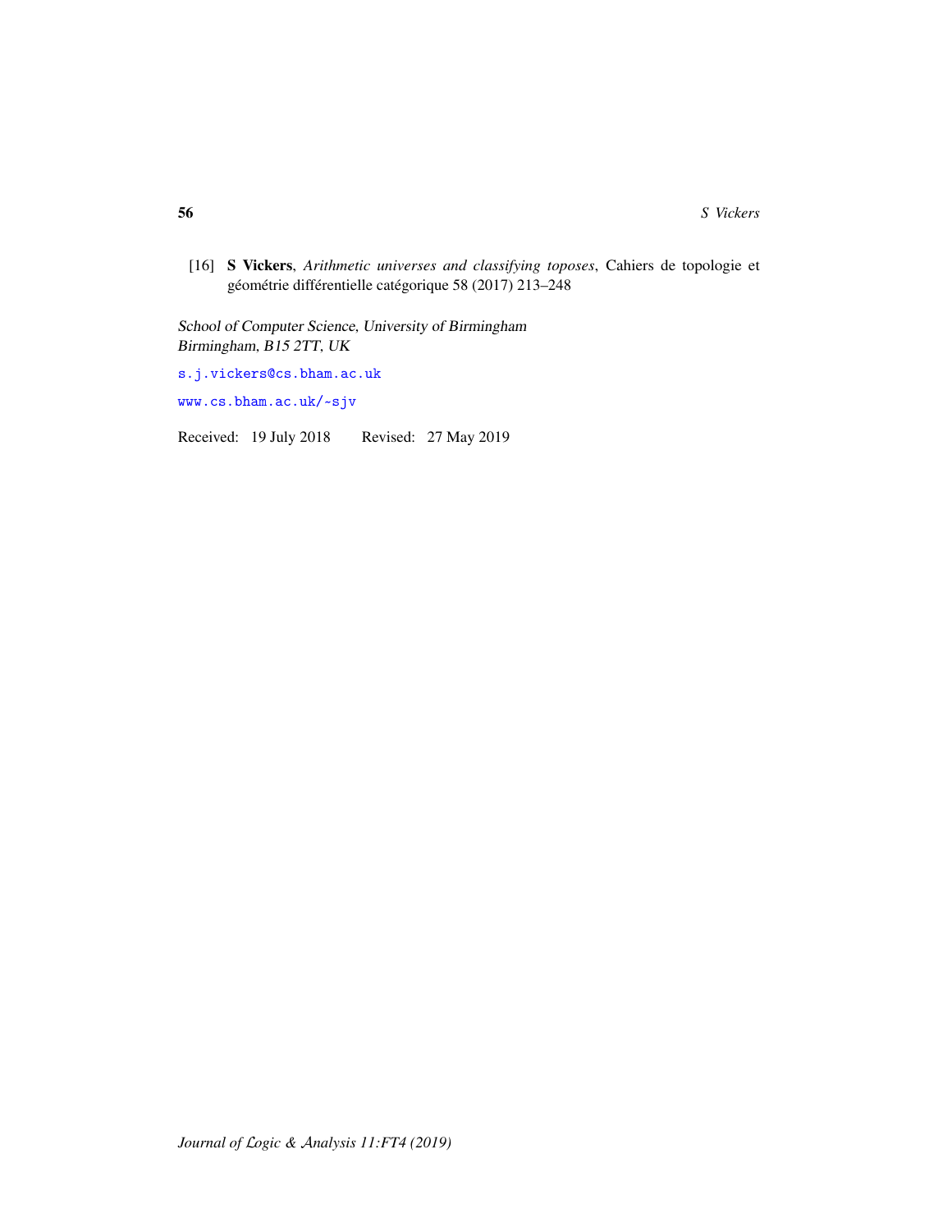[16] **S Vickers**, *Arithmetic universes and classifying toposes*, Cahiers de topologie et géométrie différentielle catégorique 58 (2017) 213–248

*School of Computer Science, University of Birmingham*
*Birmingham, B15 2TT, UK*

s.j.vickers@cs.bham.ac.uk

www.cs.bham.ac.uk/~sjv

Received: 19 July 2018 Revised: 27 May 2019